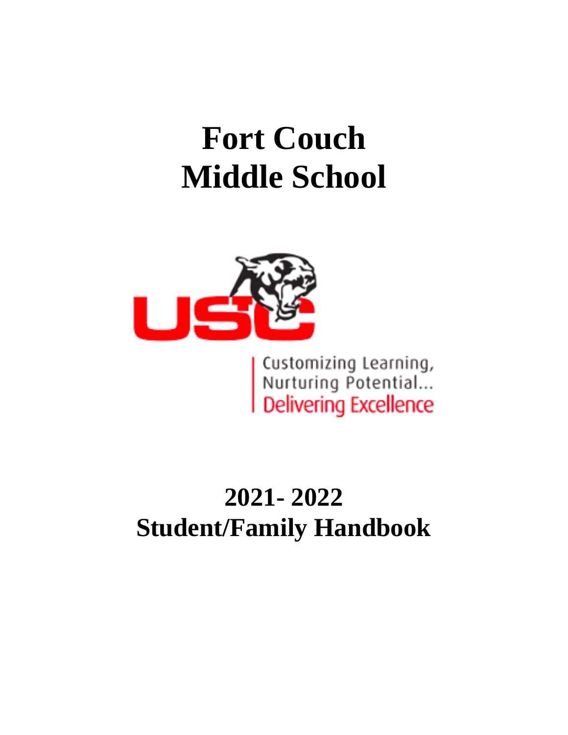# Fort Couch Middle School

USC

Customizing Learning,
Nurturing Potential...
Delivering Excellence

# 2021- 2022 Student/Family Handbook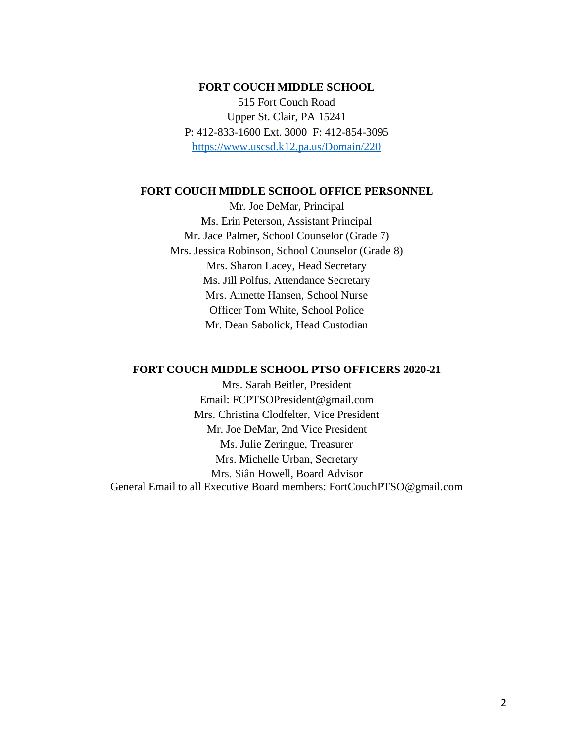## FORT COUCH MIDDLE SCHOOL

515 Fort Couch Road
Upper St. Clair, PA 15241
P: 412-833-1600 Ext. 3000 F: 412-854-3095
https://www.uscsd.k12.pa.us/Domain/220

## FORT COUCH MIDDLE SCHOOL OFFICE PERSONNEL

Mr. Joe DeMar, Principal
Ms. Erin Peterson, Assistant Principal
Mr. Jace Palmer, School Counselor (Grade 7)
Mrs. Jessica Robinson, School Counselor (Grade 8)
Mrs. Sharon Lacey, Head Secretary
Ms. Jill Polfus, Attendance Secretary
Mrs. Annette Hansen, School Nurse
Officer Tom White, School Police
Mr. Dean Sabolick, Head Custodian

## FORT COUCH MIDDLE SCHOOL PTSO OFFICERS 2020-21

Mrs. Sarah Beitler, President
Email: FCPTSOPresident@gmail.com
Mrs. Christina Clodfelter, Vice President
Mr. Joe DeMar, 2nd Vice President
Ms. Julie Zeringue, Treasurer
Mrs. Michelle Urban, Secretary
Mrs. Siân Howell, Board Advisor
General Email to all Executive Board members: FortCouchPTSO@gmail.com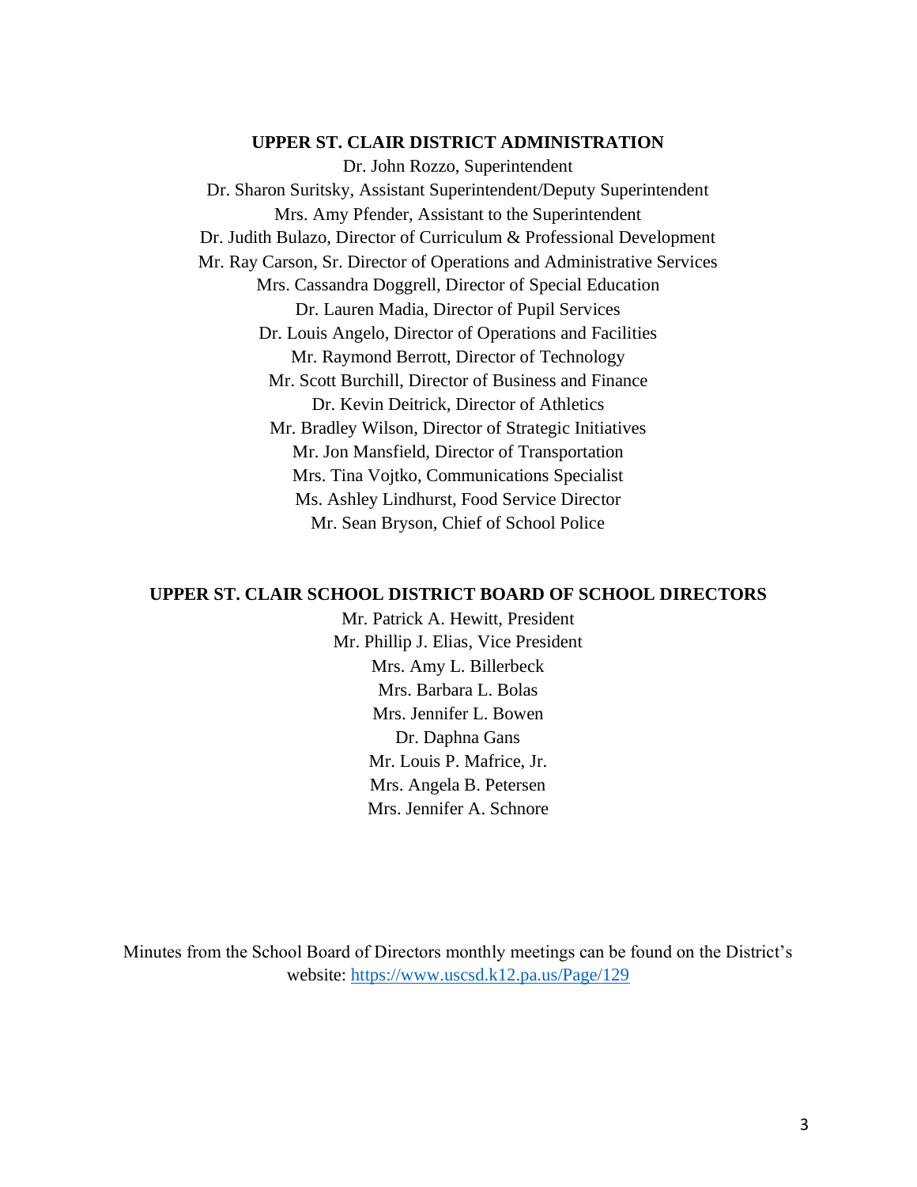## UPPER ST. CLAIR DISTRICT ADMINISTRATION

Dr. John Rozzo, Superintendent
Dr. Sharon Suritsky, Assistant Superintendent/Deputy Superintendent
Mrs. Amy Pfender, Assistant to the Superintendent
Dr. Judith Bulazo, Director of Curriculum & Professional Development
Mr. Ray Carson, Sr. Director of Operations and Administrative Services
Mrs. Cassandra Doggrell, Director of Special Education
Dr. Lauren Madia, Director of Pupil Services
Dr. Louis Angelo, Director of Operations and Facilities
Mr. Raymond Berrott, Director of Technology
Mr. Scott Burchill, Director of Business and Finance
Dr. Kevin Deitrick, Director of Athletics
Mr. Bradley Wilson, Director of Strategic Initiatives
Mr. Jon Mansfield, Director of Transportation
Mrs. Tina Vojtko, Communications Specialist
Ms. Ashley Lindhurst, Food Service Director
Mr. Sean Bryson, Chief of School Police

## UPPER ST. CLAIR SCHOOL DISTRICT BOARD OF SCHOOL DIRECTORS

Mr. Patrick A. Hewitt, President
Mr. Phillip J. Elias, Vice President
Mrs. Amy L. Billerbeck
Mrs. Barbara L. Bolas
Mrs. Jennifer L. Bowen
Dr. Daphna Gans
Mr. Louis P. Mafrice, Jr.
Mrs. Angela B. Petersen
Mrs. Jennifer A. Schnore

Minutes from the School Board of Directors monthly meetings can be found on the District's website: https://www.uscsd.k12.pa.us/Page/129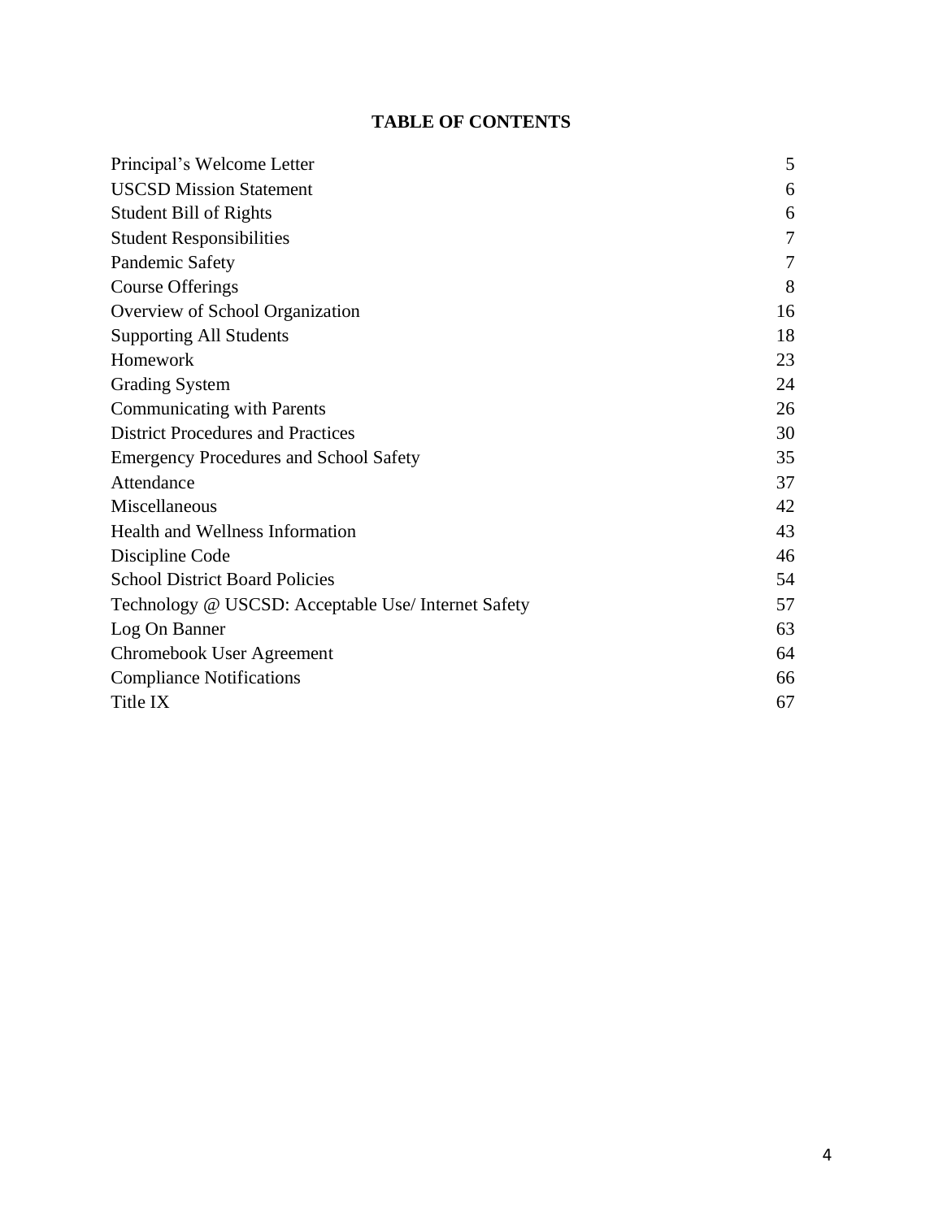# TABLE OF CONTENTS

| | |
|---|---|
| Principal's Welcome Letter | 5 |
| USCSD Mission Statement | 6 |
| Student Bill of Rights | 6 |
| Student Responsibilities | 7 |
| Pandemic Safety | 7 |
| Course Offerings | 8 |
| Overview of School Organization | 16 |
| Supporting All Students | 18 |
| Homework | 23 |
| Grading System | 24 |
| Communicating with Parents | 26 |
| District Procedures and Practices | 30 |
| Emergency Procedures and School Safety | 35 |
| Attendance | 37 |
| Miscellaneous | 42 |
| Health and Wellness Information | 43 |
| Discipline Code | 46 |
| School District Board Policies | 54 |
| Technology @ USCSD: Acceptable Use/ Internet Safety | 57 |
| Log On Banner | 63 |
| Chromebook User Agreement | 64 |
| Compliance Notifications | 66 |
| Title IX | 67 |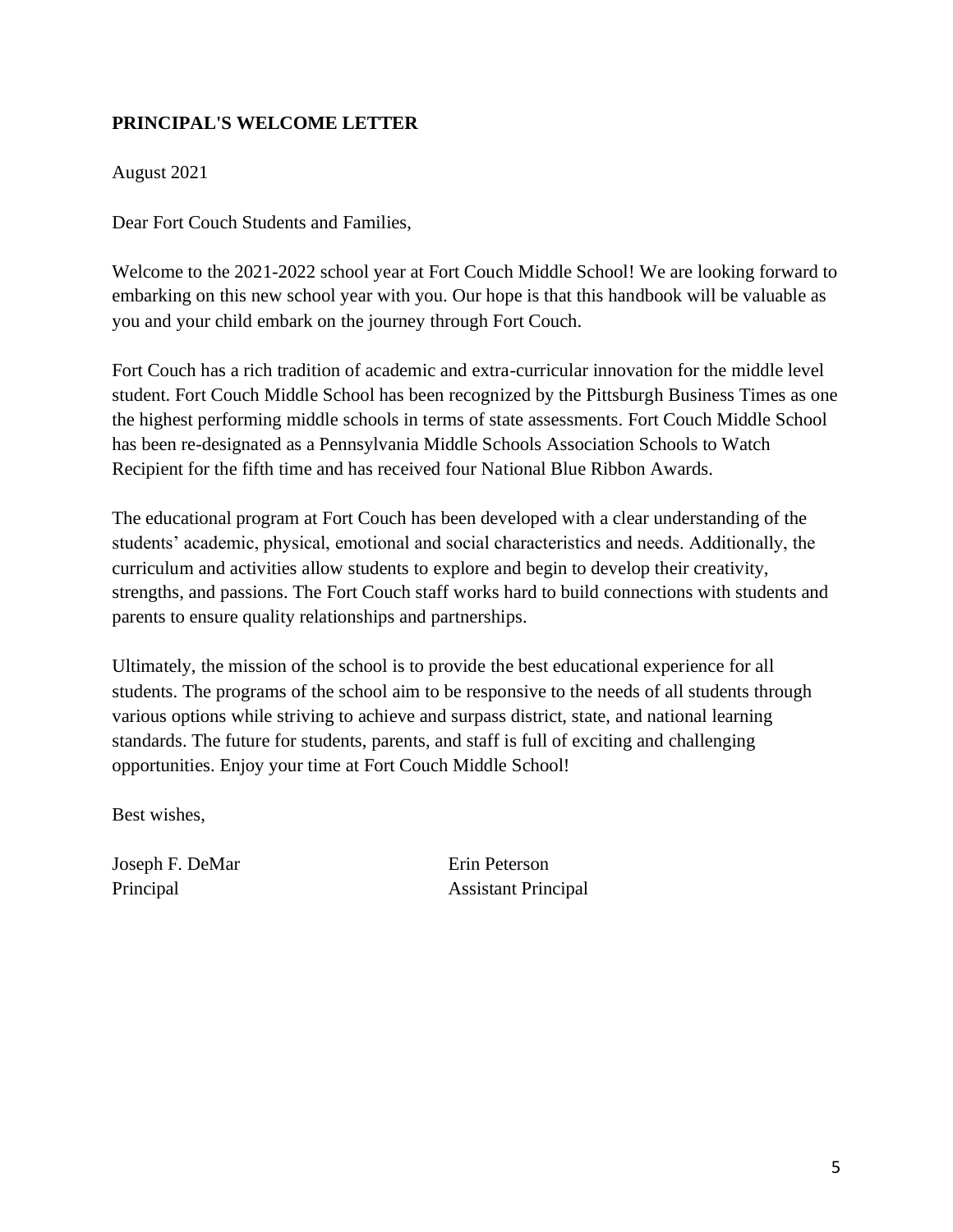## PRINCIPAL'S WELCOME LETTER

August 2021

Dear Fort Couch Students and Families,

Welcome to the 2021-2022 school year at Fort Couch Middle School! We are looking forward to embarking on this new school year with you. Our hope is that this handbook will be valuable as you and your child embark on the journey through Fort Couch.

Fort Couch has a rich tradition of academic and extra-curricular innovation for the middle level student. Fort Couch Middle School has been recognized by the Pittsburgh Business Times as one the highest performing middle schools in terms of state assessments. Fort Couch Middle School has been re-designated as a Pennsylvania Middle Schools Association Schools to Watch Recipient for the fifth time and has received four National Blue Ribbon Awards.

The educational program at Fort Couch has been developed with a clear understanding of the students' academic, physical, emotional and social characteristics and needs. Additionally, the curriculum and activities allow students to explore and begin to develop their creativity, strengths, and passions. The Fort Couch staff works hard to build connections with students and parents to ensure quality relationships and partnerships.

Ultimately, the mission of the school is to provide the best educational experience for all students. The programs of the school aim to be responsive to the needs of all students through various options while striving to achieve and surpass district, state, and national learning standards. The future for students, parents, and staff is full of exciting and challenging opportunities. Enjoy your time at Fort Couch Middle School!

Best wishes,

Joseph F. DeMar
Principal

Erin Peterson
Assistant Principal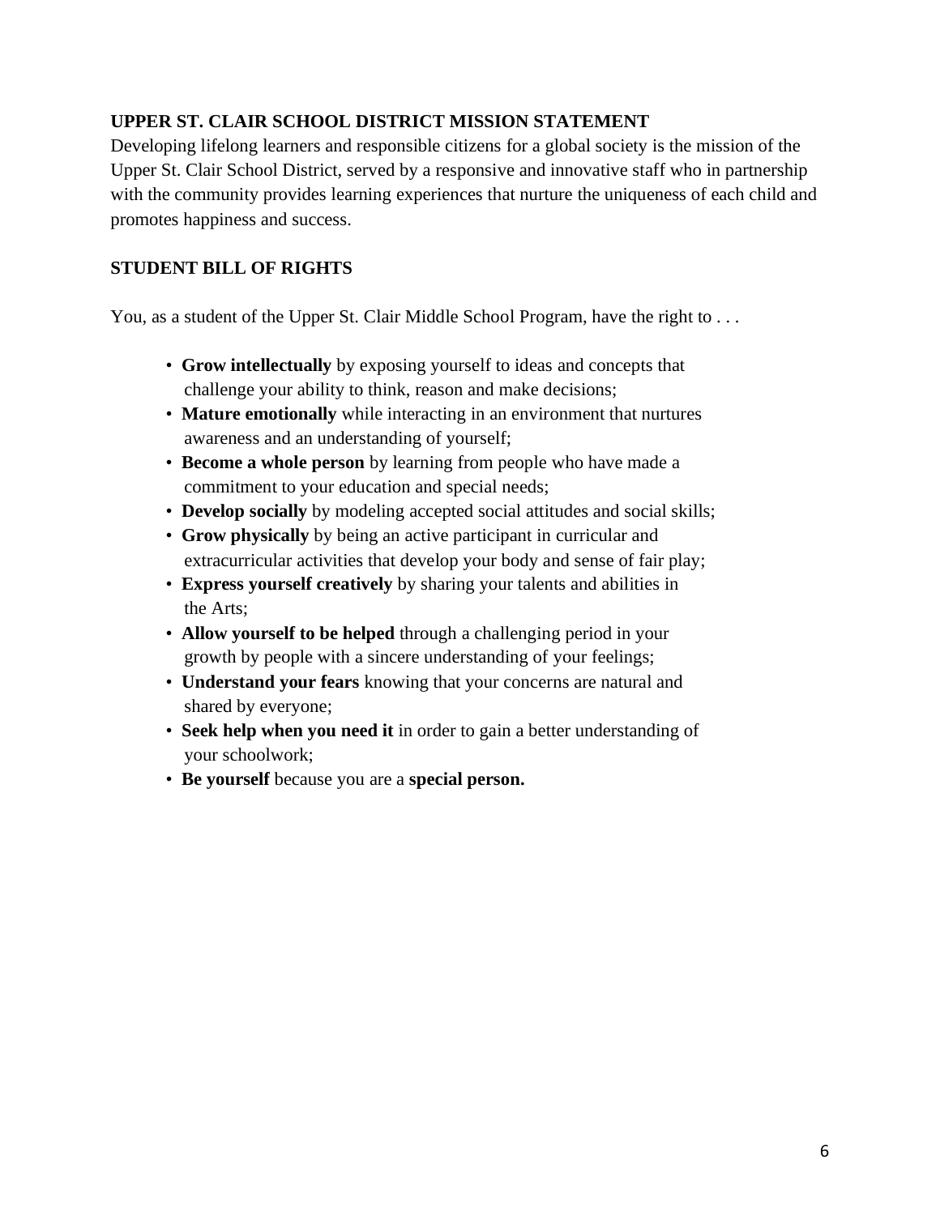## UPPER ST. CLAIR SCHOOL DISTRICT MISSION STATEMENT

Developing lifelong learners and responsible citizens for a global society is the mission of the Upper St. Clair School District, served by a responsive and innovative staff who in partnership with the community provides learning experiences that nurture the uniqueness of each child and promotes happiness and success.

## STUDENT BILL OF RIGHTS

You, as a student of the Upper St. Clair Middle School Program, have the right to . . .

- **Grow intellectually** by exposing yourself to ideas and concepts that challenge your ability to think, reason and make decisions;
- **Mature emotionally** while interacting in an environment that nurtures awareness and an understanding of yourself;
- **Become a whole person** by learning from people who have made a commitment to your education and special needs;
- **Develop socially** by modeling accepted social attitudes and social skills;
- **Grow physically** by being an active participant in curricular and extracurricular activities that develop your body and sense of fair play;
- **Express yourself creatively** by sharing your talents and abilities in the Arts;
- **Allow yourself to be helped** through a challenging period in your growth by people with a sincere understanding of your feelings;
- **Understand your fears** knowing that your concerns are natural and shared by everyone;
- **Seek help when you need it** in order to gain a better understanding of your schoolwork;
- **Be yourself** because you are a **special person.**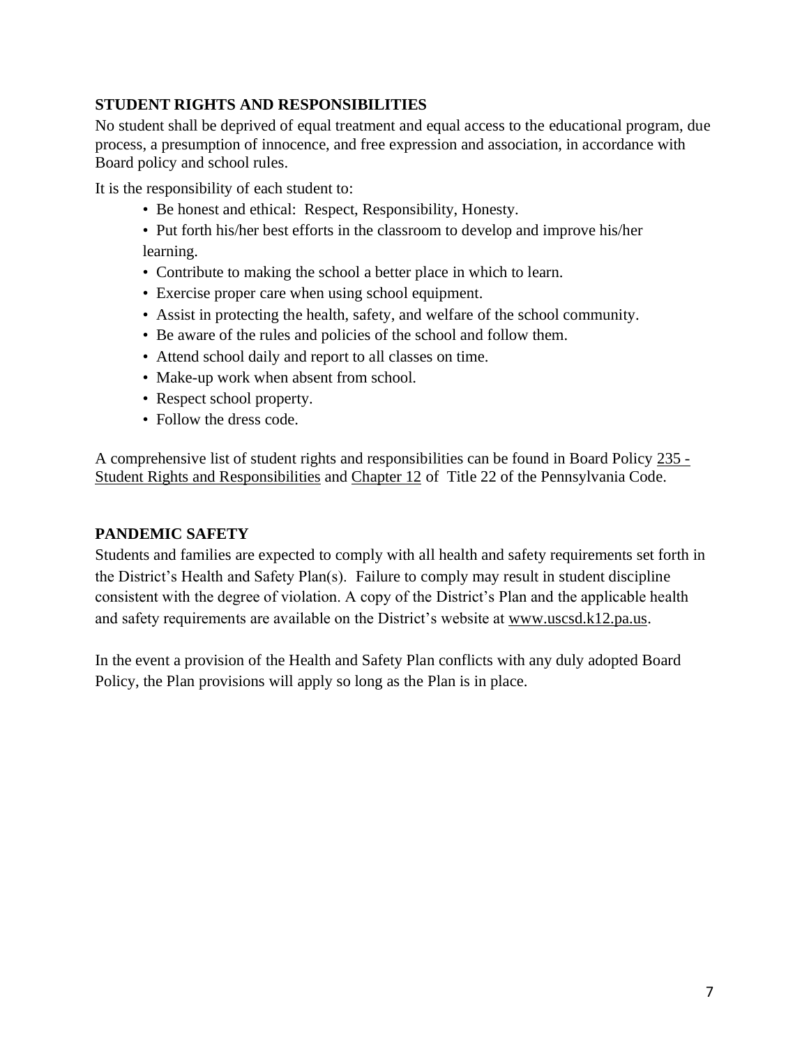## STUDENT RIGHTS AND RESPONSIBILITIES

No student shall be deprived of equal treatment and equal access to the educational program, due process, a presumption of innocence, and free expression and association, in accordance with Board policy and school rules.

It is the responsibility of each student to:

- Be honest and ethical: Respect, Responsibility, Honesty.
- Put forth his/her best efforts in the classroom to develop and improve his/her learning.
- Contribute to making the school a better place in which to learn.
- Exercise proper care when using school equipment.
- Assist in protecting the health, safety, and welfare of the school community.
- Be aware of the rules and policies of the school and follow them.
- Attend school daily and report to all classes on time.
- Make-up work when absent from school.
- Respect school property.
- Follow the dress code.

A comprehensive list of student rights and responsibilities can be found in Board Policy 235 - Student Rights and Responsibilities and Chapter 12 of Title 22 of the Pennsylvania Code.

## PANDEMIC SAFETY

Students and families are expected to comply with all health and safety requirements set forth in the District's Health and Safety Plan(s). Failure to comply may result in student discipline consistent with the degree of violation. A copy of the District's Plan and the applicable health and safety requirements are available on the District's website at www.uscsd.k12.pa.us.

In the event a provision of the Health and Safety Plan conflicts with any duly adopted Board Policy, the Plan provisions will apply so long as the Plan is in place.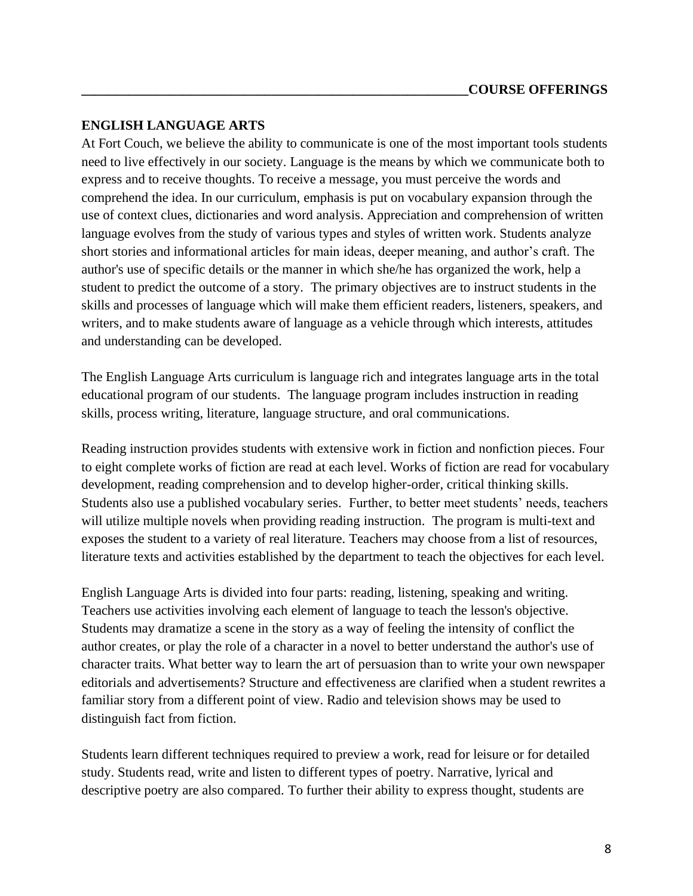## ENGLISH LANGUAGE ARTS

At Fort Couch, we believe the ability to communicate is one of the most important tools students need to live effectively in our society. Language is the means by which we communicate both to express and to receive thoughts. To receive a message, you must perceive the words and comprehend the idea. In our curriculum, emphasis is put on vocabulary expansion through the use of context clues, dictionaries and word analysis. Appreciation and comprehension of written language evolves from the study of various types and styles of written work. Students analyze short stories and informational articles for main ideas, deeper meaning, and author's craft. The author's use of specific details or the manner in which she/he has organized the work, help a student to predict the outcome of a story. The primary objectives are to instruct students in the skills and processes of language which will make them efficient readers, listeners, speakers, and writers, and to make students aware of language as a vehicle through which interests, attitudes and understanding can be developed.

The English Language Arts curriculum is language rich and integrates language arts in the total educational program of our students. The language program includes instruction in reading skills, process writing, literature, language structure, and oral communications.

Reading instruction provides students with extensive work in fiction and nonfiction pieces. Four to eight complete works of fiction are read at each level. Works of fiction are read for vocabulary development, reading comprehension and to develop higher-order, critical thinking skills. Students also use a published vocabulary series. Further, to better meet students' needs, teachers will utilize multiple novels when providing reading instruction. The program is multi-text and exposes the student to a variety of real literature. Teachers may choose from a list of resources, literature texts and activities established by the department to teach the objectives for each level.

English Language Arts is divided into four parts: reading, listening, speaking and writing. Teachers use activities involving each element of language to teach the lesson's objective. Students may dramatize a scene in the story as a way of feeling the intensity of conflict the author creates, or play the role of a character in a novel to better understand the author's use of character traits. What better way to learn the art of persuasion than to write your own newspaper editorials and advertisements? Structure and effectiveness are clarified when a student rewrites a familiar story from a different point of view. Radio and television shows may be used to distinguish fact from fiction.

Students learn different techniques required to preview a work, read for leisure or for detailed study. Students read, write and listen to different types of poetry. Narrative, lyrical and descriptive poetry are also compared. To further their ability to express thought, students are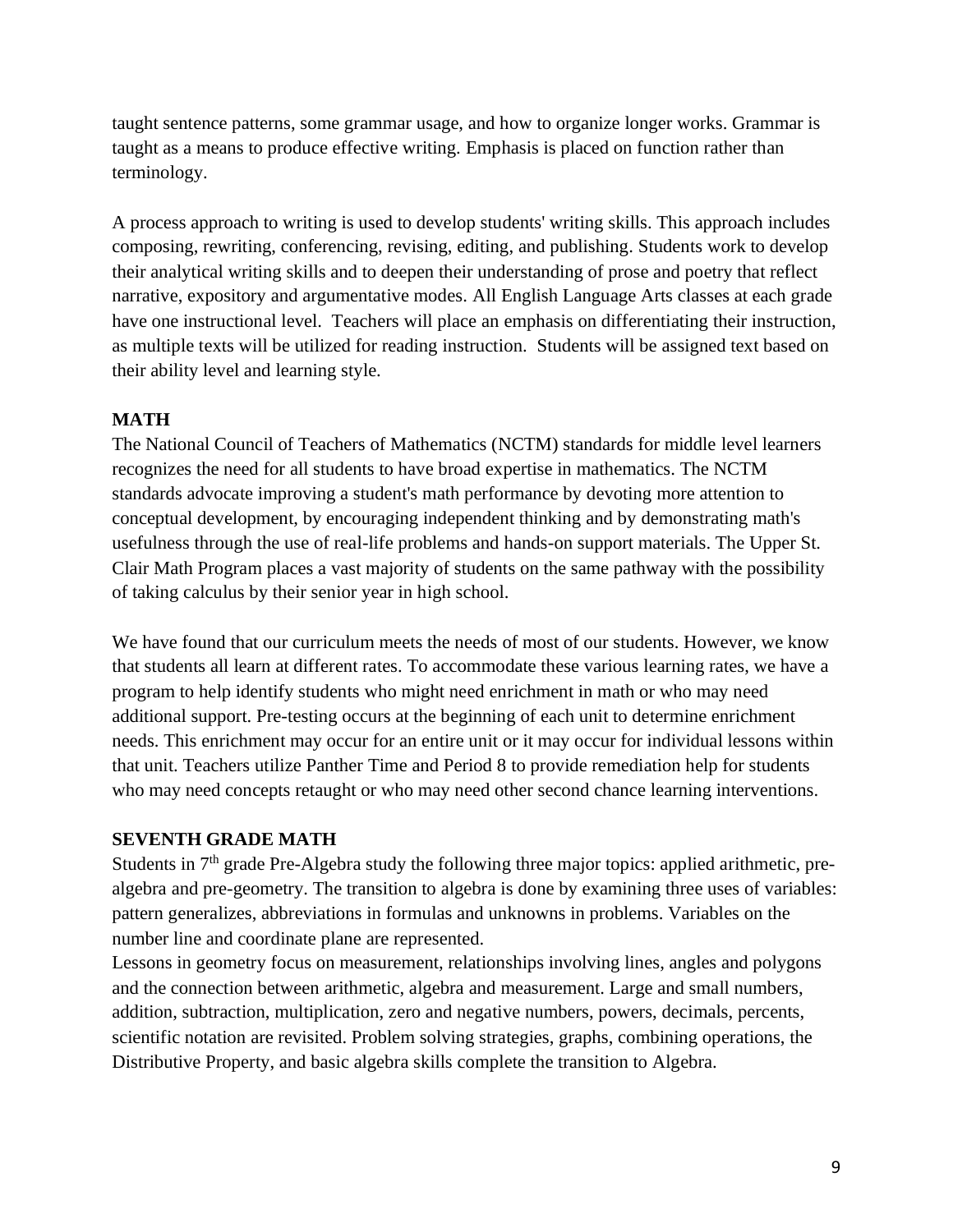taught sentence patterns, some grammar usage, and how to organize longer works. Grammar is taught as a means to produce effective writing. Emphasis is placed on function rather than terminology.

A process approach to writing is used to develop students' writing skills. This approach includes composing, rewriting, conferencing, revising, editing, and publishing. Students work to develop their analytical writing skills and to deepen their understanding of prose and poetry that reflect narrative, expository and argumentative modes. All English Language Arts classes at each grade have one instructional level. Teachers will place an emphasis on differentiating their instruction, as multiple texts will be utilized for reading instruction. Students will be assigned text based on their ability level and learning style.

## MATH

The National Council of Teachers of Mathematics (NCTM) standards for middle level learners recognizes the need for all students to have broad expertise in mathematics. The NCTM standards advocate improving a student's math performance by devoting more attention to conceptual development, by encouraging independent thinking and by demonstrating math's usefulness through the use of real-life problems and hands-on support materials. The Upper St. Clair Math Program places a vast majority of students on the same pathway with the possibility of taking calculus by their senior year in high school.

We have found that our curriculum meets the needs of most of our students. However, we know that students all learn at different rates. To accommodate these various learning rates, we have a program to help identify students who might need enrichment in math or who may need additional support. Pre-testing occurs at the beginning of each unit to determine enrichment needs. This enrichment may occur for an entire unit or it may occur for individual lessons within that unit. Teachers utilize Panther Time and Period 8 to provide remediation help for students who may need concepts retaught or who may need other second chance learning interventions.

## SEVENTH GRADE MATH

Students in 7th grade Pre-Algebra study the following three major topics: applied arithmetic, pre-algebra and pre-geometry. The transition to algebra is done by examining three uses of variables: pattern generalizes, abbreviations in formulas and unknowns in problems. Variables on the number line and coordinate plane are represented.
Lessons in geometry focus on measurement, relationships involving lines, angles and polygons and the connection between arithmetic, algebra and measurement. Large and small numbers, addition, subtraction, multiplication, zero and negative numbers, powers, decimals, percents, scientific notation are revisited. Problem solving strategies, graphs, combining operations, the Distributive Property, and basic algebra skills complete the transition to Algebra.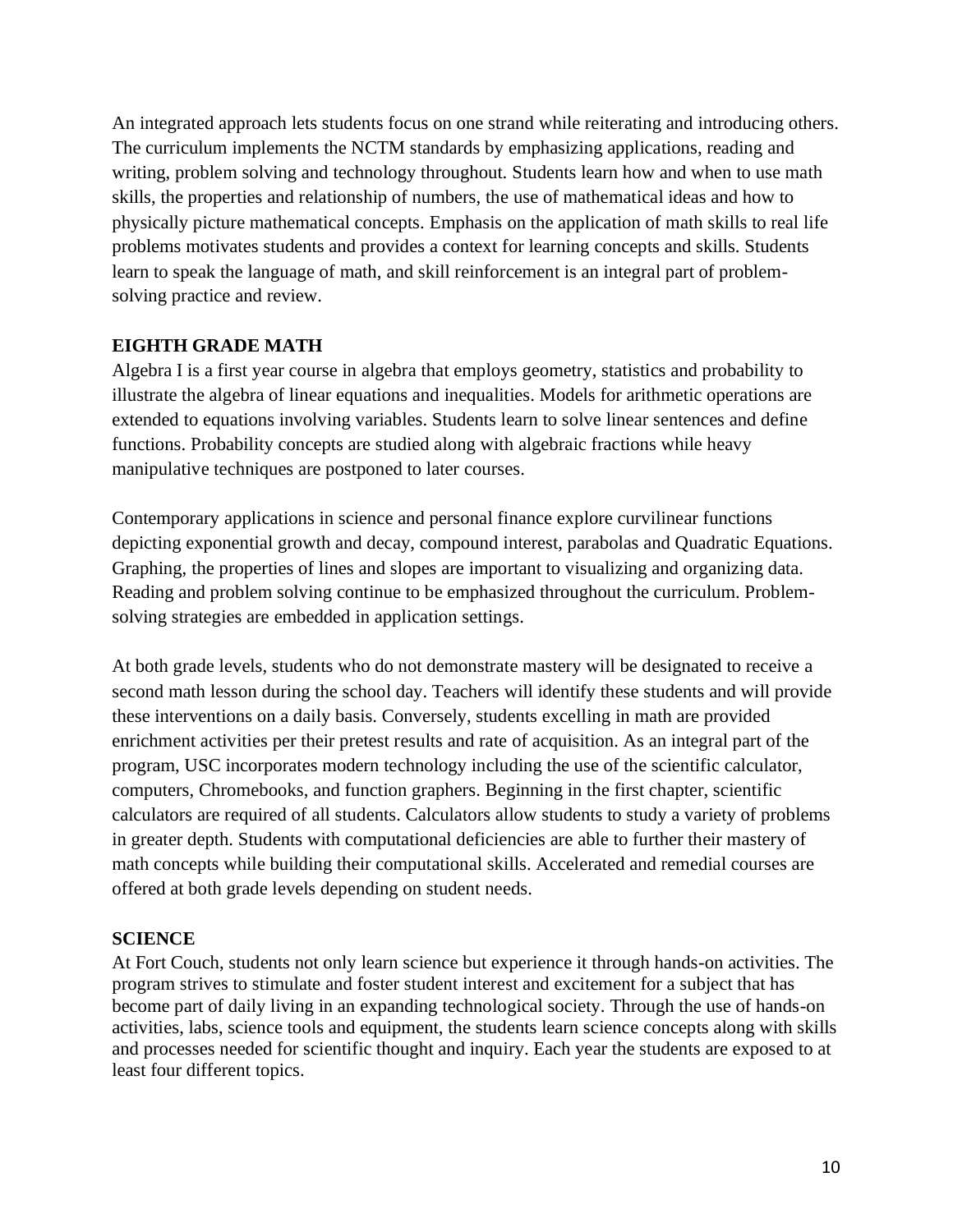An integrated approach lets students focus on one strand while reiterating and introducing others. The curriculum implements the NCTM standards by emphasizing applications, reading and writing, problem solving and technology throughout. Students learn how and when to use math skills, the properties and relationship of numbers, the use of mathematical ideas and how to physically picture mathematical concepts. Emphasis on the application of math skills to real life problems motivates students and provides a context for learning concepts and skills. Students learn to speak the language of math, and skill reinforcement is an integral part of problem-solving practice and review.

### EIGHTH GRADE MATH

Algebra I is a first year course in algebra that employs geometry, statistics and probability to illustrate the algebra of linear equations and inequalities. Models for arithmetic operations are extended to equations involving variables. Students learn to solve linear sentences and define functions. Probability concepts are studied along with algebraic fractions while heavy manipulative techniques are postponed to later courses.

Contemporary applications in science and personal finance explore curvilinear functions depicting exponential growth and decay, compound interest, parabolas and Quadratic Equations. Graphing, the properties of lines and slopes are important to visualizing and organizing data. Reading and problem solving continue to be emphasized throughout the curriculum. Problem-solving strategies are embedded in application settings.

At both grade levels, students who do not demonstrate mastery will be designated to receive a second math lesson during the school day. Teachers will identify these students and will provide these interventions on a daily basis. Conversely, students excelling in math are provided enrichment activities per their pretest results and rate of acquisition. As an integral part of the program, USC incorporates modern technology including the use of the scientific calculator, computers, Chromebooks, and function graphers. Beginning in the first chapter, scientific calculators are required of all students. Calculators allow students to study a variety of problems in greater depth. Students with computational deficiencies are able to further their mastery of math concepts while building their computational skills. Accelerated and remedial courses are offered at both grade levels depending on student needs.

### SCIENCE

At Fort Couch, students not only learn science but experience it through hands-on activities. The program strives to stimulate and foster student interest and excitement for a subject that has become part of daily living in an expanding technological society. Through the use of hands-on activities, labs, science tools and equipment, the students learn science concepts along with skills and processes needed for scientific thought and inquiry. Each year the students are exposed to at least four different topics.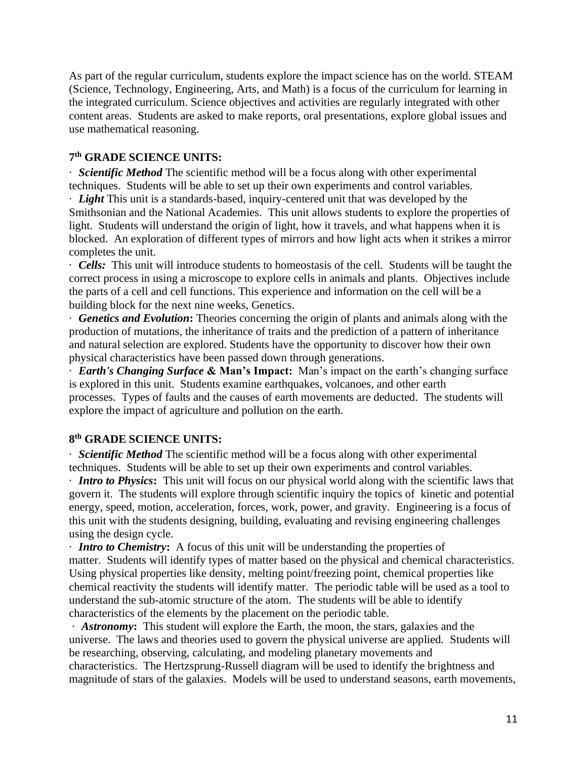As part of the regular curriculum, students explore the impact science has on the world. STEAM (Science, Technology, Engineering, Arts, and Math) is a focus of the curriculum for learning in the integrated curriculum. Science objectives and activities are regularly integrated with other content areas. Students are asked to make reports, oral presentations, explore global issues and use mathematical reasoning.

### 7th GRADE SCIENCE UNITS:

- ***Scientific Method*** The scientific method will be a focus along with other experimental techniques. Students will be able to set up their own experiments and control variables.
- ***Light*** This unit is a standards-based, inquiry-centered unit that was developed by the Smithsonian and the National Academies. This unit allows students to explore the properties of light. Students will understand the origin of light, how it travels, and what happens when it is blocked. An exploration of different types of mirrors and how light acts when it strikes a mirror completes the unit.
- ***Cells:*** This unit will introduce students to homeostasis of the cell. Students will be taught the correct process in using a microscope to explore cells in animals and plants. Objectives include the parts of a cell and cell functions. This experience and information on the cell will be a building block for the next nine weeks, Genetics.
- ***Genetics and Evolution*:** Theories concerning the origin of plants and animals along with the production of mutations, the inheritance of traits and the prediction of a pattern of inheritance and natural selection are explored. Students have the opportunity to discover how their own physical characteristics have been passed down through generations.
- ***Earth's Changing Surface* & Man's Impact:** Man's impact on the earth's changing surface is explored in this unit. Students examine earthquakes, volcanoes, and other earth processes. Types of faults and the causes of earth movements are deducted. The students will explore the impact of agriculture and pollution on the earth.

### 8th GRADE SCIENCE UNITS:

- ***Scientific Method*** The scientific method will be a focus along with other experimental techniques. Students will be able to set up their own experiments and control variables.
- ***Intro to Physics*:** This unit will focus on our physical world along with the scientific laws that govern it. The students will explore through scientific inquiry the topics of kinetic and potential energy, speed, motion, acceleration, forces, work, power, and gravity. Engineering is a focus of this unit with the students designing, building, evaluating and revising engineering challenges using the design cycle.
- ***Intro to Chemistry*:** A focus of this unit will be understanding the properties of matter. Students will identify types of matter based on the physical and chemical characteristics. Using physical properties like density, melting point/freezing point, chemical properties like chemical reactivity the students will identify matter. The periodic table will be used as a tool to understand the sub-atomic structure of the atom. The students will be able to identify characteristics of the elements by the placement on the periodic table.
- ***Astronomy*:** This student will explore the Earth, the moon, the stars, galaxies and the universe. The laws and theories used to govern the physical universe are applied. Students will be researching, observing, calculating, and modeling planetary movements and characteristics. The Hertzsprung-Russell diagram will be used to identify the brightness and magnitude of stars of the galaxies. Models will be used to understand seasons, earth movements,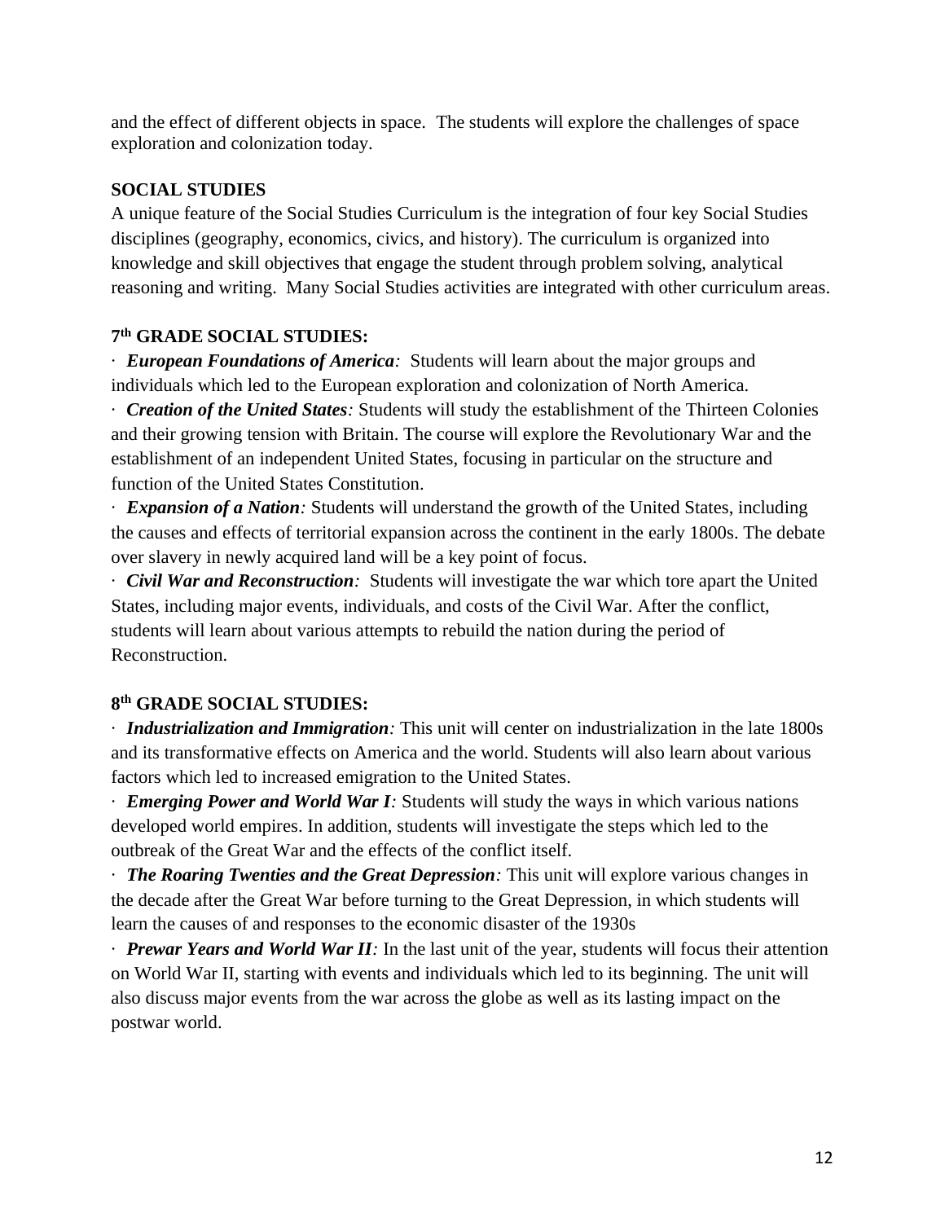and the effect of different objects in space. The students will explore the challenges of space exploration and colonization today.

**SOCIAL STUDIES**

A unique feature of the Social Studies Curriculum is the integration of four key Social Studies disciplines (geography, economics, civics, and history). The curriculum is organized into knowledge and skill objectives that engage the student through problem solving, analytical reasoning and writing. Many Social Studies activities are integrated with other curriculum areas.

**7th GRADE SOCIAL STUDIES:**

- ***European Foundations of America:*** Students will learn about the major groups and individuals which led to the European exploration and colonization of North America.
- ***Creation of the United States:*** Students will study the establishment of the Thirteen Colonies and their growing tension with Britain. The course will explore the Revolutionary War and the establishment of an independent United States, focusing in particular on the structure and function of the United States Constitution.
- ***Expansion of a Nation:*** Students will understand the growth of the United States, including the causes and effects of territorial expansion across the continent in the early 1800s. The debate over slavery in newly acquired land will be a key point of focus.
- ***Civil War and Reconstruction:*** Students will investigate the war which tore apart the United States, including major events, individuals, and costs of the Civil War. After the conflict, students will learn about various attempts to rebuild the nation during the period of Reconstruction.

**8th GRADE SOCIAL STUDIES:**

- ***Industrialization and Immigration:*** This unit will center on industrialization in the late 1800s and its transformative effects on America and the world. Students will also learn about various factors which led to increased emigration to the United States.
- ***Emerging Power and World War I:*** Students will study the ways in which various nations developed world empires. In addition, students will investigate the steps which led to the outbreak of the Great War and the effects of the conflict itself.
- ***The Roaring Twenties and the Great Depression:*** This unit will explore various changes in the decade after the Great War before turning to the Great Depression, in which students will learn the causes of and responses to the economic disaster of the 1930s
- ***Prewar Years and World War II:*** In the last unit of the year, students will focus their attention on World War II, starting with events and individuals which led to its beginning. The unit will also discuss major events from the war across the globe as well as its lasting impact on the postwar world.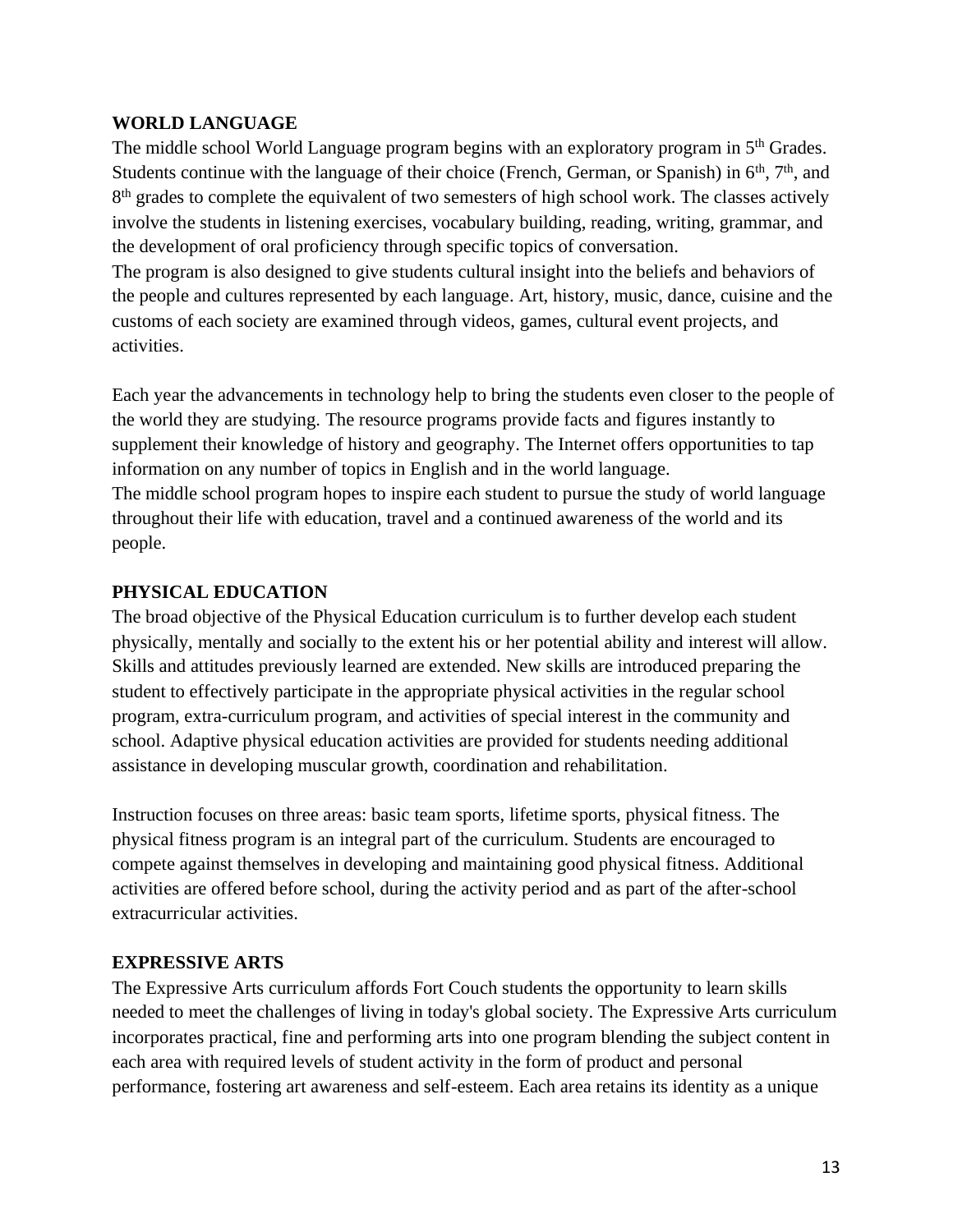## WORLD LANGUAGE

The middle school World Language program begins with an exploratory program in 5th Grades. Students continue with the language of their choice (French, German, or Spanish) in 6th, 7th, and 8th grades to complete the equivalent of two semesters of high school work. The classes actively involve the students in listening exercises, vocabulary building, reading, writing, grammar, and the development of oral proficiency through specific topics of conversation.

The program is also designed to give students cultural insight into the beliefs and behaviors of the people and cultures represented by each language. Art, history, music, dance, cuisine and the customs of each society are examined through videos, games, cultural event projects, and activities.

Each year the advancements in technology help to bring the students even closer to the people of the world they are studying. The resource programs provide facts and figures instantly to supplement their knowledge of history and geography. The Internet offers opportunities to tap information on any number of topics in English and in the world language.

The middle school program hopes to inspire each student to pursue the study of world language throughout their life with education, travel and a continued awareness of the world and its people.

## PHYSICAL EDUCATION

The broad objective of the Physical Education curriculum is to further develop each student physically, mentally and socially to the extent his or her potential ability and interest will allow. Skills and attitudes previously learned are extended. New skills are introduced preparing the student to effectively participate in the appropriate physical activities in the regular school program, extra-curriculum program, and activities of special interest in the community and school. Adaptive physical education activities are provided for students needing additional assistance in developing muscular growth, coordination and rehabilitation.

Instruction focuses on three areas: basic team sports, lifetime sports, physical fitness. The physical fitness program is an integral part of the curriculum. Students are encouraged to compete against themselves in developing and maintaining good physical fitness. Additional activities are offered before school, during the activity period and as part of the after-school extracurricular activities.

## EXPRESSIVE ARTS

The Expressive Arts curriculum affords Fort Couch students the opportunity to learn skills needed to meet the challenges of living in today's global society. The Expressive Arts curriculum incorporates practical, fine and performing arts into one program blending the subject content in each area with required levels of student activity in the form of product and personal performance, fostering art awareness and self-esteem. Each area retains its identity as a unique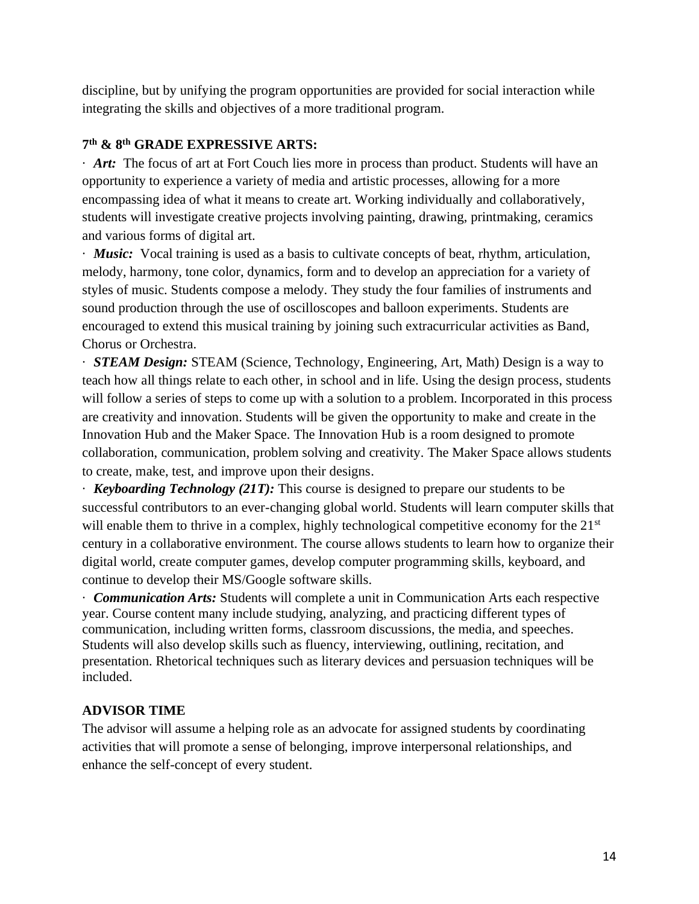discipline, but by unifying the program opportunities are provided for social interaction while integrating the skills and objectives of a more traditional program.

### 7th & 8th GRADE EXPRESSIVE ARTS:

· ***Art:*** The focus of art at Fort Couch lies more in process than product. Students will have an opportunity to experience a variety of media and artistic processes, allowing for a more encompassing idea of what it means to create art. Working individually and collaboratively, students will investigate creative projects involving painting, drawing, printmaking, ceramics and various forms of digital art.

· ***Music:*** Vocal training is used as a basis to cultivate concepts of beat, rhythm, articulation, melody, harmony, tone color, dynamics, form and to develop an appreciation for a variety of styles of music. Students compose a melody. They study the four families of instruments and sound production through the use of oscilloscopes and balloon experiments. Students are encouraged to extend this musical training by joining such extracurricular activities as Band, Chorus or Orchestra.

· ***STEAM Design:*** STEAM (Science, Technology, Engineering, Art, Math) Design is a way to teach how all things relate to each other, in school and in life. Using the design process, students will follow a series of steps to come up with a solution to a problem. Incorporated in this process are creativity and innovation. Students will be given the opportunity to make and create in the Innovation Hub and the Maker Space. The Innovation Hub is a room designed to promote collaboration, communication, problem solving and creativity. The Maker Space allows students to create, make, test, and improve upon their designs.

· ***Keyboarding Technology (21T):*** This course is designed to prepare our students to be successful contributors to an ever-changing global world. Students will learn computer skills that will enable them to thrive in a complex, highly technological competitive economy for the 21st century in a collaborative environment. The course allows students to learn how to organize their digital world, create computer games, develop computer programming skills, keyboard, and continue to develop their MS/Google software skills.

· ***Communication Arts:*** Students will complete a unit in Communication Arts each respective year. Course content many include studying, analyzing, and practicing different types of communication, including written forms, classroom discussions, the media, and speeches. Students will also develop skills such as fluency, interviewing, outlining, recitation, and presentation. Rhetorical techniques such as literary devices and persuasion techniques will be included.

### ADVISOR TIME

The advisor will assume a helping role as an advocate for assigned students by coordinating activities that will promote a sense of belonging, improve interpersonal relationships, and enhance the self-concept of every student.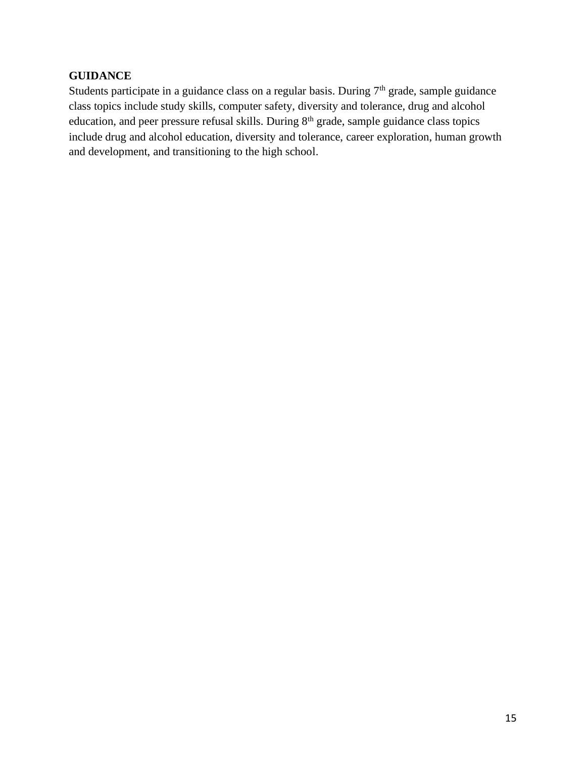## GUIDANCE

Students participate in a guidance class on a regular basis. During 7th grade, sample guidance class topics include study skills, computer safety, diversity and tolerance, drug and alcohol education, and peer pressure refusal skills. During 8th grade, sample guidance class topics include drug and alcohol education, diversity and tolerance, career exploration, human growth and development, and transitioning to the high school.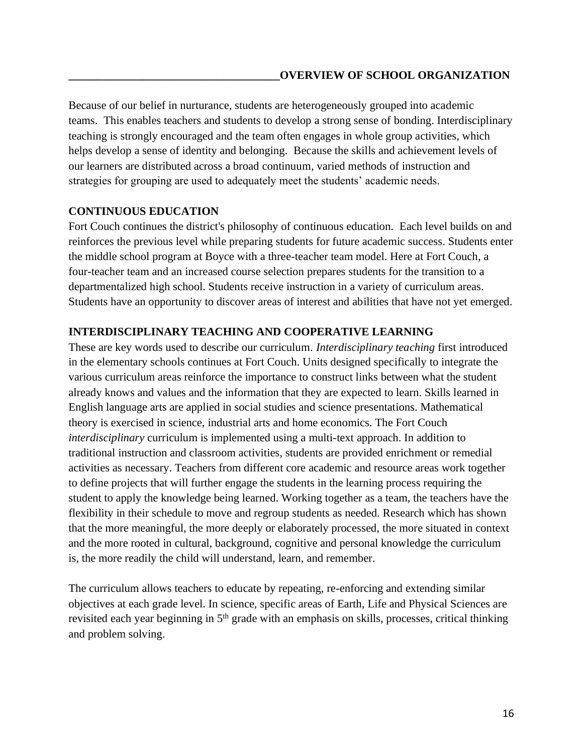## OVERVIEW OF SCHOOL ORGANIZATION

Because of our belief in nurturance, students are heterogeneously grouped into academic teams. This enables teachers and students to develop a strong sense of bonding. Interdisciplinary teaching is strongly encouraged and the team often engages in whole group activities, which helps develop a sense of identity and belonging. Because the skills and achievement levels of our learners are distributed across a broad continuum, varied methods of instruction and strategies for grouping are used to adequately meet the students' academic needs.

### CONTINUOUS EDUCATION

Fort Couch continues the district's philosophy of continuous education. Each level builds on and reinforces the previous level while preparing students for future academic success. Students enter the middle school program at Boyce with a three-teacher team model. Here at Fort Couch, a four-teacher team and an increased course selection prepares students for the transition to a departmentalized high school. Students receive instruction in a variety of curriculum areas. Students have an opportunity to discover areas of interest and abilities that have not yet emerged.

### INTERDISCIPLINARY TEACHING AND COOPERATIVE LEARNING

These are key words used to describe our curriculum. *Interdisciplinary teaching* first introduced in the elementary schools continues at Fort Couch. Units designed specifically to integrate the various curriculum areas reinforce the importance to construct links between what the student already knows and values and the information that they are expected to learn. Skills learned in English language arts are applied in social studies and science presentations. Mathematical theory is exercised in science, industrial arts and home economics. The Fort Couch *interdisciplinary* curriculum is implemented using a multi-text approach. In addition to traditional instruction and classroom activities, students are provided enrichment or remedial activities as necessary. Teachers from different core academic and resource areas work together to define projects that will further engage the students in the learning process requiring the student to apply the knowledge being learned. Working together as a team, the teachers have the flexibility in their schedule to move and regroup students as needed. Research which has shown that the more meaningful, the more deeply or elaborately processed, the more situated in context and the more rooted in cultural, background, cognitive and personal knowledge the curriculum is, the more readily the child will understand, learn, and remember.

The curriculum allows teachers to educate by repeating, re-enforcing and extending similar objectives at each grade level. In science, specific areas of Earth, Life and Physical Sciences are revisited each year beginning in 5th grade with an emphasis on skills, processes, critical thinking and problem solving.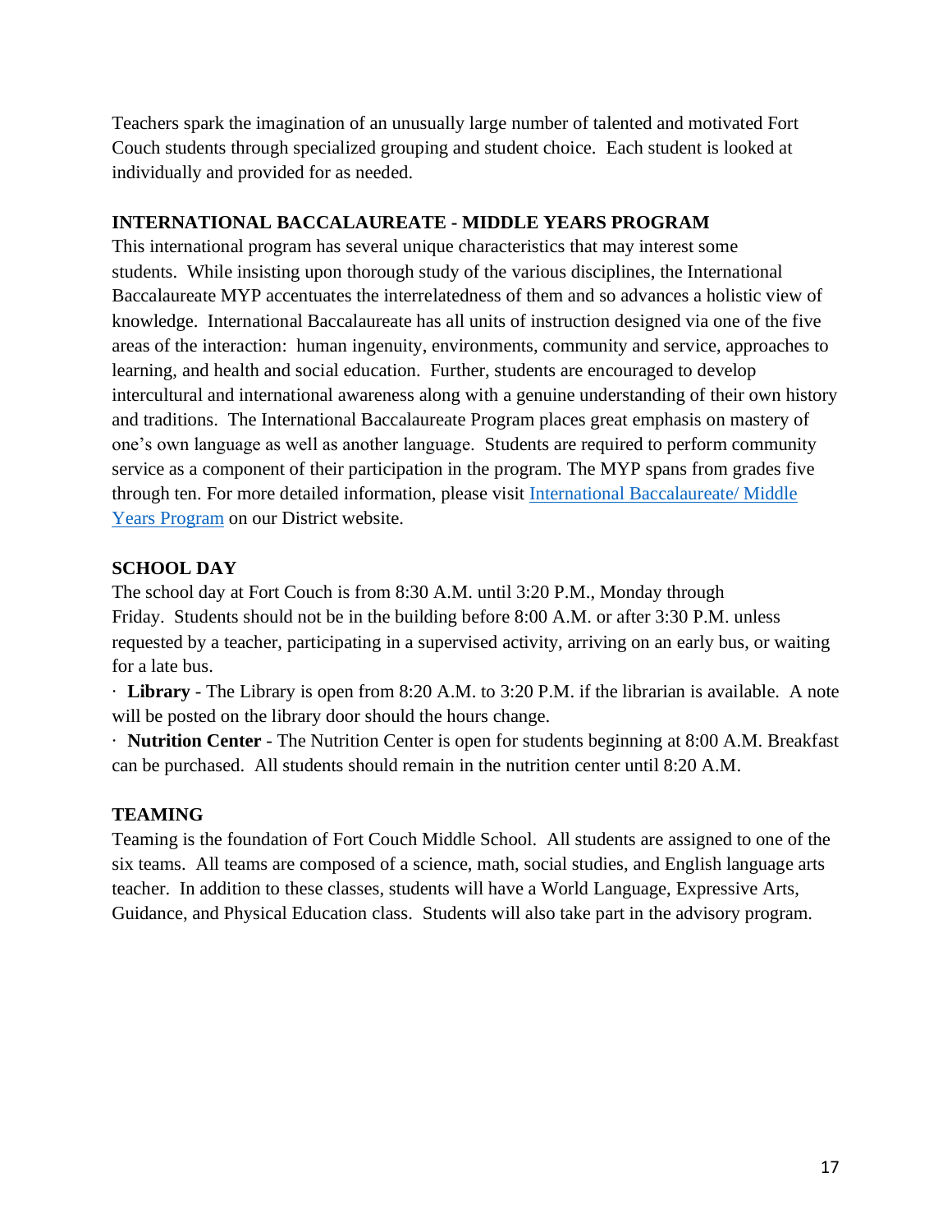Teachers spark the imagination of an unusually large number of talented and motivated Fort Couch students through specialized grouping and student choice. Each student is looked at individually and provided for as needed.

## INTERNATIONAL BACCALAUREATE - MIDDLE YEARS PROGRAM

This international program has several unique characteristics that may interest some students. While insisting upon thorough study of the various disciplines, the International Baccalaureate MYP accentuates the interrelatedness of them and so advances a holistic view of knowledge. International Baccalaureate has all units of instruction designed via one of the five areas of the interaction: human ingenuity, environments, community and service, approaches to learning, and health and social education. Further, students are encouraged to develop intercultural and international awareness along with a genuine understanding of their own history and traditions. The International Baccalaureate Program places great emphasis on mastery of one's own language as well as another language. Students are required to perform community service as a component of their participation in the program. The MYP spans from grades five through ten. For more detailed information, please visit International Baccalaureate/ Middle Years Program on our District website.

## SCHOOL DAY

The school day at Fort Couch is from 8:30 A.M. until 3:20 P.M., Monday through Friday. Students should not be in the building before 8:00 A.M. or after 3:30 P.M. unless requested by a teacher, participating in a supervised activity, arriving on an early bus, or waiting for a late bus.

- **Library** - The Library is open from 8:20 A.M. to 3:20 P.M. if the librarian is available. A note will be posted on the library door should the hours change.
- **Nutrition Center** - The Nutrition Center is open for students beginning at 8:00 A.M. Breakfast can be purchased. All students should remain in the nutrition center until 8:20 A.M.

## TEAMING

Teaming is the foundation of Fort Couch Middle School. All students are assigned to one of the six teams. All teams are composed of a science, math, social studies, and English language arts teacher. In addition to these classes, students will have a World Language, Expressive Arts, Guidance, and Physical Education class. Students will also take part in the advisory program.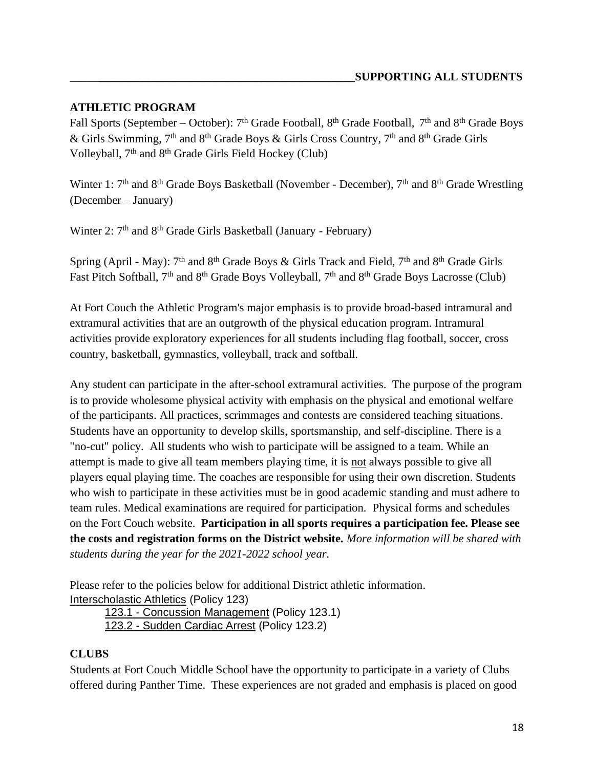## ATHLETIC PROGRAM

Fall Sports (September – October): 7th Grade Football, 8th Grade Football, 7th and 8th Grade Boys & Girls Swimming, 7th and 8th Grade Boys & Girls Cross Country, 7th and 8th Grade Girls Volleyball, 7th and 8th Grade Girls Field Hockey (Club)

Winter 1: 7th and 8th Grade Boys Basketball (November - December), 7th and 8th Grade Wrestling (December – January)

Winter 2: 7th and 8th Grade Girls Basketball (January - February)

Spring (April - May): 7th and 8th Grade Boys & Girls Track and Field, 7th and 8th Grade Girls Fast Pitch Softball, 7th and 8th Grade Boys Volleyball, 7th and 8th Grade Boys Lacrosse (Club)

At Fort Couch the Athletic Program's major emphasis is to provide broad-based intramural and extramural activities that are an outgrowth of the physical education program. Intramural activities provide exploratory experiences for all students including flag football, soccer, cross country, basketball, gymnastics, volleyball, track and softball.

Any student can participate in the after-school extramural activities. The purpose of the program is to provide wholesome physical activity with emphasis on the physical and emotional welfare of the participants. All practices, scrimmages and contests are considered teaching situations. Students have an opportunity to develop skills, sportsmanship, and self-discipline. There is a "no-cut" policy. All students who wish to participate will be assigned to a team. While an attempt is made to give all team members playing time, it is not always possible to give all players equal playing time. The coaches are responsible for using their own discretion. Students who wish to participate in these activities must be in good academic standing and must adhere to team rules. Medical examinations are required for participation. Physical forms and schedules on the Fort Couch website. **Participation in all sports requires a participation fee. Please see the costs and registration forms on the District website.** *More information will be shared with students during the year for the 2021-2022 school year.*

Please refer to the policies below for additional District athletic information.
Interscholastic Athletics (Policy 123)
- 123.1 - Concussion Management (Policy 123.1)
- 123.2 - Sudden Cardiac Arrest (Policy 123.2)

## CLUBS

Students at Fort Couch Middle School have the opportunity to participate in a variety of Clubs offered during Panther Time. These experiences are not graded and emphasis is placed on good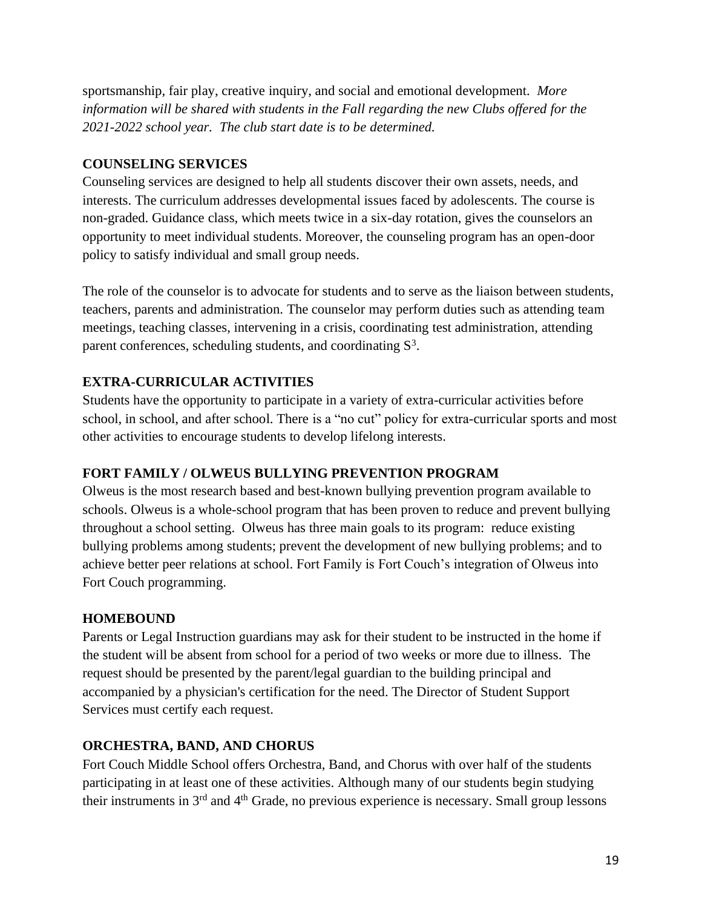sportsmanship, fair play, creative inquiry, and social and emotional development. *More information will be shared with students in the Fall regarding the new Clubs offered for the 2021-2022 school year. The club start date is to be determined.*

**COUNSELING SERVICES**

Counseling services are designed to help all students discover their own assets, needs, and interests. The curriculum addresses developmental issues faced by adolescents. The course is non-graded. Guidance class, which meets twice in a six-day rotation, gives the counselors an opportunity to meet individual students. Moreover, the counseling program has an open-door policy to satisfy individual and small group needs.

The role of the counselor is to advocate for students and to serve as the liaison between students, teachers, parents and administration. The counselor may perform duties such as attending team meetings, teaching classes, intervening in a crisis, coordinating test administration, attending parent conferences, scheduling students, and coordinating $S^3$.

**EXTRA-CURRICULAR ACTIVITIES**

Students have the opportunity to participate in a variety of extra-curricular activities before school, in school, and after school. There is a "no cut" policy for extra-curricular sports and most other activities to encourage students to develop lifelong interests.

**FORT FAMILY / OLWEUS BULLYING PREVENTION PROGRAM**

Olweus is the most research based and best-known bullying prevention program available to schools. Olweus is a whole-school program that has been proven to reduce and prevent bullying throughout a school setting. Olweus has three main goals to its program: reduce existing bullying problems among students; prevent the development of new bullying problems; and to achieve better peer relations at school. Fort Family is Fort Couch's integration of Olweus into Fort Couch programming.

**HOMEBOUND**

Parents or Legal Instruction guardians may ask for their student to be instructed in the home if the student will be absent from school for a period of two weeks or more due to illness. The request should be presented by the parent/legal guardian to the building principal and accompanied by a physician's certification for the need. The Director of Student Support Services must certify each request.

**ORCHESTRA, BAND, AND CHORUS**

Fort Couch Middle School offers Orchestra, Band, and Chorus with over half of the students participating in at least one of these activities. Although many of our students begin studying their instruments in 3rd and 4th Grade, no previous experience is necessary. Small group lessons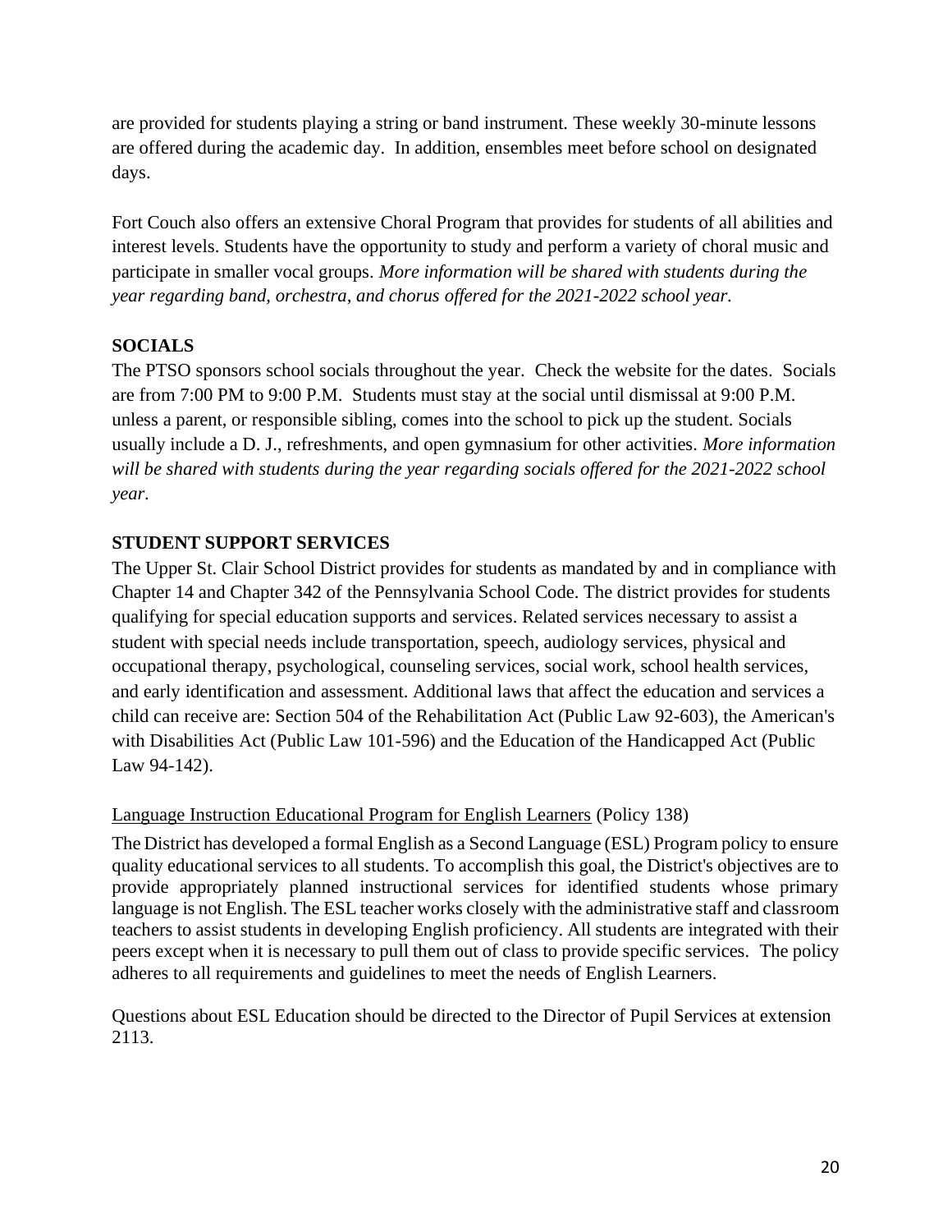are provided for students playing a string or band instrument. These weekly 30-minute lessons are offered during the academic day. In addition, ensembles meet before school on designated days.

Fort Couch also offers an extensive Choral Program that provides for students of all abilities and interest levels. Students have the opportunity to study and perform a variety of choral music and participate in smaller vocal groups. *More information will be shared with students during the year regarding band, orchestra, and chorus offered for the 2021-2022 school year.*

## SOCIALS

The PTSO sponsors school socials throughout the year. Check the website for the dates. Socials are from 7:00 PM to 9:00 P.M. Students must stay at the social until dismissal at 9:00 P.M. unless a parent, or responsible sibling, comes into the school to pick up the student. Socials usually include a D. J., refreshments, and open gymnasium for other activities. *More information will be shared with students during the year regarding socials offered for the 2021-2022 school year.*

## STUDENT SUPPORT SERVICES

The Upper St. Clair School District provides for students as mandated by and in compliance with Chapter 14 and Chapter 342 of the Pennsylvania School Code. The district provides for students qualifying for special education supports and services. Related services necessary to assist a student with special needs include transportation, speech, audiology services, physical and occupational therapy, psychological, counseling services, social work, school health services, and early identification and assessment. Additional laws that affect the education and services a child can receive are: Section 504 of the Rehabilitation Act (Public Law 92-603), the American's with Disabilities Act (Public Law 101-596) and the Education of the Handicapped Act (Public Law 94-142).

<u>Language Instruction Educational Program for English Learners</u> (Policy 138)

The District has developed a formal English as a Second Language (ESL) Program policy to ensure quality educational services to all students. To accomplish this goal, the District's objectives are to provide appropriately planned instructional services for identified students whose primary language is not English. The ESL teacher works closely with the administrative staff and classroom teachers to assist students in developing English proficiency. All students are integrated with their peers except when it is necessary to pull them out of class to provide specific services. The policy adheres to all requirements and guidelines to meet the needs of English Learners.

Questions about ESL Education should be directed to the Director of Pupil Services at extension 2113.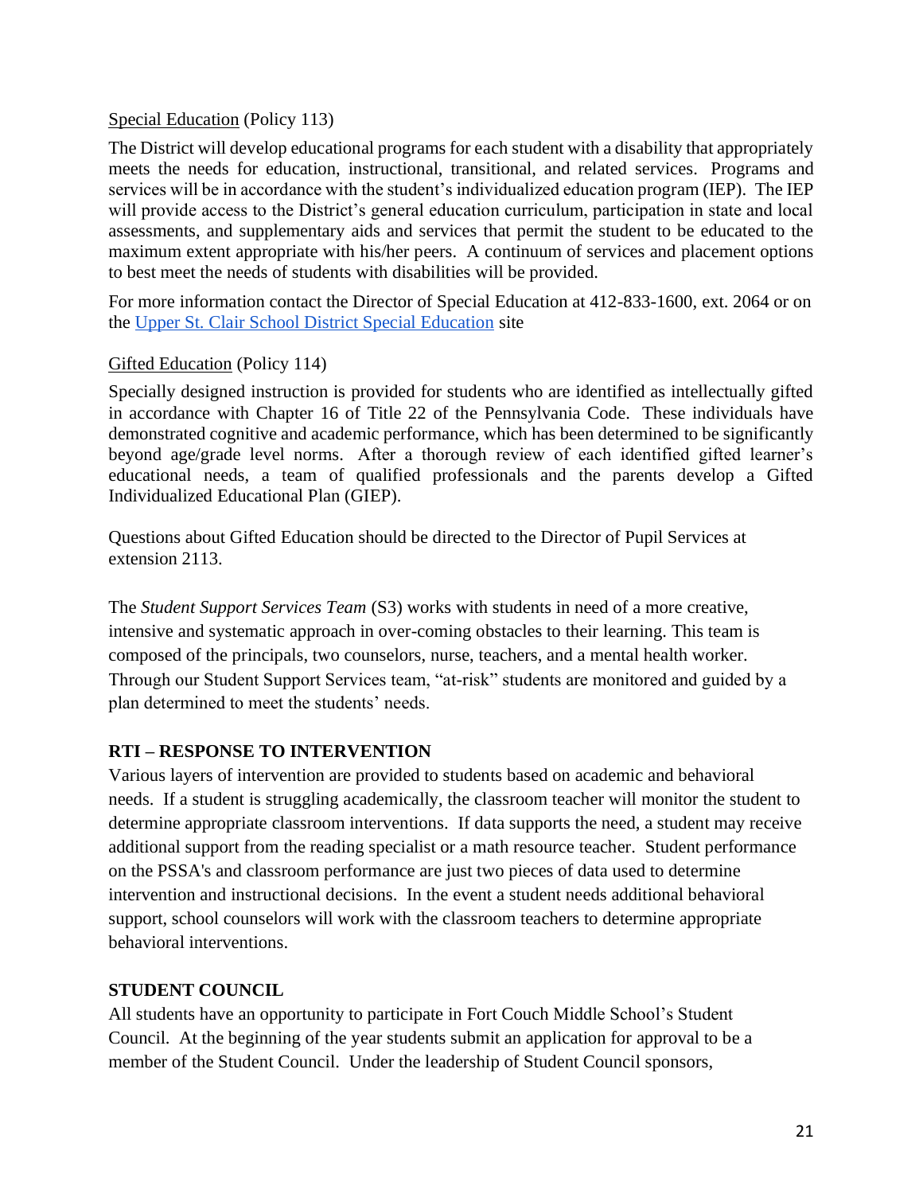<u>Special Education</u> (Policy 113)

The District will develop educational programs for each student with a disability that appropriately meets the needs for education, instructional, transitional, and related services. Programs and services will be in accordance with the student's individualized education program (IEP). The IEP will provide access to the District's general education curriculum, participation in state and local assessments, and supplementary aids and services that permit the student to be educated to the maximum extent appropriate with his/her peers. A continuum of services and placement options to best meet the needs of students with disabilities will be provided.

For more information contact the Director of Special Education at 412-833-1600, ext. 2064 or on the Upper St. Clair School District Special Education site

<u>Gifted Education</u> (Policy 114)

Specially designed instruction is provided for students who are identified as intellectually gifted in accordance with Chapter 16 of Title 22 of the Pennsylvania Code. These individuals have demonstrated cognitive and academic performance, which has been determined to be significantly beyond age/grade level norms. After a thorough review of each identified gifted learner's educational needs, a team of qualified professionals and the parents develop a Gifted Individualized Educational Plan (GIEP).

Questions about Gifted Education should be directed to the Director of Pupil Services at extension 2113.

The *Student Support Services Team* (S3) works with students in need of a more creative, intensive and systematic approach in over-coming obstacles to their learning. This team is composed of the principals, two counselors, nurse, teachers, and a mental health worker. Through our Student Support Services team, "at-risk" students are monitored and guided by a plan determined to meet the students' needs.

**RTI – RESPONSE TO INTERVENTION**

Various layers of intervention are provided to students based on academic and behavioral needs. If a student is struggling academically, the classroom teacher will monitor the student to determine appropriate classroom interventions. If data supports the need, a student may receive additional support from the reading specialist or a math resource teacher. Student performance on the PSSA's and classroom performance are just two pieces of data used to determine intervention and instructional decisions. In the event a student needs additional behavioral support, school counselors will work with the classroom teachers to determine appropriate behavioral interventions.

**STUDENT COUNCIL**

All students have an opportunity to participate in Fort Couch Middle School's Student Council. At the beginning of the year students submit an application for approval to be a member of the Student Council. Under the leadership of Student Council sponsors,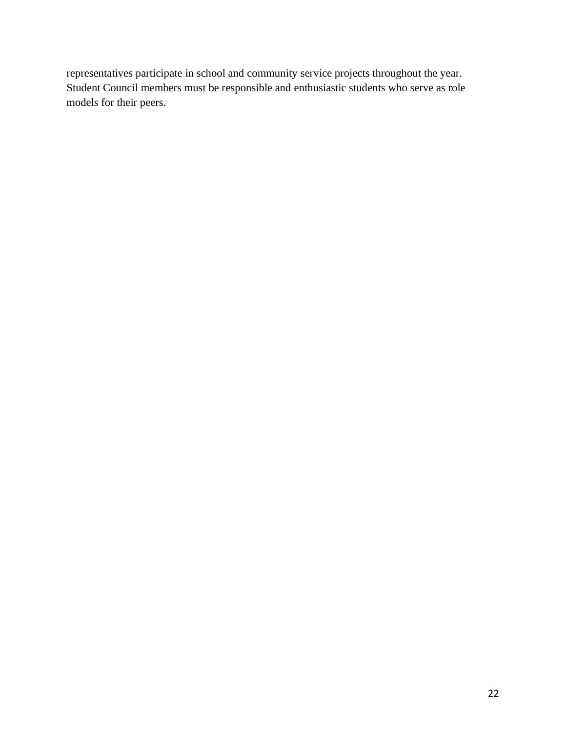representatives participate in school and community service projects throughout the year. Student Council members must be responsible and enthusiastic students who serve as role models for their peers.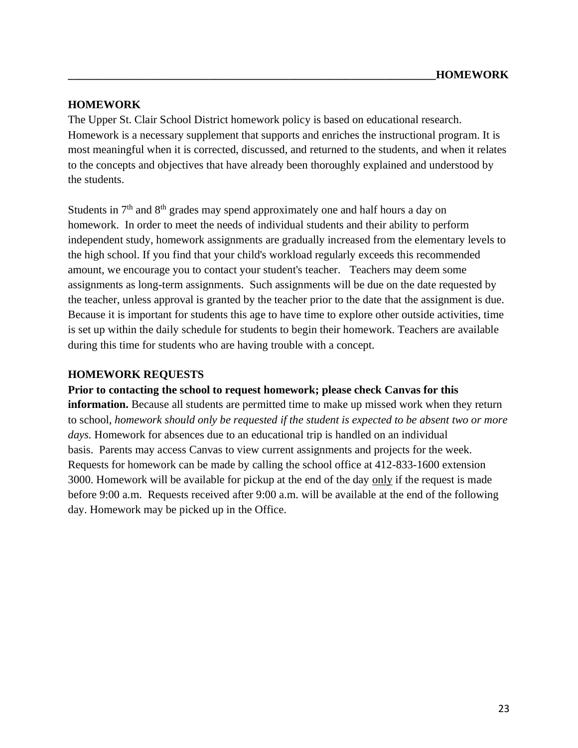## HOMEWORK

The Upper St. Clair School District homework policy is based on educational research. Homework is a necessary supplement that supports and enriches the instructional program. It is most meaningful when it is corrected, discussed, and returned to the students, and when it relates to the concepts and objectives that have already been thoroughly explained and understood by the students.

Students in 7th and 8th grades may spend approximately one and half hours a day on homework. In order to meet the needs of individual students and their ability to perform independent study, homework assignments are gradually increased from the elementary levels to the high school. If you find that your child's workload regularly exceeds this recommended amount, we encourage you to contact your student's teacher. Teachers may deem some assignments as long-term assignments. Such assignments will be due on the date requested by the teacher, unless approval is granted by the teacher prior to the date that the assignment is due. Because it is important for students this age to have time to explore other outside activities, time is set up within the daily schedule for students to begin their homework. Teachers are available during this time for students who are having trouble with a concept.

## HOMEWORK REQUESTS

**Prior to contacting the school to request homework; please check Canvas for this information.** Because all students are permitted time to make up missed work when they return to school, *homework should only be requested if the student is expected to be absent two or more days.* Homework for absences due to an educational trip is handled on an individual basis. Parents may access Canvas to view current assignments and projects for the week. Requests for homework can be made by calling the school office at 412-833-1600 extension 3000. Homework will be available for pickup at the end of the day <u>only</u> if the request is made before 9:00 a.m. Requests received after 9:00 a.m. will be available at the end of the following day. Homework may be picked up in the Office.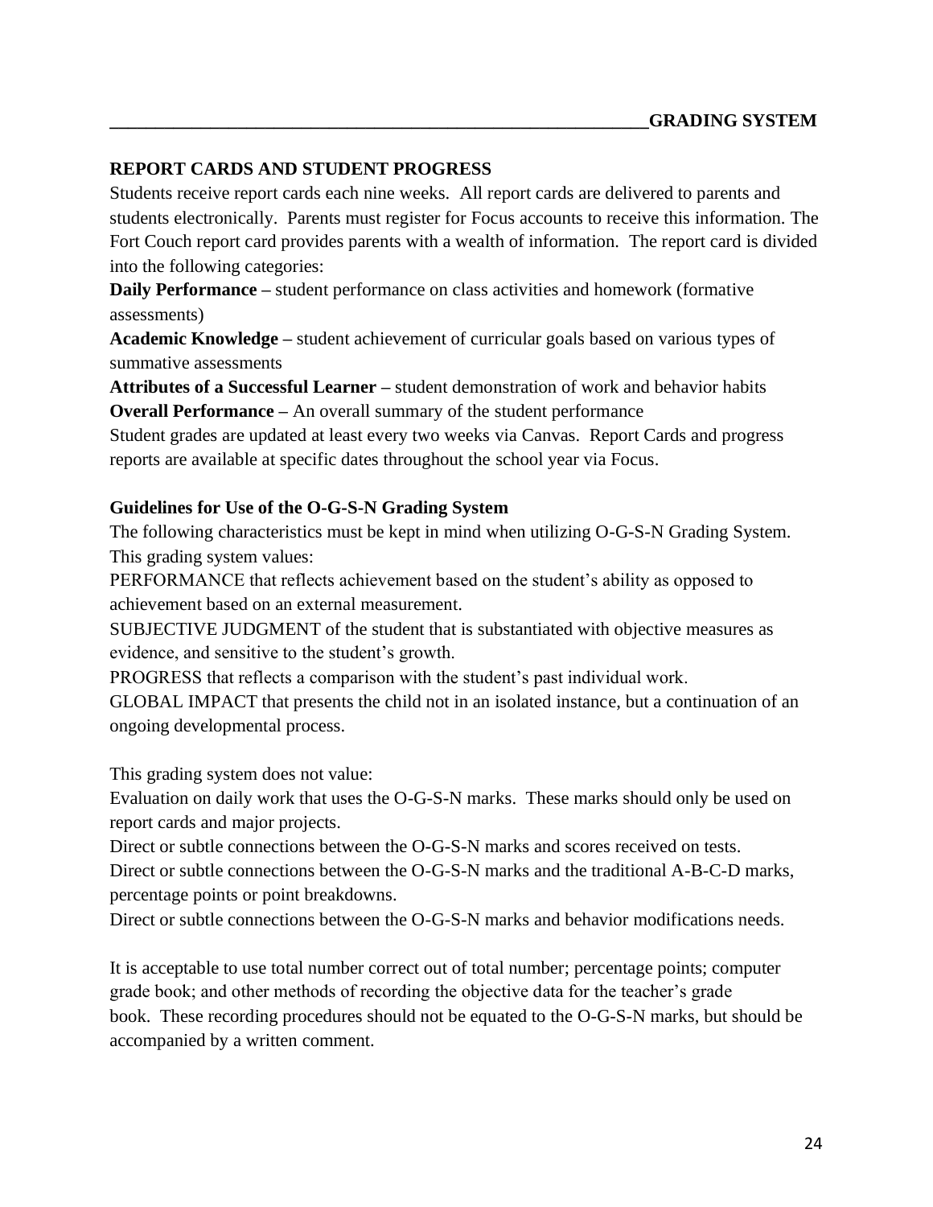## GRADING SYSTEM

### REPORT CARDS AND STUDENT PROGRESS

Students receive report cards each nine weeks. All report cards are delivered to parents and students electronically. Parents must register for Focus accounts to receive this information. The Fort Couch report card provides parents with a wealth of information. The report card is divided into the following categories:

**Daily Performance –** student performance on class activities and homework (formative assessments)

**Academic Knowledge –** student achievement of curricular goals based on various types of summative assessments

**Attributes of a Successful Learner –** student demonstration of work and behavior habits

**Overall Performance –** An overall summary of the student performance

Student grades are updated at least every two weeks via Canvas. Report Cards and progress reports are available at specific dates throughout the school year via Focus.

### Guidelines for Use of the O-G-S-N Grading System

The following characteristics must be kept in mind when utilizing O-G-S-N Grading System. This grading system values:

PERFORMANCE that reflects achievement based on the student's ability as opposed to achievement based on an external measurement.

SUBJECTIVE JUDGMENT of the student that is substantiated with objective measures as evidence, and sensitive to the student's growth.

PROGRESS that reflects a comparison with the student's past individual work.

GLOBAL IMPACT that presents the child not in an isolated instance, but a continuation of an ongoing developmental process.

This grading system does not value:

Evaluation on daily work that uses the O-G-S-N marks. These marks should only be used on report cards and major projects.

Direct or subtle connections between the O-G-S-N marks and scores received on tests.

Direct or subtle connections between the O-G-S-N marks and the traditional A-B-C-D marks, percentage points or point breakdowns.

Direct or subtle connections between the O-G-S-N marks and behavior modifications needs.

It is acceptable to use total number correct out of total number; percentage points; computer grade book; and other methods of recording the objective data for the teacher's grade book. These recording procedures should not be equated to the O-G-S-N marks, but should be accompanied by a written comment.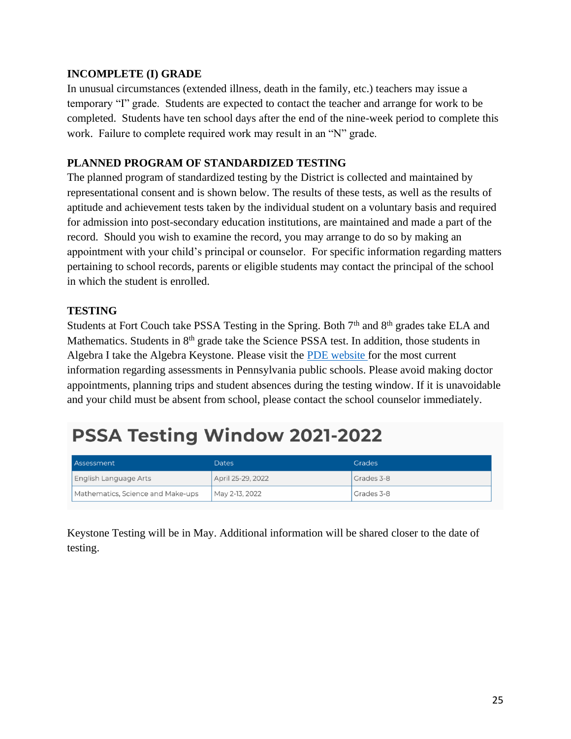## INCOMPLETE (I) GRADE

In unusual circumstances (extended illness, death in the family, etc.) teachers may issue a temporary "I" grade. Students are expected to contact the teacher and arrange for work to be completed. Students have ten school days after the end of the nine-week period to complete this work. Failure to complete required work may result in an "N" grade.

## PLANNED PROGRAM OF STANDARDIZED TESTING

The planned program of standardized testing by the District is collected and maintained by representational consent and is shown below. The results of these tests, as well as the results of aptitude and achievement tests taken by the individual student on a voluntary basis and required for admission into post-secondary education institutions, are maintained and made a part of the record. Should you wish to examine the record, you may arrange to do so by making an appointment with your child's principal or counselor. For specific information regarding matters pertaining to school records, parents or eligible students may contact the principal of the school in which the student is enrolled.

## TESTING

Students at Fort Couch take PSSA Testing in the Spring. Both 7th and 8th grades take ELA and Mathematics. Students in 8th grade take the Science PSSA test. In addition, those students in Algebra I take the Algebra Keystone. Please visit the PDE website for the most current information regarding assessments in Pennsylvania public schools. Please avoid making doctor appointments, planning trips and student absences during the testing window. If it is unavoidable and your child must be absent from school, please contact the school counselor immediately.

## PSSA Testing Window 2021-2022

| Assessment | Dates | Grades |
|---|---|---|
| English Language Arts | April 25-29, 2022 | Grades 3-8 |
| Mathematics, Science and Make-ups | May 2-13, 2022 | Grades 3-8 |

Keystone Testing will be in May. Additional information will be shared closer to the date of testing.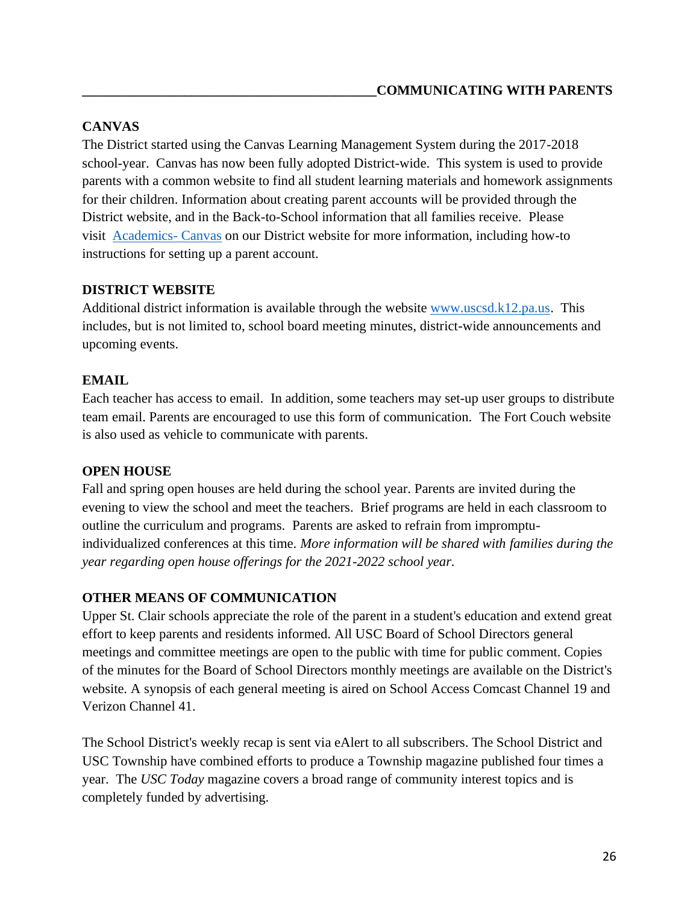## COMMUNICATING WITH PARENTS

### CANVAS

The District started using the Canvas Learning Management System during the 2017-2018 school-year. Canvas has now been fully adopted District-wide. This system is used to provide parents with a common website to find all student learning materials and homework assignments for their children. Information about creating parent accounts will be provided through the District website, and in the Back-to-School information that all families receive. Please visit Academics- Canvas on our District website for more information, including how-to instructions for setting up a parent account.

### DISTRICT WEBSITE

Additional district information is available through the website www.uscsd.k12.pa.us. This includes, but is not limited to, school board meeting minutes, district-wide announcements and upcoming events.

### EMAIL

Each teacher has access to email. In addition, some teachers may set-up user groups to distribute team email. Parents are encouraged to use this form of communication. The Fort Couch website is also used as vehicle to communicate with parents.

### OPEN HOUSE

Fall and spring open houses are held during the school year. Parents are invited during the evening to view the school and meet the teachers. Brief programs are held in each classroom to outline the curriculum and programs. Parents are asked to refrain from impromptu-individualized conferences at this time. *More information will be shared with families during the year regarding open house offerings for the 2021-2022 school year.*

### OTHER MEANS OF COMMUNICATION

Upper St. Clair schools appreciate the role of the parent in a student's education and extend great effort to keep parents and residents informed. All USC Board of School Directors general meetings and committee meetings are open to the public with time for public comment. Copies of the minutes for the Board of School Directors monthly meetings are available on the District's website. A synopsis of each general meeting is aired on School Access Comcast Channel 19 and Verizon Channel 41.

The School District's weekly recap is sent via eAlert to all subscribers. The School District and USC Township have combined efforts to produce a Township magazine published four times a year. The *USC Today* magazine covers a broad range of community interest topics and is completely funded by advertising.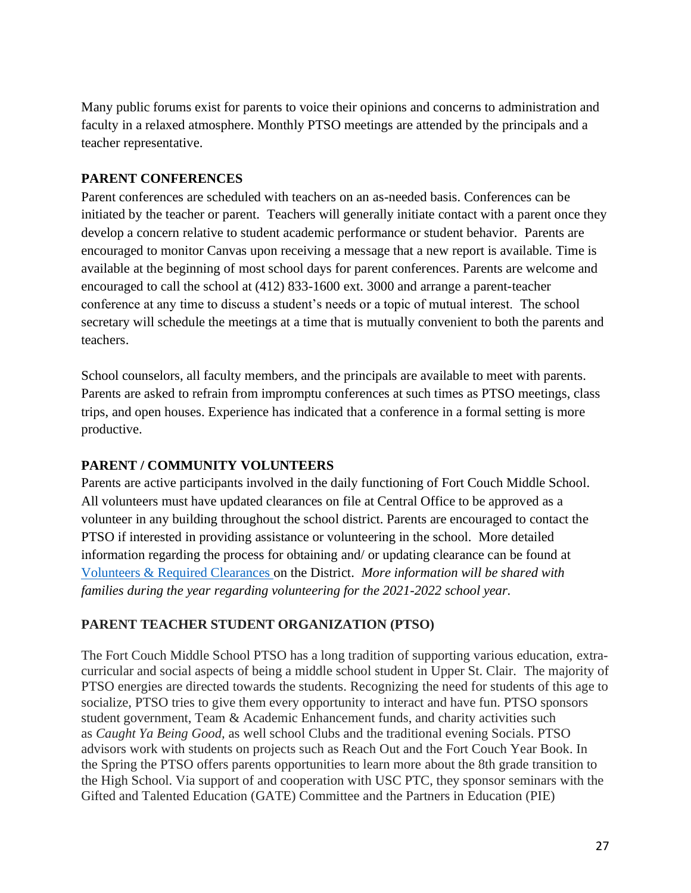Many public forums exist for parents to voice their opinions and concerns to administration and faculty in a relaxed atmosphere. Monthly PTSO meetings are attended by the principals and a teacher representative.

## PARENT CONFERENCES

Parent conferences are scheduled with teachers on an as-needed basis. Conferences can be initiated by the teacher or parent. Teachers will generally initiate contact with a parent once they develop a concern relative to student academic performance or student behavior. Parents are encouraged to monitor Canvas upon receiving a message that a new report is available. Time is available at the beginning of most school days for parent conferences. Parents are welcome and encouraged to call the school at (412) 833-1600 ext. 3000 and arrange a parent-teacher conference at any time to discuss a student's needs or a topic of mutual interest. The school secretary will schedule the meetings at a time that is mutually convenient to both the parents and teachers.

School counselors, all faculty members, and the principals are available to meet with parents. Parents are asked to refrain from impromptu conferences at such times as PTSO meetings, class trips, and open houses. Experience has indicated that a conference in a formal setting is more productive.

## PARENT / COMMUNITY VOLUNTEERS

Parents are active participants involved in the daily functioning of Fort Couch Middle School. All volunteers must have updated clearances on file at Central Office to be approved as a volunteer in any building throughout the school district. Parents are encouraged to contact the PTSO if interested in providing assistance or volunteering in the school. More detailed information regarding the process for obtaining and/ or updating clearance can be found at Volunteers & Required Clearances on the District. *More information will be shared with families during the year regarding volunteering for the 2021-2022 school year.*

## PARENT TEACHER STUDENT ORGANIZATION (PTSO)

The Fort Couch Middle School PTSO has a long tradition of supporting various education, extra-curricular and social aspects of being a middle school student in Upper St. Clair. The majority of PTSO energies are directed towards the students. Recognizing the need for students of this age to socialize, PTSO tries to give them every opportunity to interact and have fun. PTSO sponsors student government, Team & Academic Enhancement funds, and charity activities such as *Caught Ya Being Good*, as well school Clubs and the traditional evening Socials. PTSO advisors work with students on projects such as Reach Out and the Fort Couch Year Book. In the Spring the PTSO offers parents opportunities to learn more about the 8th grade transition to the High School. Via support of and cooperation with USC PTC, they sponsor seminars with the Gifted and Talented Education (GATE) Committee and the Partners in Education (PIE)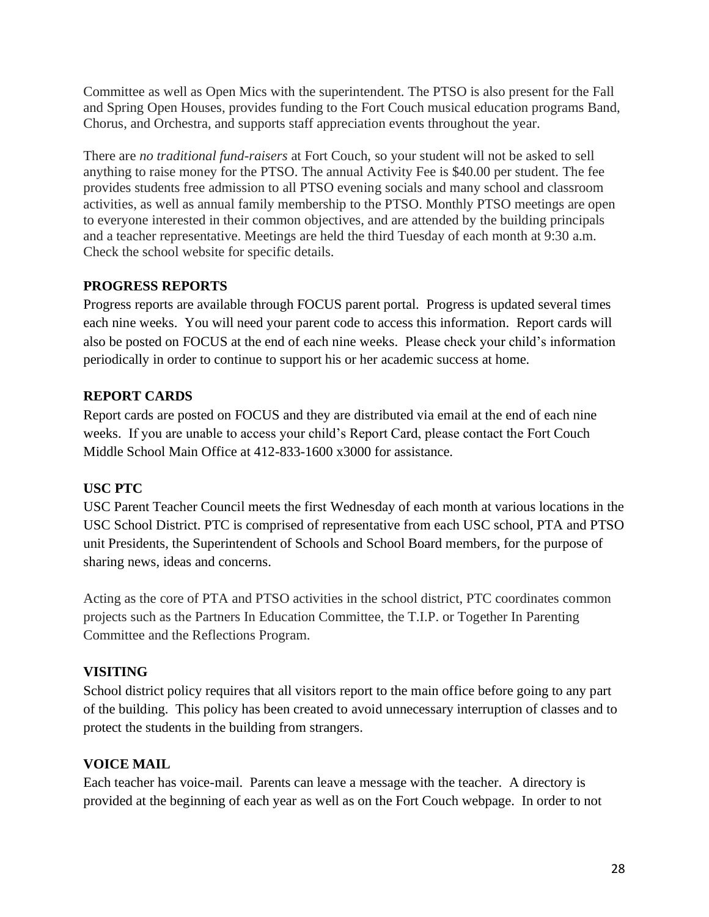Committee as well as Open Mics with the superintendent. The PTSO is also present for the Fall and Spring Open Houses, provides funding to the Fort Couch musical education programs Band, Chorus, and Orchestra, and supports staff appreciation events throughout the year.

There are *no traditional fund-raisers* at Fort Couch, so your student will not be asked to sell anything to raise money for the PTSO. The annual Activity Fee is $40.00 per student. The fee provides students free admission to all PTSO evening socials and many school and classroom activities, as well as annual family membership to the PTSO. Monthly PTSO meetings are open to everyone interested in their common objectives, and are attended by the building principals and a teacher representative. Meetings are held the third Tuesday of each month at 9:30 a.m. Check the school website for specific details.

**PROGRESS REPORTS**

Progress reports are available through FOCUS parent portal. Progress is updated several times each nine weeks. You will need your parent code to access this information. Report cards will also be posted on FOCUS at the end of each nine weeks. Please check your child's information periodically in order to continue to support his or her academic success at home.

**REPORT CARDS**

Report cards are posted on FOCUS and they are distributed via email at the end of each nine weeks. If you are unable to access your child's Report Card, please contact the Fort Couch Middle School Main Office at 412-833-1600 x3000 for assistance.

**USC PTC**

USC Parent Teacher Council meets the first Wednesday of each month at various locations in the USC School District. PTC is comprised of representative from each USC school, PTA and PTSO unit Presidents, the Superintendent of Schools and School Board members, for the purpose of sharing news, ideas and concerns.

Acting as the core of PTA and PTSO activities in the school district, PTC coordinates common projects such as the Partners In Education Committee, the T.I.P. or Together In Parenting Committee and the Reflections Program.

**VISITING**

School district policy requires that all visitors report to the main office before going to any part of the building. This policy has been created to avoid unnecessary interruption of classes and to protect the students in the building from strangers.

**VOICE MAIL**

Each teacher has voice-mail. Parents can leave a message with the teacher. A directory is provided at the beginning of each year as well as on the Fort Couch webpage. In order to not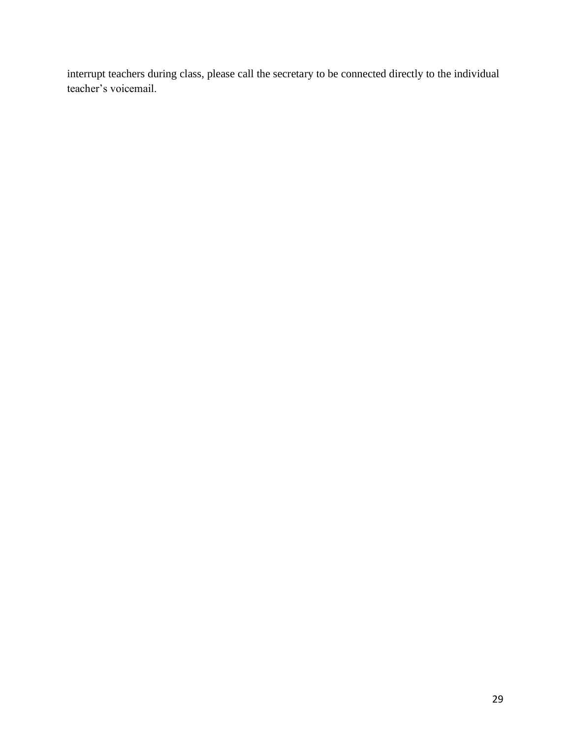interrupt teachers during class, please call the secretary to be connected directly to the individual teacher's voicemail.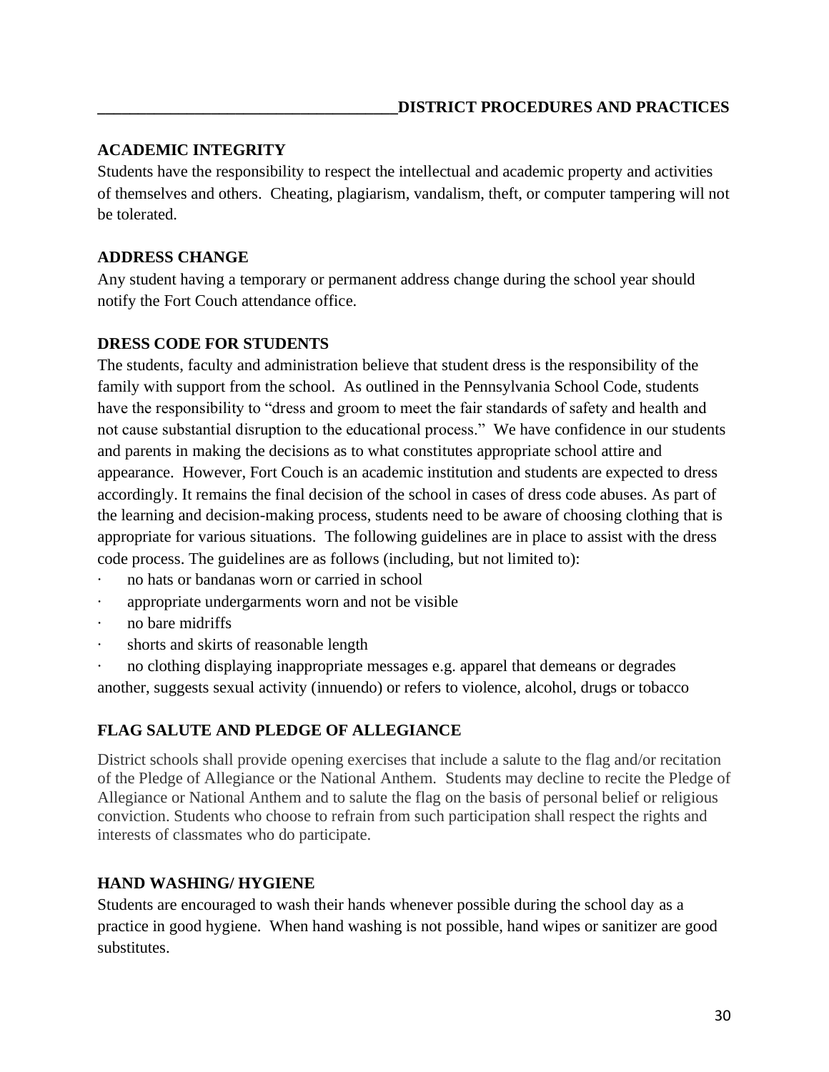## DISTRICT PROCEDURES AND PRACTICES

### ACADEMIC INTEGRITY

Students have the responsibility to respect the intellectual and academic property and activities of themselves and others. Cheating, plagiarism, vandalism, theft, or computer tampering will not be tolerated.

### ADDRESS CHANGE

Any student having a temporary or permanent address change during the school year should notify the Fort Couch attendance office.

### DRESS CODE FOR STUDENTS

The students, faculty and administration believe that student dress is the responsibility of the family with support from the school. As outlined in the Pennsylvania School Code, students have the responsibility to "dress and groom to meet the fair standards of safety and health and not cause substantial disruption to the educational process." We have confidence in our students and parents in making the decisions as to what constitutes appropriate school attire and appearance. However, Fort Couch is an academic institution and students are expected to dress accordingly. It remains the final decision of the school in cases of dress code abuses. As part of the learning and decision-making process, students need to be aware of choosing clothing that is appropriate for various situations. The following guidelines are in place to assist with the dress code process. The guidelines are as follows (including, but not limited to):

- no hats or bandanas worn or carried in school
- appropriate undergarments worn and not be visible
- no bare midriffs
- shorts and skirts of reasonable length
- no clothing displaying inappropriate messages e.g. apparel that demeans or degrades another, suggests sexual activity (innuendo) or refers to violence, alcohol, drugs or tobacco

### FLAG SALUTE AND PLEDGE OF ALLEGIANCE

District schools shall provide opening exercises that include a salute to the flag and/or recitation of the Pledge of Allegiance or the National Anthem. Students may decline to recite the Pledge of Allegiance or National Anthem and to salute the flag on the basis of personal belief or religious conviction. Students who choose to refrain from such participation shall respect the rights and interests of classmates who do participate.

### HAND WASHING/ HYGIENE

Students are encouraged to wash their hands whenever possible during the school day as a practice in good hygiene. When hand washing is not possible, hand wipes or sanitizer are good substitutes.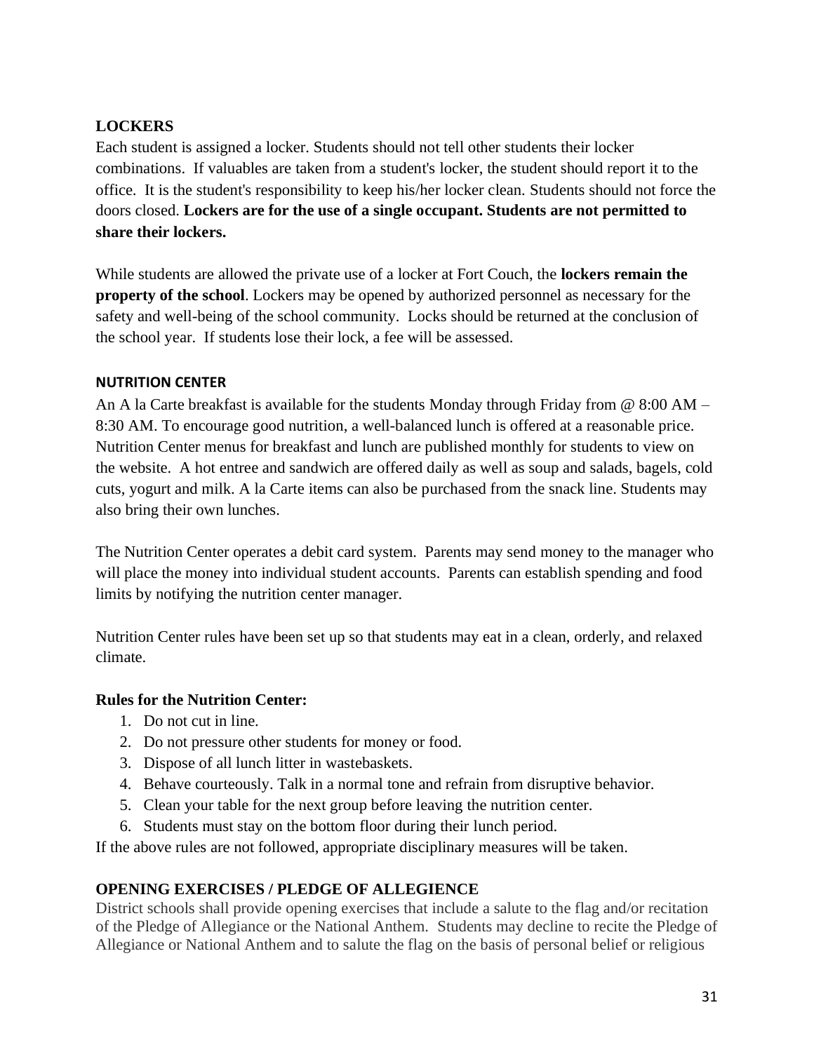## LOCKERS

Each student is assigned a locker. Students should not tell other students their locker combinations. If valuables are taken from a student's locker, the student should report it to the office. It is the student's responsibility to keep his/her locker clean. Students should not force the doors closed. **Lockers are for the use of a single occupant. Students are not permitted to share their lockers.**

While students are allowed the private use of a locker at Fort Couch, the **lockers remain the property of the school**. Lockers may be opened by authorized personnel as necessary for the safety and well-being of the school community. Locks should be returned at the conclusion of the school year. If students lose their lock, a fee will be assessed.

## NUTRITION CENTER

An A la Carte breakfast is available for the students Monday through Friday from @ 8:00 AM – 8:30 AM. To encourage good nutrition, a well-balanced lunch is offered at a reasonable price. Nutrition Center menus for breakfast and lunch are published monthly for students to view on the website. A hot entree and sandwich are offered daily as well as soup and salads, bagels, cold cuts, yogurt and milk. A la Carte items can also be purchased from the snack line. Students may also bring their own lunches.

The Nutrition Center operates a debit card system. Parents may send money to the manager who will place the money into individual student accounts. Parents can establish spending and food limits by notifying the nutrition center manager.

Nutrition Center rules have been set up so that students may eat in a clean, orderly, and relaxed climate.

**Rules for the Nutrition Center:**

1. Do not cut in line.
2. Do not pressure other students for money or food.
3. Dispose of all lunch litter in wastebaskets.
4. Behave courteously. Talk in a normal tone and refrain from disruptive behavior.
5. Clean your table for the next group before leaving the nutrition center.
6. Students must stay on the bottom floor during their lunch period.

If the above rules are not followed, appropriate disciplinary measures will be taken.

## OPENING EXERCISES / PLEDGE OF ALLEGIENCE

District schools shall provide opening exercises that include a salute to the flag and/or recitation of the Pledge of Allegiance or the National Anthem. Students may decline to recite the Pledge of Allegiance or National Anthem and to salute the flag on the basis of personal belief or religious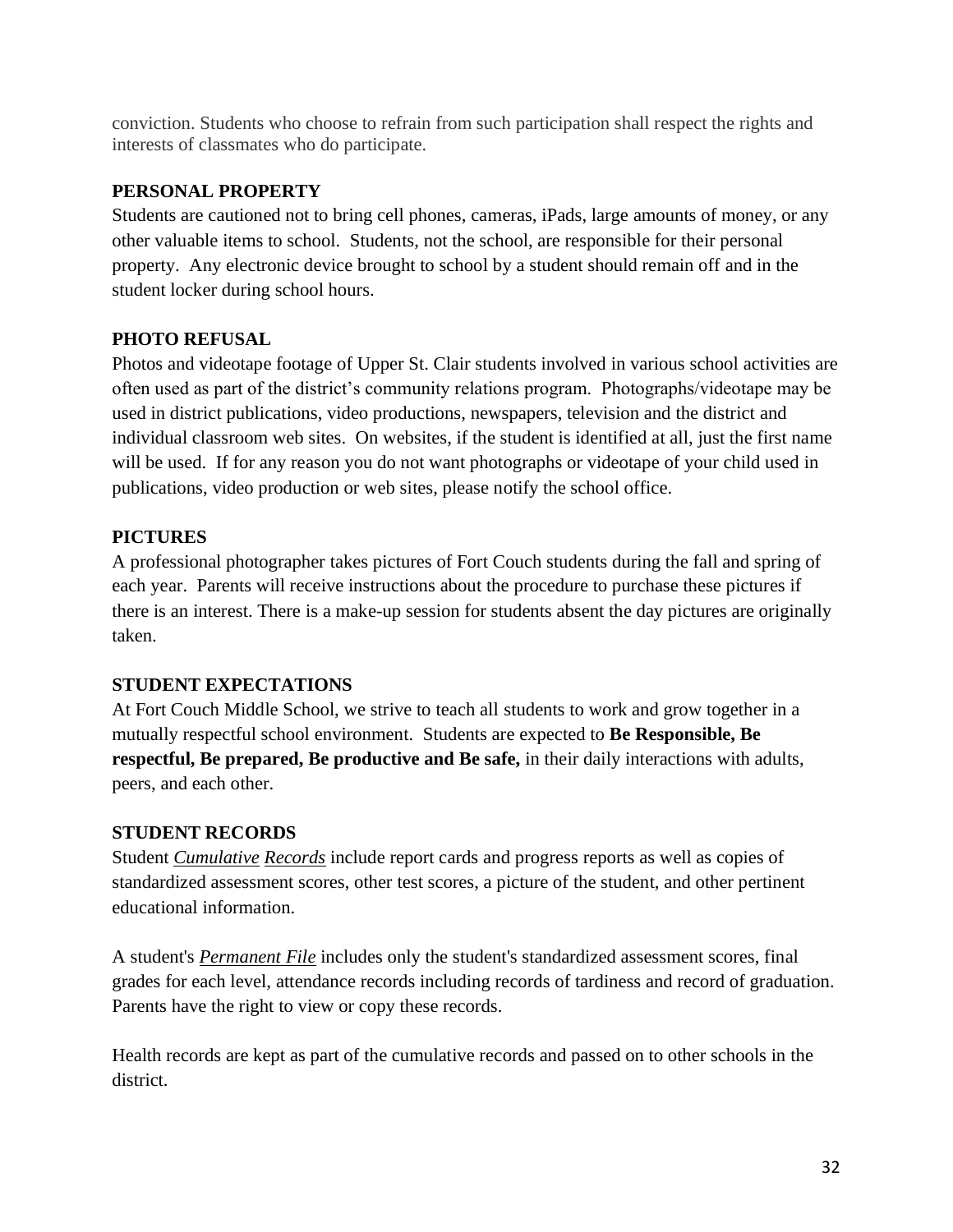conviction. Students who choose to refrain from such participation shall respect the rights and interests of classmates who do participate.

## PERSONAL PROPERTY

Students are cautioned not to bring cell phones, cameras, iPads, large amounts of money, or any other valuable items to school. Students, not the school, are responsible for their personal property. Any electronic device brought to school by a student should remain off and in the student locker during school hours.

## PHOTO REFUSAL

Photos and videotape footage of Upper St. Clair students involved in various school activities are often used as part of the district's community relations program. Photographs/videotape may be used in district publications, video productions, newspapers, television and the district and individual classroom web sites. On websites, if the student is identified at all, just the first name will be used. If for any reason you do not want photographs or videotape of your child used in publications, video production or web sites, please notify the school office.

## PICTURES

A professional photographer takes pictures of Fort Couch students during the fall and spring of each year. Parents will receive instructions about the procedure to purchase these pictures if there is an interest. There is a make-up session for students absent the day pictures are originally taken.

## STUDENT EXPECTATIONS

At Fort Couch Middle School, we strive to teach all students to work and grow together in a mutually respectful school environment. Students are expected to **Be Responsible, Be respectful, Be prepared, Be productive and Be safe,** in their daily interactions with adults, peers, and each other.

## STUDENT RECORDS

Student ***Cumulative*** ***Records*** include report cards and progress reports as well as copies of standardized assessment scores, other test scores, a picture of the student, and other pertinent educational information.

A student's ***Permanent File*** includes only the student's standardized assessment scores, final grades for each level, attendance records including records of tardiness and record of graduation. Parents have the right to view or copy these records.

Health records are kept as part of the cumulative records and passed on to other schools in the district.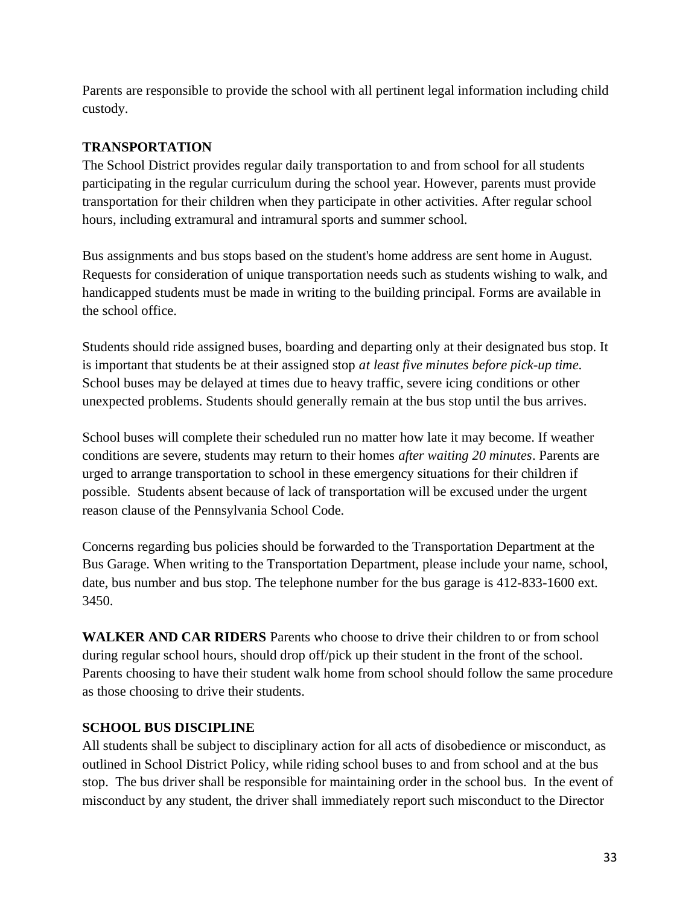Parents are responsible to provide the school with all pertinent legal information including child custody.

## TRANSPORTATION

The School District provides regular daily transportation to and from school for all students participating in the regular curriculum during the school year. However, parents must provide transportation for their children when they participate in other activities. After regular school hours, including extramural and intramural sports and summer school.

Bus assignments and bus stops based on the student's home address are sent home in August. Requests for consideration of unique transportation needs such as students wishing to walk, and handicapped students must be made in writing to the building principal. Forms are available in the school office.

Students should ride assigned buses, boarding and departing only at their designated bus stop. It is important that students be at their assigned stop *at least five minutes before pick-up time.* School buses may be delayed at times due to heavy traffic, severe icing conditions or other unexpected problems. Students should generally remain at the bus stop until the bus arrives.

School buses will complete their scheduled run no matter how late it may become. If weather conditions are severe, students may return to their homes *after waiting 20 minutes*. Parents are urged to arrange transportation to school in these emergency situations for their children if possible. Students absent because of lack of transportation will be excused under the urgent reason clause of the Pennsylvania School Code.

Concerns regarding bus policies should be forwarded to the Transportation Department at the Bus Garage. When writing to the Transportation Department, please include your name, school, date, bus number and bus stop. The telephone number for the bus garage is 412-833-1600 ext. 3450.

**WALKER AND CAR RIDERS** Parents who choose to drive their children to or from school during regular school hours, should drop off/pick up their student in the front of the school. Parents choosing to have their student walk home from school should follow the same procedure as those choosing to drive their students.

## SCHOOL BUS DISCIPLINE

All students shall be subject to disciplinary action for all acts of disobedience or misconduct, as outlined in School District Policy, while riding school buses to and from school and at the bus stop. The bus driver shall be responsible for maintaining order in the school bus. In the event of misconduct by any student, the driver shall immediately report such misconduct to the Director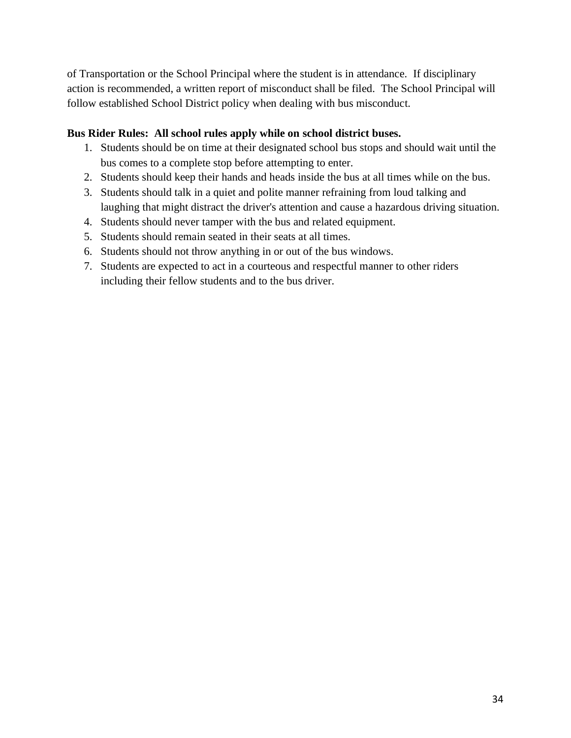of Transportation or the School Principal where the student is in attendance. If disciplinary action is recommended, a written report of misconduct shall be filed. The School Principal will follow established School District policy when dealing with bus misconduct.

**Bus Rider Rules: All school rules apply while on school district buses.**

1. Students should be on time at their designated school bus stops and should wait until the bus comes to a complete stop before attempting to enter.
2. Students should keep their hands and heads inside the bus at all times while on the bus.
3. Students should talk in a quiet and polite manner refraining from loud talking and laughing that might distract the driver's attention and cause a hazardous driving situation.
4. Students should never tamper with the bus and related equipment.
5. Students should remain seated in their seats at all times.
6. Students should not throw anything in or out of the bus windows.
7. Students are expected to act in a courteous and respectful manner to other riders including their fellow students and to the bus driver.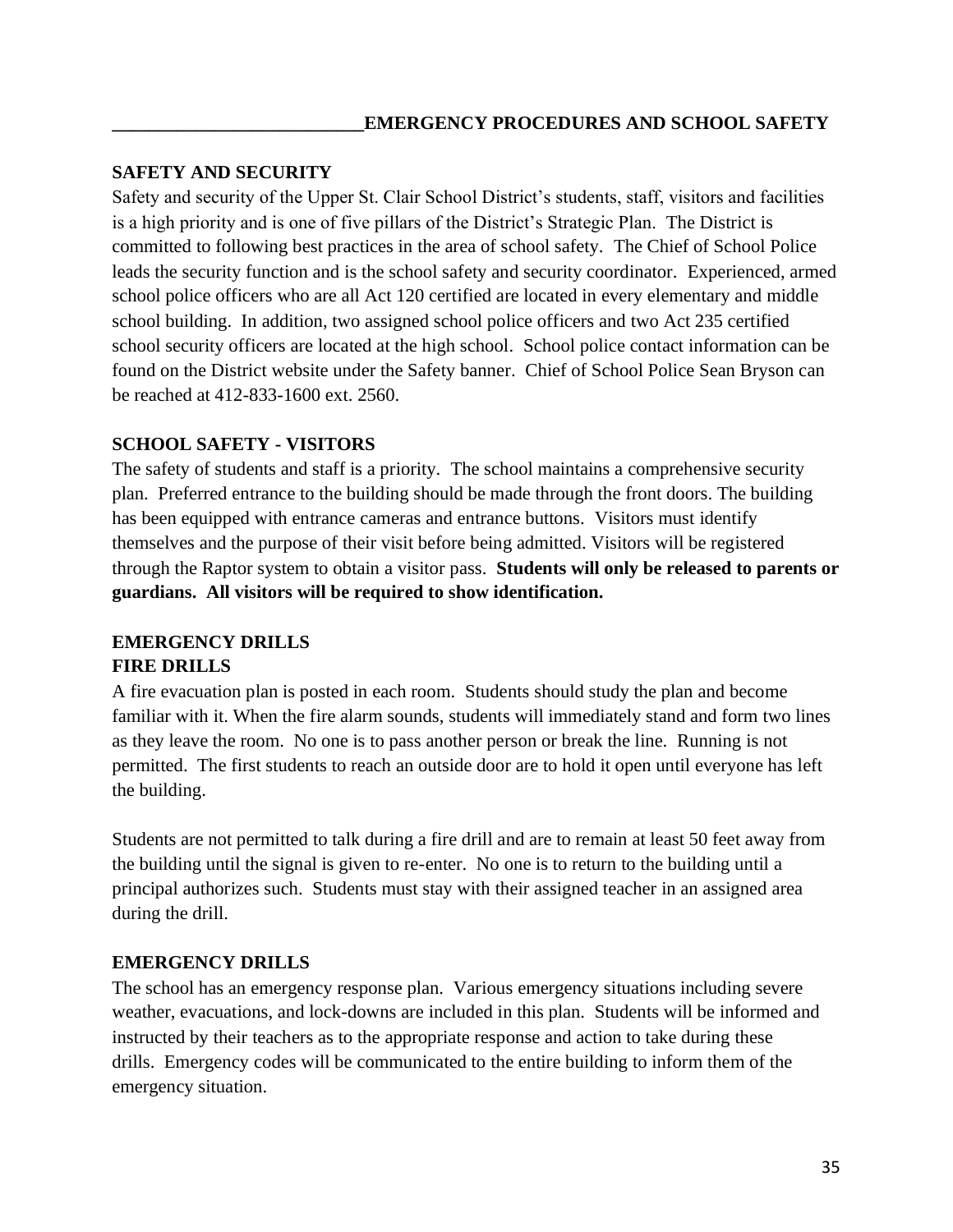# EMERGENCY PROCEDURES AND SCHOOL SAFETY

## SAFETY AND SECURITY

Safety and security of the Upper St. Clair School District's students, staff, visitors and facilities is a high priority and is one of five pillars of the District's Strategic Plan. The District is committed to following best practices in the area of school safety. The Chief of School Police leads the security function and is the school safety and security coordinator. Experienced, armed school police officers who are all Act 120 certified are located in every elementary and middle school building. In addition, two assigned school police officers and two Act 235 certified school security officers are located at the high school. School police contact information can be found on the District website under the Safety banner. Chief of School Police Sean Bryson can be reached at 412-833-1600 ext. 2560.

## SCHOOL SAFETY - VISITORS

The safety of students and staff is a priority. The school maintains a comprehensive security plan. Preferred entrance to the building should be made through the front doors. The building has been equipped with entrance cameras and entrance buttons. Visitors must identify themselves and the purpose of their visit before being admitted. Visitors will be registered through the Raptor system to obtain a visitor pass. **Students will only be released to parents or guardians. All visitors will be required to show identification.**

## EMERGENCY DRILLS

### FIRE DRILLS

A fire evacuation plan is posted in each room. Students should study the plan and become familiar with it. When the fire alarm sounds, students will immediately stand and form two lines as they leave the room. No one is to pass another person or break the line. Running is not permitted. The first students to reach an outside door are to hold it open until everyone has left the building.

Students are not permitted to talk during a fire drill and are to remain at least 50 feet away from the building until the signal is given to re-enter. No one is to return to the building until a principal authorizes such. Students must stay with their assigned teacher in an assigned area during the drill.

### EMERGENCY DRILLS

The school has an emergency response plan. Various emergency situations including severe weather, evacuations, and lock-downs are included in this plan. Students will be informed and instructed by their teachers as to the appropriate response and action to take during these drills. Emergency codes will be communicated to the entire building to inform them of the emergency situation.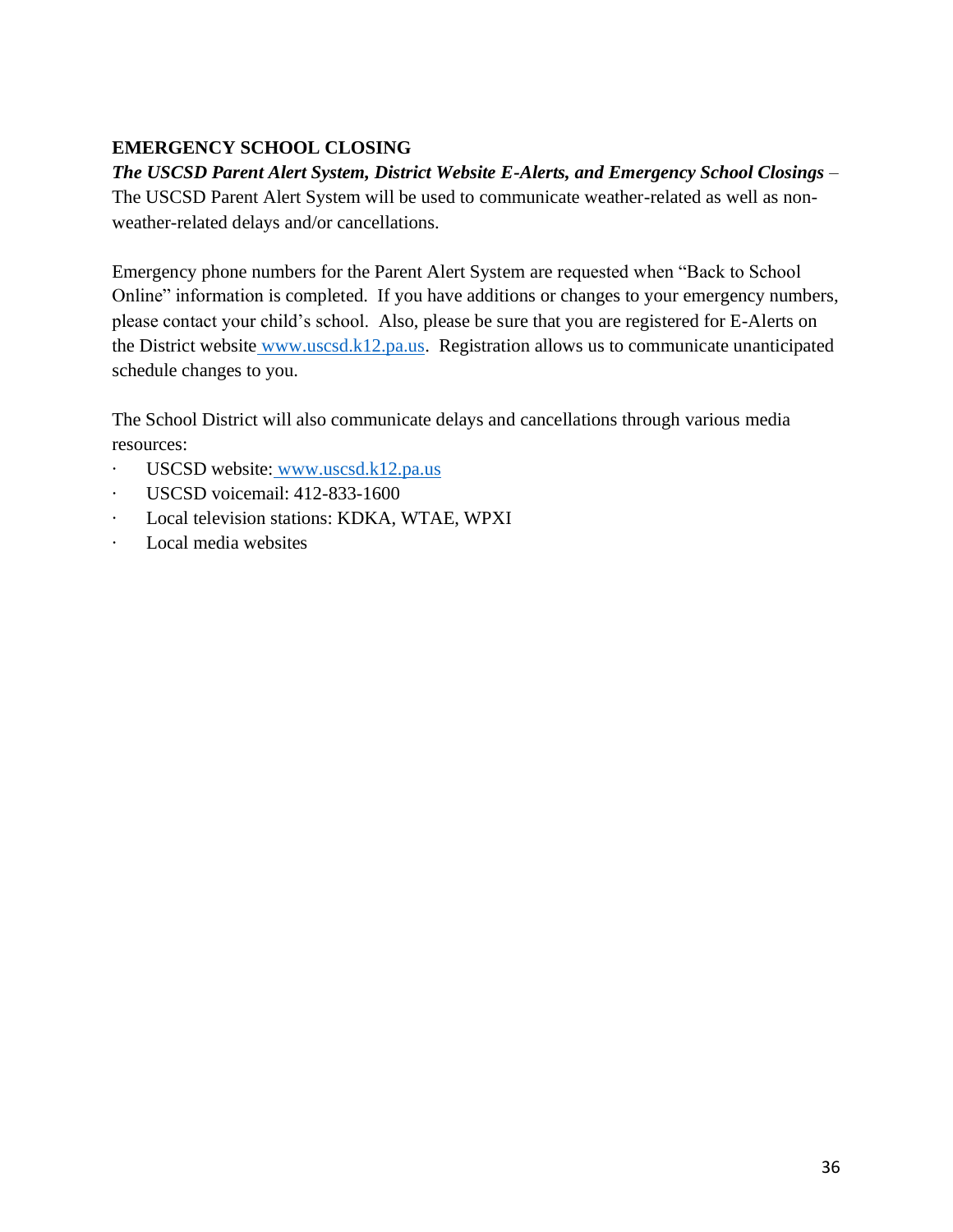## EMERGENCY SCHOOL CLOSING

***The USCSD Parent Alert System, District Website E-Alerts, and Emergency School Closings*** – The USCSD Parent Alert System will be used to communicate weather-related as well as non-weather-related delays and/or cancellations.

Emergency phone numbers for the Parent Alert System are requested when "Back to School Online" information is completed. If you have additions or changes to your emergency numbers, please contact your child's school. Also, please be sure that you are registered for E-Alerts on the District website www.uscsd.k12.pa.us. Registration allows us to communicate unanticipated schedule changes to you.

The School District will also communicate delays and cancellations through various media resources:

- USCSD website: www.uscsd.k12.pa.us
- USCSD voicemail: 412-833-1600
- Local television stations: KDKA, WTAE, WPXI
- Local media websites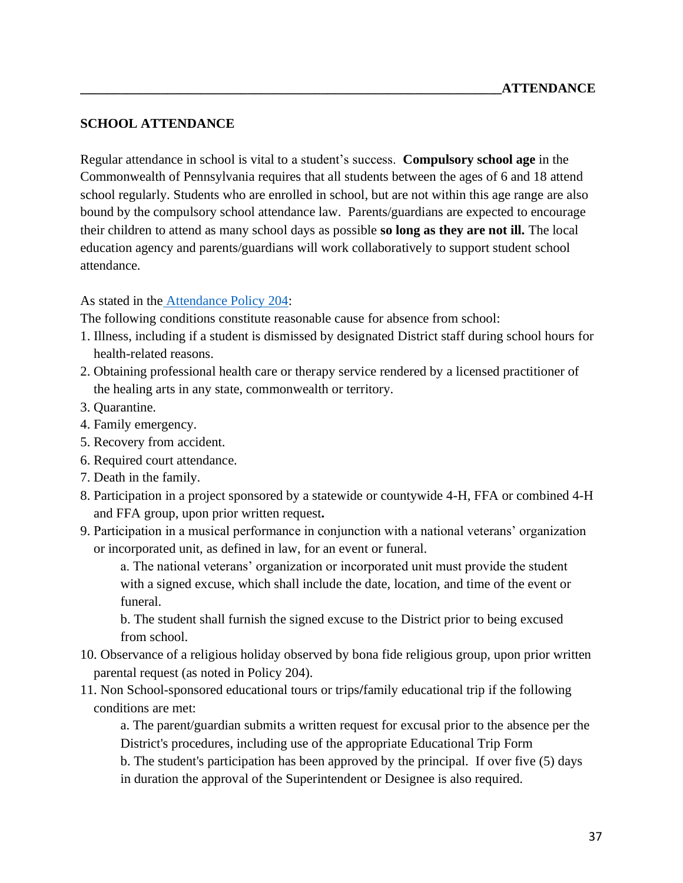# ATTENDANCE

## SCHOOL ATTENDANCE

Regular attendance in school is vital to a student's success. **Compulsory school age** in the Commonwealth of Pennsylvania requires that all students between the ages of 6 and 18 attend school regularly. Students who are enrolled in school, but are not within this age range are also bound by the compulsory school attendance law. Parents/guardians are expected to encourage their children to attend as many school days as possible **so long as they are not ill.** The local education agency and parents/guardians will work collaboratively to support student school attendance.

As stated in the Attendance Policy 204:

The following conditions constitute reasonable cause for absence from school:

1. Illness, including if a student is dismissed by designated District staff during school hours for health-related reasons.
2. Obtaining professional health care or therapy service rendered by a licensed practitioner of the healing arts in any state, commonwealth or territory.
3. Quarantine.
4. Family emergency.
5. Recovery from accident.
6. Required court attendance.
7. Death in the family.
8. Participation in a project sponsored by a statewide or countywide 4-H, FFA or combined 4-H and FFA group, upon prior written request**.**
9. Participation in a musical performance in conjunction with a national veterans' organization or incorporated unit, as defined in law, for an event or funeral.
   a. The national veterans' organization or incorporated unit must provide the student with a signed excuse, which shall include the date, location, and time of the event or funeral.
   b. The student shall furnish the signed excuse to the District prior to being excused from school.
10. Observance of a religious holiday observed by bona fide religious group, upon prior written parental request (as noted in Policy 204).
11. Non School-sponsored educational tours or trips/family educational trip if the following conditions are met:
    a. The parent/guardian submits a written request for excusal prior to the absence per the District's procedures, including use of the appropriate Educational Trip Form
    b. The student's participation has been approved by the principal. If over five (5) days in duration the approval of the Superintendent or Designee is also required.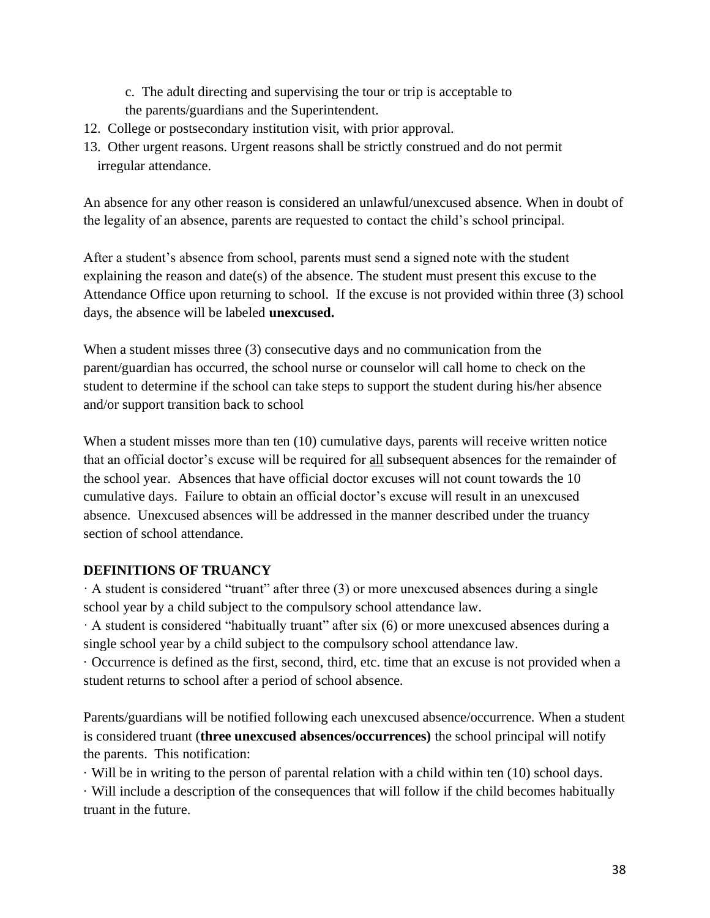c. The adult directing and supervising the tour or trip is acceptable to the parents/guardians and the Superintendent.

12. College or postsecondary institution visit, with prior approval.
13. Other urgent reasons. Urgent reasons shall be strictly construed and do not permit irregular attendance.

An absence for any other reason is considered an unlawful/unexcused absence. When in doubt of the legality of an absence, parents are requested to contact the child's school principal.

After a student's absence from school, parents must send a signed note with the student explaining the reason and date(s) of the absence. The student must present this excuse to the Attendance Office upon returning to school. If the excuse is not provided within three (3) school days, the absence will be labeled **unexcused.**

When a student misses three (3) consecutive days and no communication from the parent/guardian has occurred, the school nurse or counselor will call home to check on the student to determine if the school can take steps to support the student during his/her absence and/or support transition back to school

When a student misses more than ten (10) cumulative days, parents will receive written notice that an official doctor's excuse will be required for <u>all</u> subsequent absences for the remainder of the school year. Absences that have official doctor excuses will not count towards the 10 cumulative days. Failure to obtain an official doctor's excuse will result in an unexcused absence. Unexcused absences will be addressed in the manner described under the truancy section of school attendance.

**DEFINITIONS OF TRUANCY**

· A student is considered "truant" after three (3) or more unexcused absences during a single school year by a child subject to the compulsory school attendance law.
· A student is considered "habitually truant" after six (6) or more unexcused absences during a single school year by a child subject to the compulsory school attendance law.
· Occurrence is defined as the first, second, third, etc. time that an excuse is not provided when a student returns to school after a period of school absence.

Parents/guardians will be notified following each unexcused absence/occurrence. When a student is considered truant (**three unexcused absences/occurrences)** the school principal will notify the parents. This notification:

· Will be in writing to the person of parental relation with a child within ten (10) school days.
· Will include a description of the consequences that will follow if the child becomes habitually truant in the future.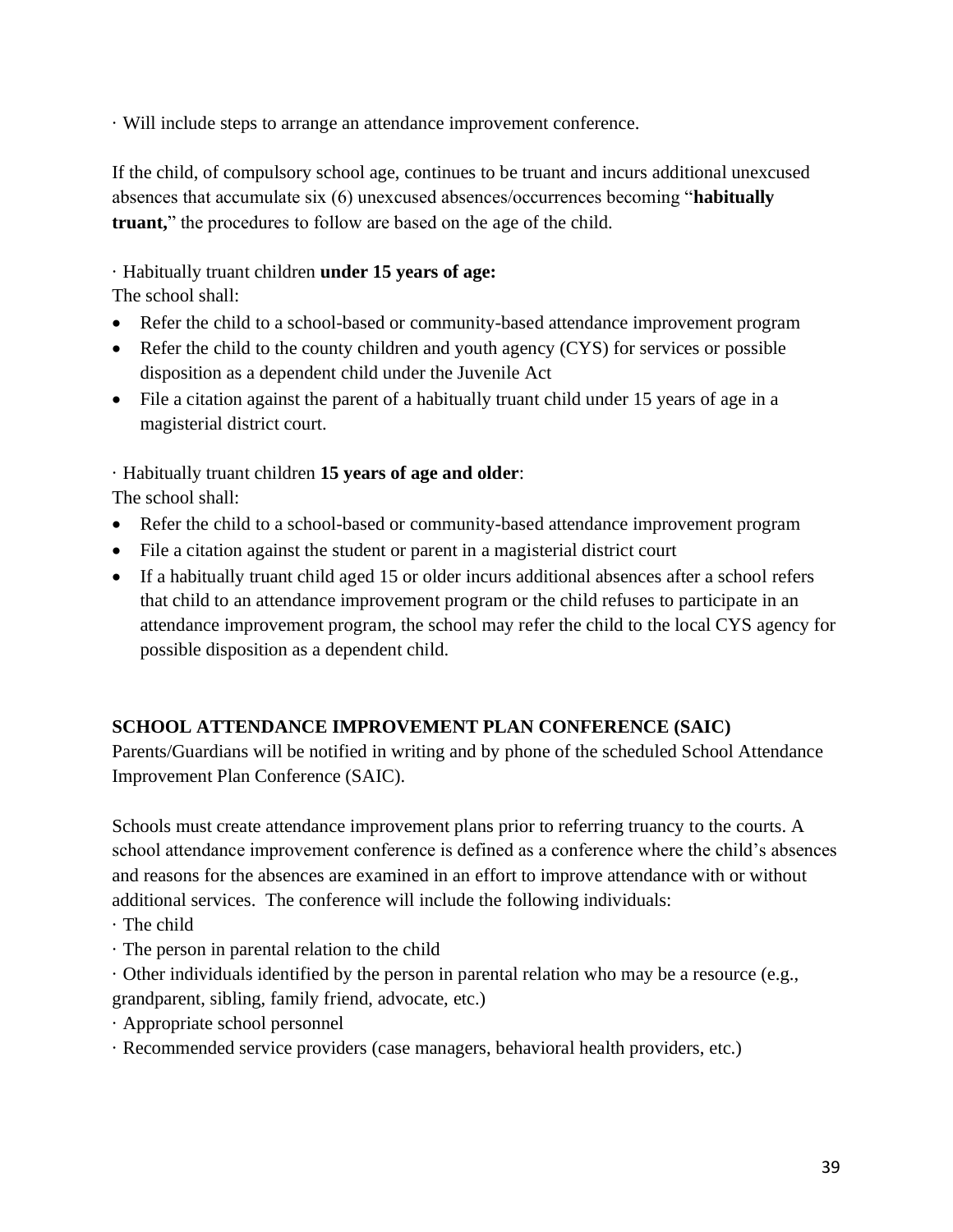· Will include steps to arrange an attendance improvement conference.

If the child, of compulsory school age, continues to be truant and incurs additional unexcused absences that accumulate six (6) unexcused absences/occurrences becoming "**habitually truant,**" the procedures to follow are based on the age of the child.

· Habitually truant children **under 15 years of age:**
The school shall:

- Refer the child to a school-based or community-based attendance improvement program
- Refer the child to the county children and youth agency (CYS) for services or possible disposition as a dependent child under the Juvenile Act
- File a citation against the parent of a habitually truant child under 15 years of age in a magisterial district court.

· Habitually truant children **15 years of age and older**:
The school shall:

- Refer the child to a school-based or community-based attendance improvement program
- File a citation against the student or parent in a magisterial district court
- If a habitually truant child aged 15 or older incurs additional absences after a school refers that child to an attendance improvement program or the child refuses to participate in an attendance improvement program, the school may refer the child to the local CYS agency for possible disposition as a dependent child.

**SCHOOL ATTENDANCE IMPROVEMENT PLAN CONFERENCE (SAIC)**

Parents/Guardians will be notified in writing and by phone of the scheduled School Attendance Improvement Plan Conference (SAIC).

Schools must create attendance improvement plans prior to referring truancy to the courts. A school attendance improvement conference is defined as a conference where the child's absences and reasons for the absences are examined in an effort to improve attendance with or without additional services. The conference will include the following individuals:

· The child
· The person in parental relation to the child
· Other individuals identified by the person in parental relation who may be a resource (e.g., grandparent, sibling, family friend, advocate, etc.)
· Appropriate school personnel
· Recommended service providers (case managers, behavioral health providers, etc.)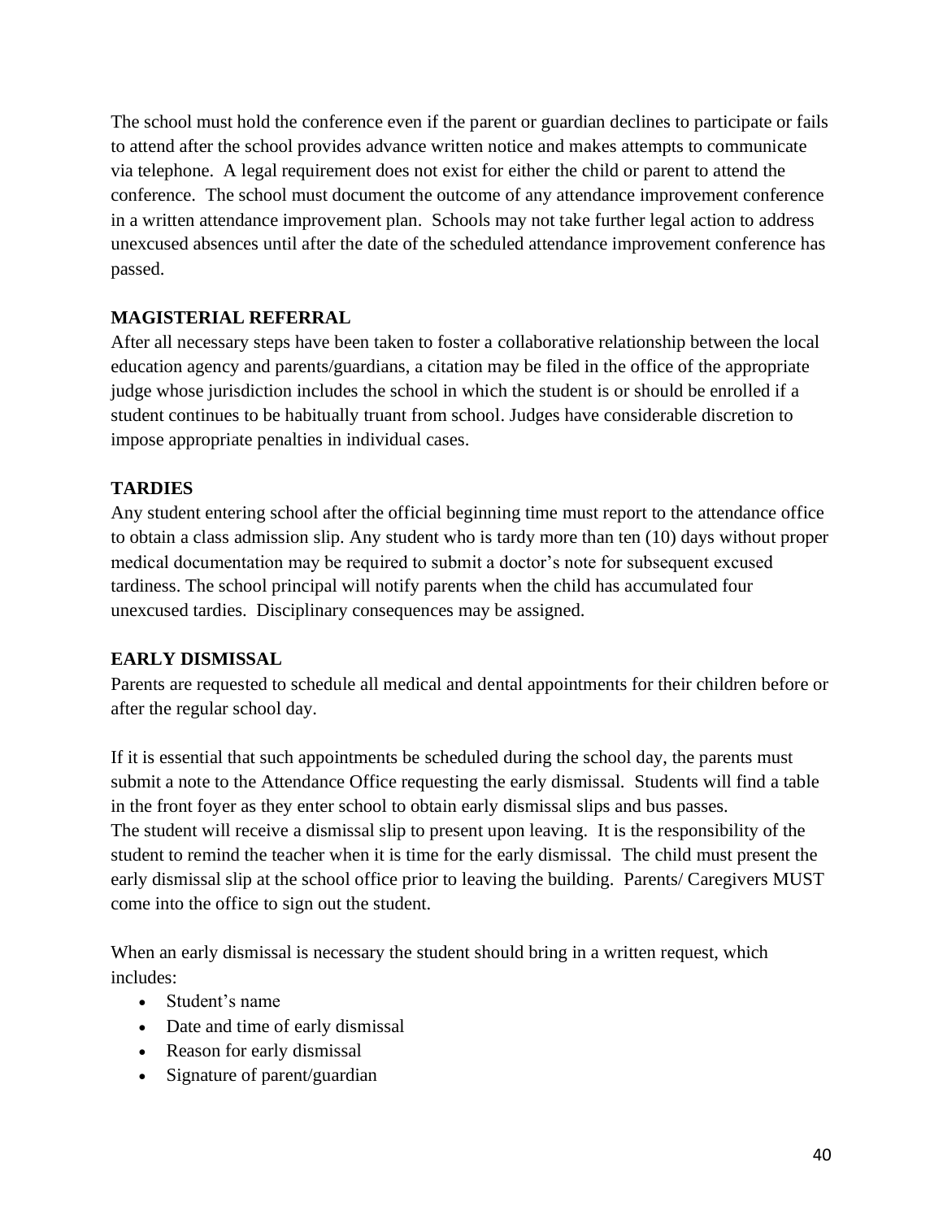The school must hold the conference even if the parent or guardian declines to participate or fails to attend after the school provides advance written notice and makes attempts to communicate via telephone. A legal requirement does not exist for either the child or parent to attend the conference. The school must document the outcome of any attendance improvement conference in a written attendance improvement plan. Schools may not take further legal action to address unexcused absences until after the date of the scheduled attendance improvement conference has passed.

## MAGISTERIAL REFERRAL

After all necessary steps have been taken to foster a collaborative relationship between the local education agency and parents/guardians, a citation may be filed in the office of the appropriate judge whose jurisdiction includes the school in which the student is or should be enrolled if a student continues to be habitually truant from school. Judges have considerable discretion to impose appropriate penalties in individual cases.

## TARDIES

Any student entering school after the official beginning time must report to the attendance office to obtain a class admission slip. Any student who is tardy more than ten (10) days without proper medical documentation may be required to submit a doctor's note for subsequent excused tardiness. The school principal will notify parents when the child has accumulated four unexcused tardies. Disciplinary consequences may be assigned.

## EARLY DISMISSAL

Parents are requested to schedule all medical and dental appointments for their children before or after the regular school day.

If it is essential that such appointments be scheduled during the school day, the parents must submit a note to the Attendance Office requesting the early dismissal. Students will find a table in the front foyer as they enter school to obtain early dismissal slips and bus passes.
The student will receive a dismissal slip to present upon leaving. It is the responsibility of the student to remind the teacher when it is time for the early dismissal. The child must present the early dismissal slip at the school office prior to leaving the building. Parents/ Caregivers MUST come into the office to sign out the student.

When an early dismissal is necessary the student should bring in a written request, which includes:

- Student's name
- Date and time of early dismissal
- Reason for early dismissal
- Signature of parent/guardian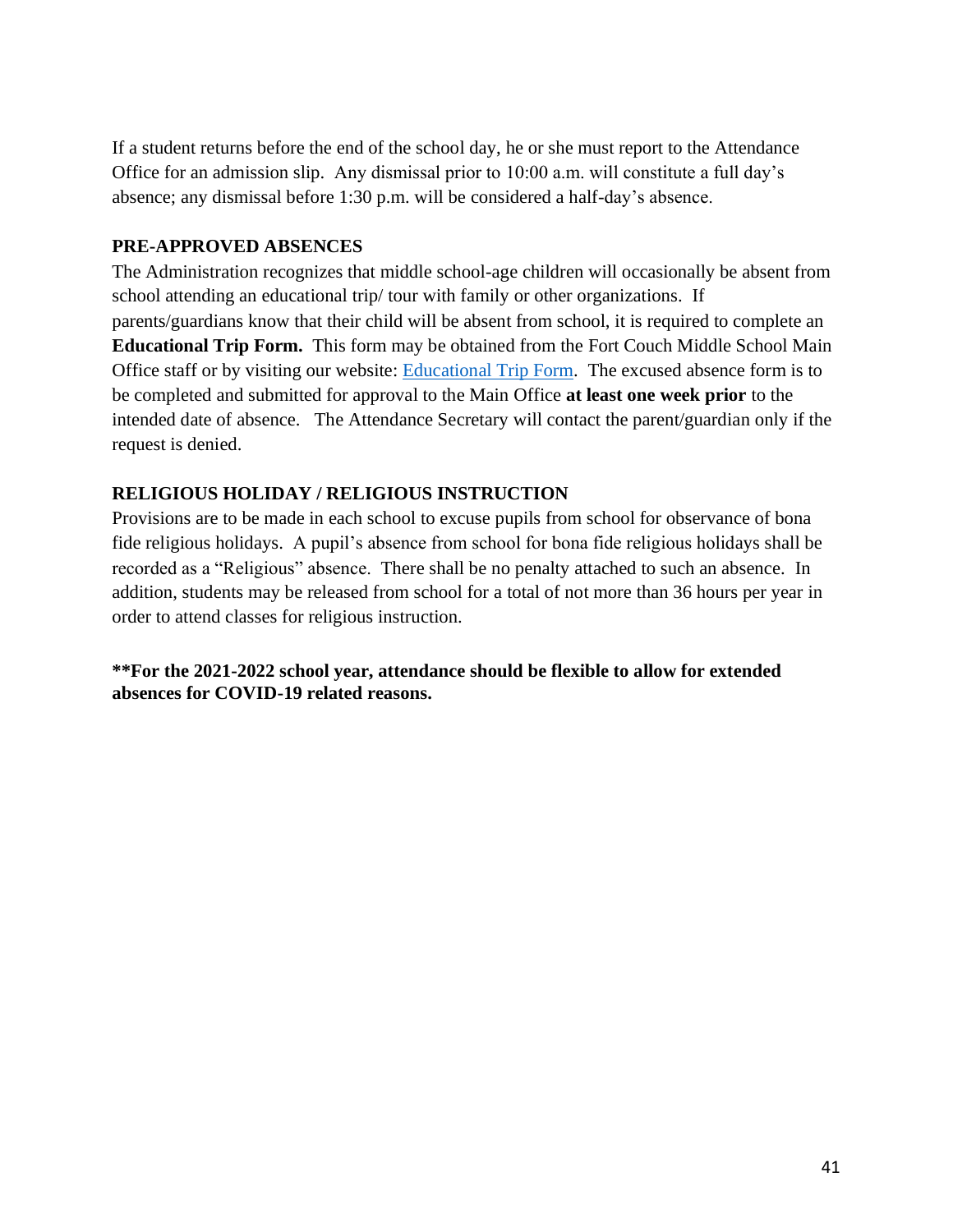If a student returns before the end of the school day, he or she must report to the Attendance Office for an admission slip. Any dismissal prior to 10:00 a.m. will constitute a full day's absence; any dismissal before 1:30 p.m. will be considered a half-day's absence.

### PRE-APPROVED ABSENCES

The Administration recognizes that middle school-age children will occasionally be absent from school attending an educational trip/ tour with family or other organizations. If parents/guardians know that their child will be absent from school, it is required to complete an **Educational Trip Form.** This form may be obtained from the Fort Couch Middle School Main Office staff or by visiting our website: Educational Trip Form. The excused absence form is to be completed and submitted for approval to the Main Office **at least one week prior** to the intended date of absence. The Attendance Secretary will contact the parent/guardian only if the request is denied.

### RELIGIOUS HOLIDAY / RELIGIOUS INSTRUCTION

Provisions are to be made in each school to excuse pupils from school for observance of bona fide religious holidays. A pupil's absence from school for bona fide religious holidays shall be recorded as a "Religious" absence. There shall be no penalty attached to such an absence. In addition, students may be released from school for a total of not more than 36 hours per year in order to attend classes for religious instruction.

****For the 2021-2022 school year, attendance should be flexible to allow for extended absences for COVID-19 related reasons.**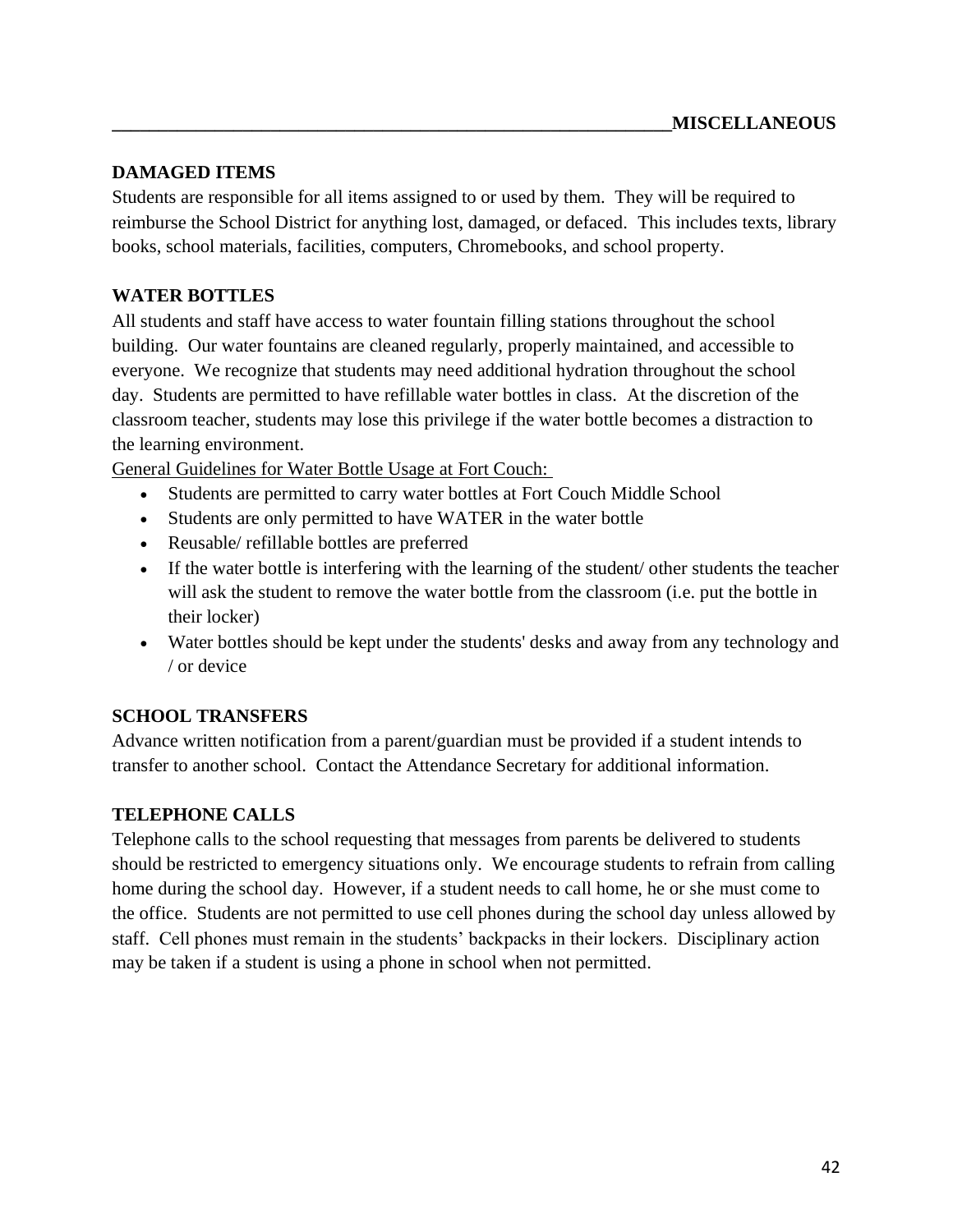## MISCELLANEOUS

### DAMAGED ITEMS

Students are responsible for all items assigned to or used by them. They will be required to reimburse the School District for anything lost, damaged, or defaced. This includes texts, library books, school materials, facilities, computers, Chromebooks, and school property.

### WATER BOTTLES

All students and staff have access to water fountain filling stations throughout the school building. Our water fountains are cleaned regularly, properly maintained, and accessible to everyone. We recognize that students may need additional hydration throughout the school day. Students are permitted to have refillable water bottles in class. At the discretion of the classroom teacher, students may lose this privilege if the water bottle becomes a distraction to the learning environment.

<u>General Guidelines for Water Bottle Usage at Fort Couch:</u>

- Students are permitted to carry water bottles at Fort Couch Middle School
- Students are only permitted to have WATER in the water bottle
- Reusable/ refillable bottles are preferred
- If the water bottle is interfering with the learning of the student/ other students the teacher will ask the student to remove the water bottle from the classroom (i.e. put the bottle in their locker)
- Water bottles should be kept under the students' desks and away from any technology and / or device

### SCHOOL TRANSFERS

Advance written notification from a parent/guardian must be provided if a student intends to transfer to another school. Contact the Attendance Secretary for additional information.

### TELEPHONE CALLS

Telephone calls to the school requesting that messages from parents be delivered to students should be restricted to emergency situations only. We encourage students to refrain from calling home during the school day. However, if a student needs to call home, he or she must come to the office. Students are not permitted to use cell phones during the school day unless allowed by staff. Cell phones must remain in the students' backpacks in their lockers. Disciplinary action may be taken if a student is using a phone in school when not permitted.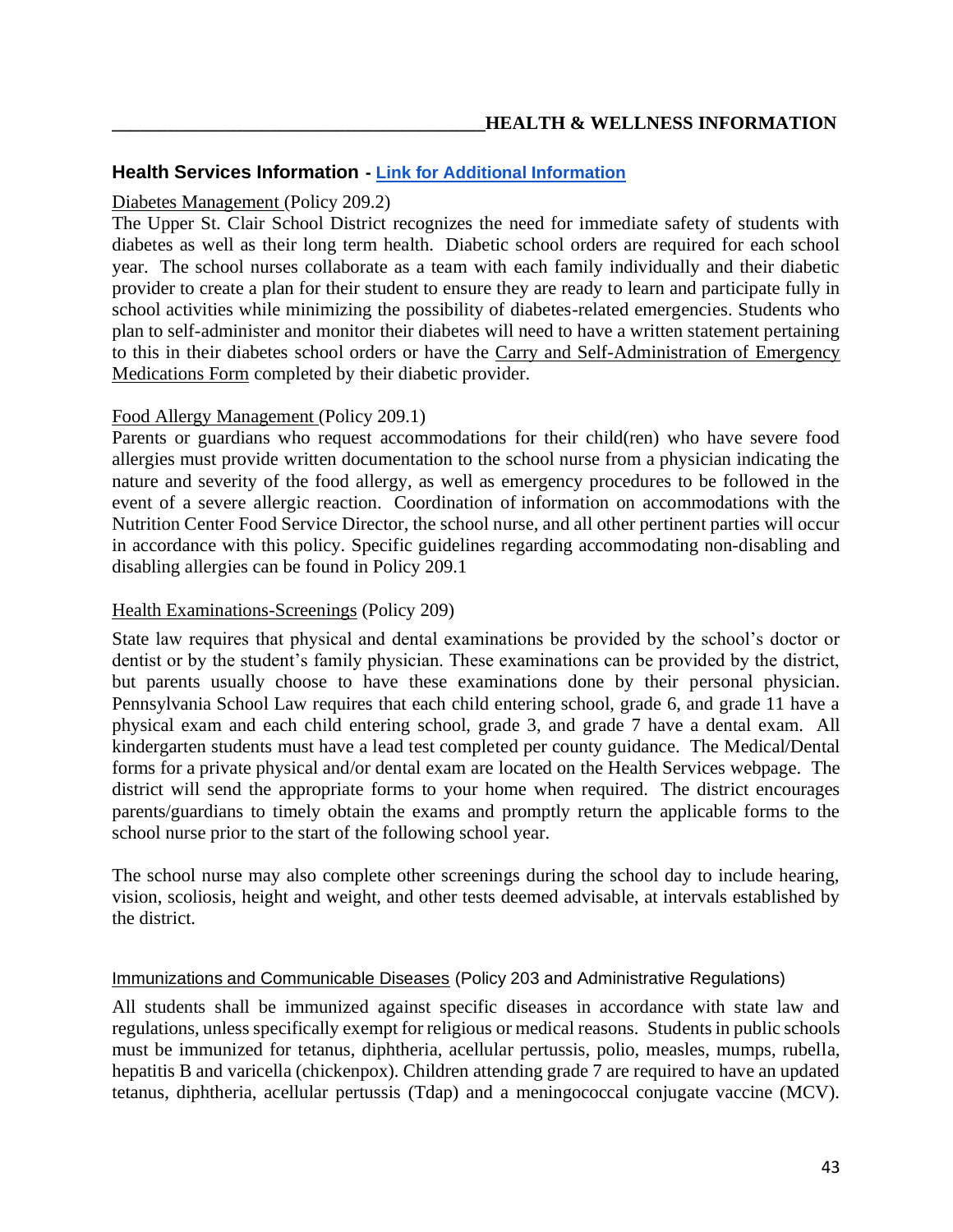## HEALTH & WELLNESS INFORMATION

### Health Services Information - Link for Additional Information

Diabetes Management (Policy 209.2)

The Upper St. Clair School District recognizes the need for immediate safety of students with diabetes as well as their long term health. Diabetic school orders are required for each school year. The school nurses collaborate as a team with each family individually and their diabetic provider to create a plan for their student to ensure they are ready to learn and participate fully in school activities while minimizing the possibility of diabetes-related emergencies. Students who plan to self-administer and monitor their diabetes will need to have a written statement pertaining to this in their diabetes school orders or have the Carry and Self-Administration of Emergency Medications Form completed by their diabetic provider.

Food Allergy Management (Policy 209.1)

Parents or guardians who request accommodations for their child(ren) who have severe food allergies must provide written documentation to the school nurse from a physician indicating the nature and severity of the food allergy, as well as emergency procedures to be followed in the event of a severe allergic reaction. Coordination of information on accommodations with the Nutrition Center Food Service Director, the school nurse, and all other pertinent parties will occur in accordance with this policy. Specific guidelines regarding accommodating non-disabling and disabling allergies can be found in Policy 209.1

Health Examinations-Screenings (Policy 209)

State law requires that physical and dental examinations be provided by the school's doctor or dentist or by the student's family physician. These examinations can be provided by the district, but parents usually choose to have these examinations done by their personal physician. Pennsylvania School Law requires that each child entering school, grade 6, and grade 11 have a physical exam and each child entering school, grade 3, and grade 7 have a dental exam. All kindergarten students must have a lead test completed per county guidance. The Medical/Dental forms for a private physical and/or dental exam are located on the Health Services webpage. The district will send the appropriate forms to your home when required. The district encourages parents/guardians to timely obtain the exams and promptly return the applicable forms to the school nurse prior to the start of the following school year.

The school nurse may also complete other screenings during the school day to include hearing, vision, scoliosis, height and weight, and other tests deemed advisable, at intervals established by the district.

Immunizations and Communicable Diseases (Policy 203 and Administrative Regulations)

All students shall be immunized against specific diseases in accordance with state law and regulations, unless specifically exempt for religious or medical reasons. Students in public schools must be immunized for tetanus, diphtheria, acellular pertussis, polio, measles, mumps, rubella, hepatitis B and varicella (chickenpox). Children attending grade 7 are required to have an updated tetanus, diphtheria, acellular pertussis (Tdap) and a meningococcal conjugate vaccine (MCV).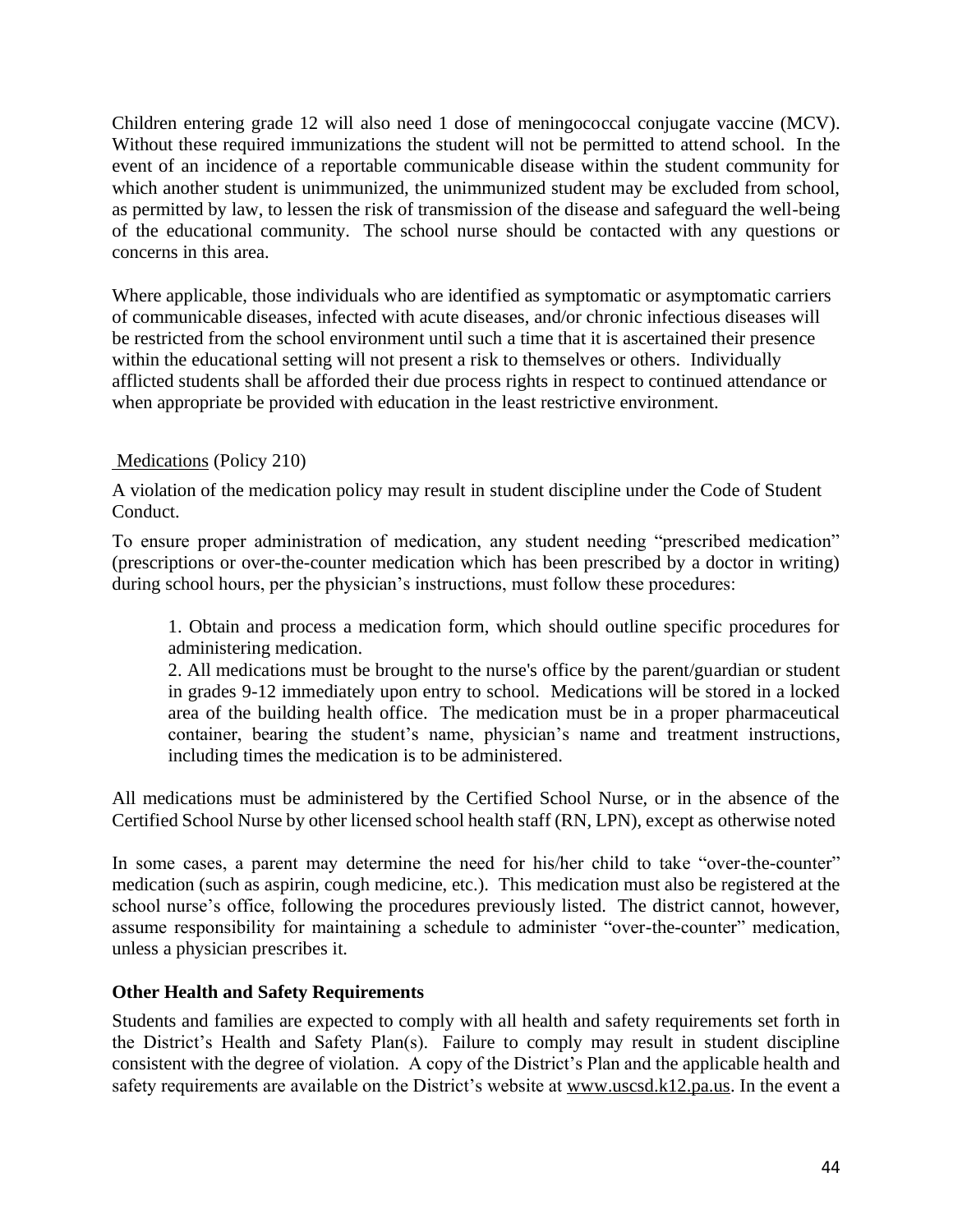Children entering grade 12 will also need 1 dose of meningococcal conjugate vaccine (MCV). Without these required immunizations the student will not be permitted to attend school. In the event of an incidence of a reportable communicable disease within the student community for which another student is unimmunized, the unimmunized student may be excluded from school, as permitted by law, to lessen the risk of transmission of the disease and safeguard the well-being of the educational community. The school nurse should be contacted with any questions or concerns in this area.

Where applicable, those individuals who are identified as symptomatic or asymptomatic carriers of communicable diseases, infected with acute diseases, and/or chronic infectious diseases will be restricted from the school environment until such a time that it is ascertained their presence within the educational setting will not present a risk to themselves or others. Individually afflicted students shall be afforded their due process rights in respect to continued attendance or when appropriate be provided with education in the least restrictive environment.

<u>Medications</u> (Policy 210)

A violation of the medication policy may result in student discipline under the Code of Student Conduct.

To ensure proper administration of medication, any student needing "prescribed medication" (prescriptions or over-the-counter medication which has been prescribed by a doctor in writing) during school hours, per the physician's instructions, must follow these procedures:

> 1. Obtain and process a medication form, which should outline specific procedures for administering medication.
> 2. All medications must be brought to the nurse's office by the parent/guardian or student in grades 9-12 immediately upon entry to school. Medications will be stored in a locked area of the building health office. The medication must be in a proper pharmaceutical container, bearing the student's name, physician's name and treatment instructions, including times the medication is to be administered.

All medications must be administered by the Certified School Nurse, or in the absence of the Certified School Nurse by other licensed school health staff (RN, LPN), except as otherwise noted

In some cases, a parent may determine the need for his/her child to take "over-the-counter" medication (such as aspirin, cough medicine, etc.). This medication must also be registered at the school nurse's office, following the procedures previously listed. The district cannot, however, assume responsibility for maintaining a schedule to administer "over-the-counter" medication, unless a physician prescribes it.

**Other Health and Safety Requirements**

Students and families are expected to comply with all health and safety requirements set forth in the District's Health and Safety Plan(s). Failure to comply may result in student discipline consistent with the degree of violation. A copy of the District's Plan and the applicable health and safety requirements are available on the District's website at www.uscsd.k12.pa.us. In the event a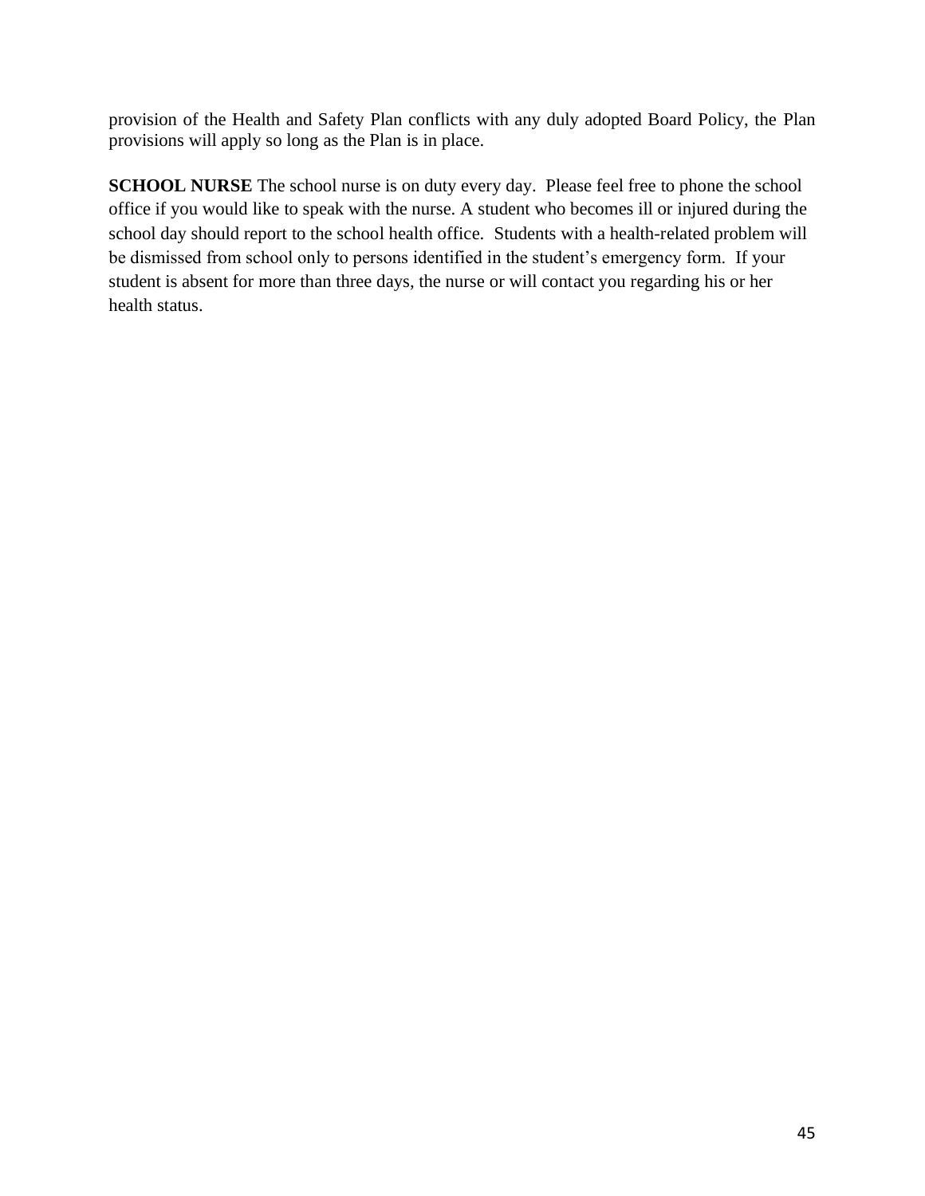provision of the Health and Safety Plan conflicts with any duly adopted Board Policy, the Plan provisions will apply so long as the Plan is in place.

**SCHOOL NURSE** The school nurse is on duty every day. Please feel free to phone the school office if you would like to speak with the nurse. A student who becomes ill or injured during the school day should report to the school health office. Students with a health-related problem will be dismissed from school only to persons identified in the student's emergency form. If your student is absent for more than three days, the nurse or will contact you regarding his or her health status.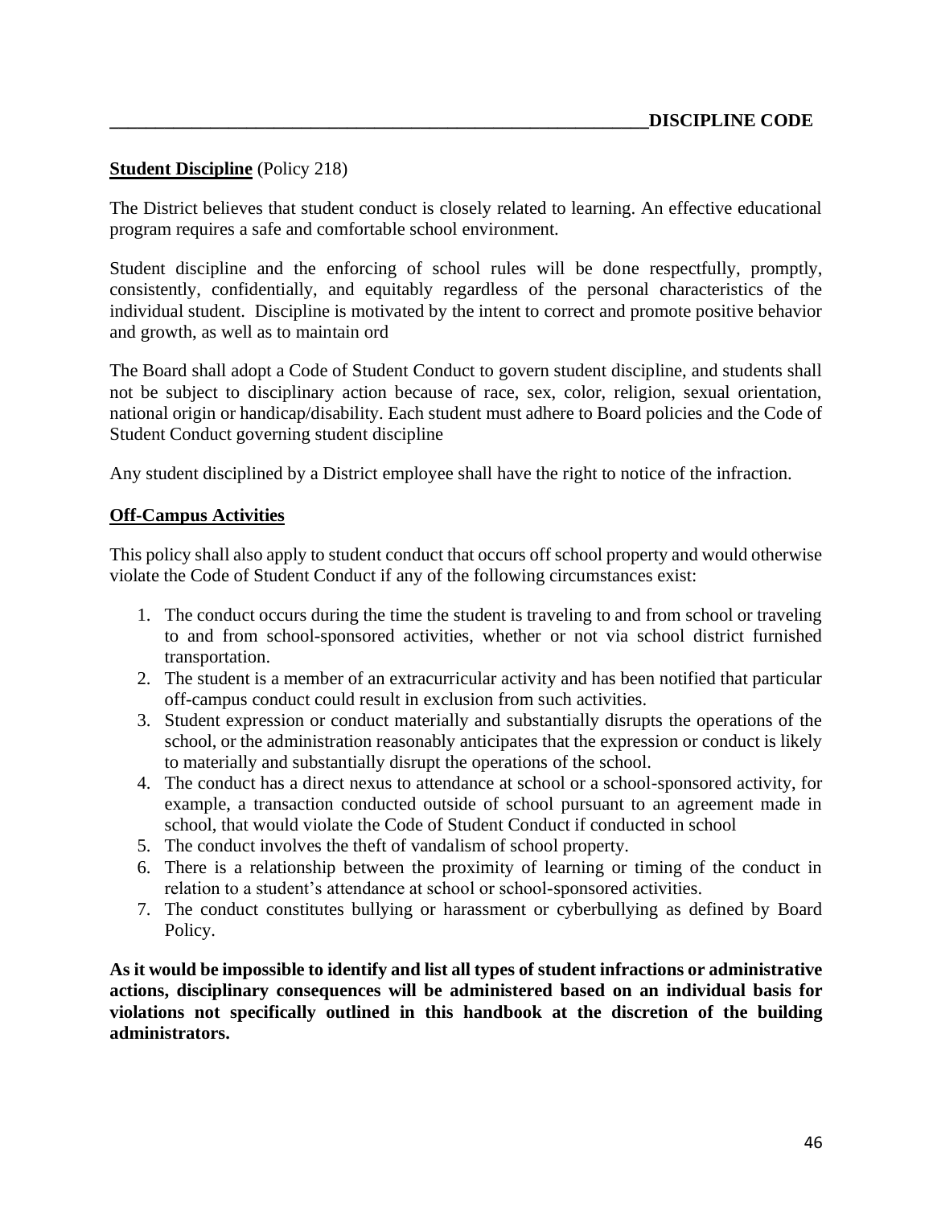## DISCIPLINE CODE

**Student Discipline** (Policy 218)

The District believes that student conduct is closely related to learning. An effective educational program requires a safe and comfortable school environment.

Student discipline and the enforcing of school rules will be done respectfully, promptly, consistently, confidentially, and equitably regardless of the personal characteristics of the individual student. Discipline is motivated by the intent to correct and promote positive behavior and growth, as well as to maintain ord

The Board shall adopt a Code of Student Conduct to govern student discipline, and students shall not be subject to disciplinary action because of race, sex, color, religion, sexual orientation, national origin or handicap/disability. Each student must adhere to Board policies and the Code of Student Conduct governing student discipline

Any student disciplined by a District employee shall have the right to notice of the infraction.

**Off-Campus Activities**

This policy shall also apply to student conduct that occurs off school property and would otherwise violate the Code of Student Conduct if any of the following circumstances exist:

1. The conduct occurs during the time the student is traveling to and from school or traveling to and from school-sponsored activities, whether or not via school district furnished transportation.
2. The student is a member of an extracurricular activity and has been notified that particular off-campus conduct could result in exclusion from such activities.
3. Student expression or conduct materially and substantially disrupts the operations of the school, or the administration reasonably anticipates that the expression or conduct is likely to materially and substantially disrupt the operations of the school.
4. The conduct has a direct nexus to attendance at school or a school-sponsored activity, for example, a transaction conducted outside of school pursuant to an agreement made in school, that would violate the Code of Student Conduct if conducted in school
5. The conduct involves the theft of vandalism of school property.
6. There is a relationship between the proximity of learning or timing of the conduct in relation to a student's attendance at school or school-sponsored activities.
7. The conduct constitutes bullying or harassment or cyberbullying as defined by Board Policy.

**As it would be impossible to identify and list all types of student infractions or administrative actions, disciplinary consequences will be administered based on an individual basis for violations not specifically outlined in this handbook at the discretion of the building administrators.**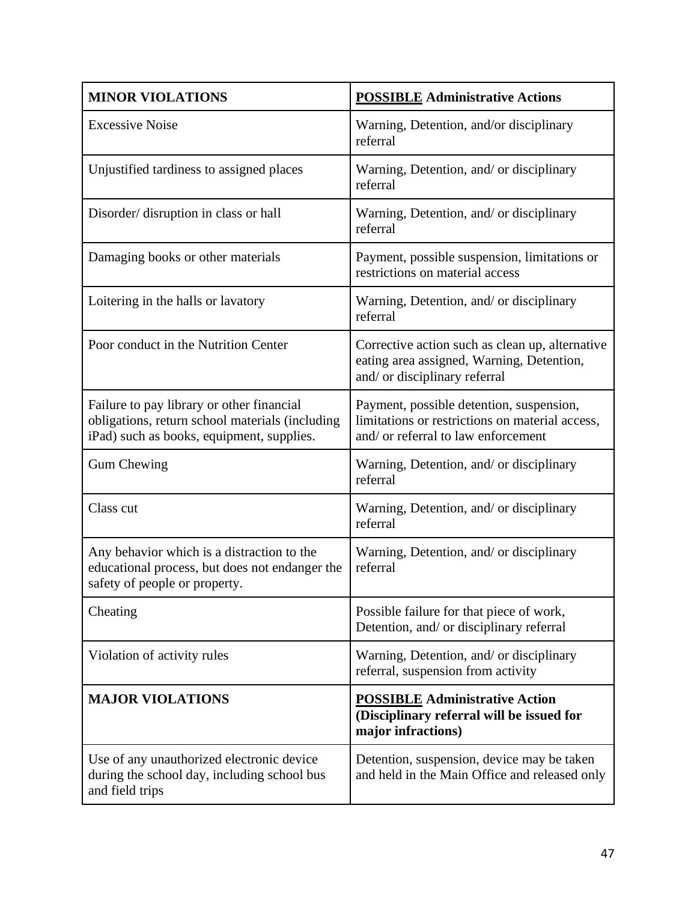| **MINOR VIOLATIONS** | **<u>POSSIBLE</u> Administrative Actions** |
|---|---|
| Excessive Noise | Warning, Detention, and/or disciplinary referral |
| Unjustified tardiness to assigned places | Warning, Detention, and/ or disciplinary referral |
| Disorder/ disruption in class or hall | Warning, Detention, and/ or disciplinary referral |
| Damaging books or other materials | Payment, possible suspension, limitations or restrictions on material access |
| Loitering in the halls or lavatory | Warning, Detention, and/ or disciplinary referral |
| Poor conduct in the Nutrition Center | Corrective action such as clean up, alternative eating area assigned, Warning, Detention, and/ or disciplinary referral |
| Failure to pay library or other financial obligations, return school materials (including iPad) such as books, equipment, supplies. | Payment, possible detention, suspension, limitations or restrictions on material access, and/ or referral to law enforcement |
| Gum Chewing | Warning, Detention, and/ or disciplinary referral |
| Class cut | Warning, Detention, and/ or disciplinary referral |
| Any behavior which is a distraction to the educational process, but does not endanger the safety of people or property. | Warning, Detention, and/ or disciplinary referral |
| Cheating | Possible failure for that piece of work, Detention, and/ or disciplinary referral |
| Violation of activity rules | Warning, Detention, and/ or disciplinary referral, suspension from activity |
| **MAJOR VIOLATIONS** | **<u>POSSIBLE</u> Administrative Action (Disciplinary referral will be issued for major infractions)** |
| Use of any unauthorized electronic device during the school day, including school bus and field trips | Detention, suspension, device may be taken and held in the Main Office and released only |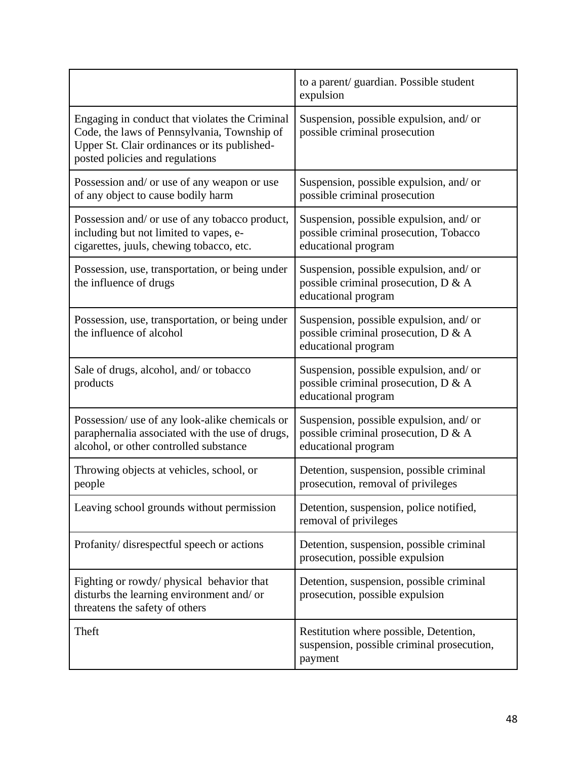| | |
|---|---|
| | to a parent/ guardian. Possible student expulsion |
| Engaging in conduct that violates the Criminal Code, the laws of Pennsylvania, Township of Upper St. Clair ordinances or its published-posted policies and regulations | Suspension, possible expulsion, and/ or possible criminal prosecution |
| Possession and/ or use of any weapon or use of any object to cause bodily harm | Suspension, possible expulsion, and/ or possible criminal prosecution |
| Possession and/ or use of any tobacco product, including but not limited to vapes, e-cigarettes, juuls, chewing tobacco, etc. | Suspension, possible expulsion, and/ or possible criminal prosecution, Tobacco educational program |
| Possession, use, transportation, or being under the influence of drugs | Suspension, possible expulsion, and/ or possible criminal prosecution, D & A educational program |
| Possession, use, transportation, or being under the influence of alcohol | Suspension, possible expulsion, and/ or possible criminal prosecution, D & A educational program |
| Sale of drugs, alcohol, and/ or tobacco products | Suspension, possible expulsion, and/ or possible criminal prosecution, D & A educational program |
| Possession/ use of any look-alike chemicals or paraphernalia associated with the use of drugs, alcohol, or other controlled substance | Suspension, possible expulsion, and/ or possible criminal prosecution, D & A educational program |
| Throwing objects at vehicles, school, or people | Detention, suspension, possible criminal prosecution, removal of privileges |
| Leaving school grounds without permission | Detention, suspension, police notified, removal of privileges |
| Profanity/ disrespectful speech or actions | Detention, suspension, possible criminal prosecution, possible expulsion |
| Fighting or rowdy/ physical behavior that disturbs the learning environment and/ or threatens the safety of others | Detention, suspension, possible criminal prosecution, possible expulsion |
| Theft | Restitution where possible, Detention, suspension, possible criminal prosecution, payment |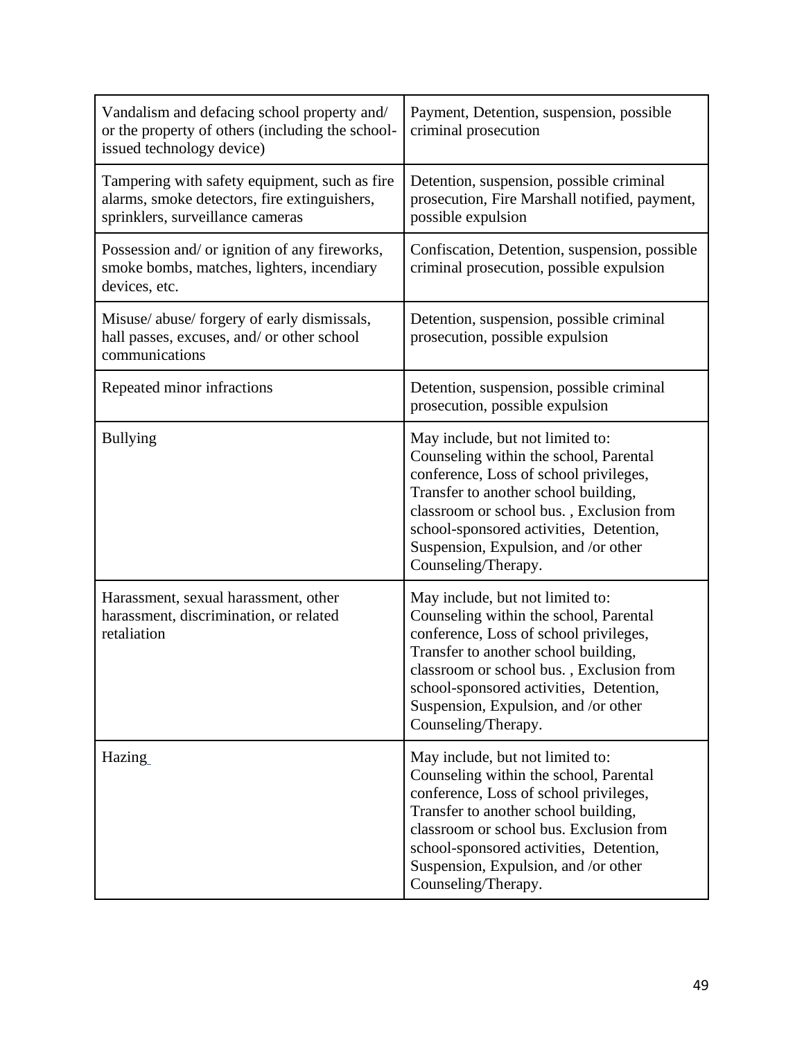| Vandalism and defacing school property and/ or the property of others (including the school-issued technology device) | Payment, Detention, suspension, possible criminal prosecution |
|---|---|
| Tampering with safety equipment, such as fire alarms, smoke detectors, fire extinguishers, sprinklers, surveillance cameras | Detention, suspension, possible criminal prosecution, Fire Marshall notified, payment, possible expulsion |
| Possession and/ or ignition of any fireworks, smoke bombs, matches, lighters, incendiary devices, etc. | Confiscation, Detention, suspension, possible criminal prosecution, possible expulsion |
| Misuse/ abuse/ forgery of early dismissals, hall passes, excuses, and/ or other school communications | Detention, suspension, possible criminal prosecution, possible expulsion |
| Repeated minor infractions | Detention, suspension, possible criminal prosecution, possible expulsion |
| Bullying | May include, but not limited to: Counseling within the school, Parental conference, Loss of school privileges, Transfer to another school building, classroom or school bus. , Exclusion from school-sponsored activities, Detention, Suspension, Expulsion, and /or other Counseling/Therapy. |
| Harassment, sexual harassment, other harassment, discrimination, or related retaliation | May include, but not limited to: Counseling within the school, Parental conference, Loss of school privileges, Transfer to another school building, classroom or school bus. , Exclusion from school-sponsored activities, Detention, Suspension, Expulsion, and /or other Counseling/Therapy. |
| Hazing | May include, but not limited to: Counseling within the school, Parental conference, Loss of school privileges, Transfer to another school building, classroom or school bus. Exclusion from school-sponsored activities, Detention, Suspension, Expulsion, and /or other Counseling/Therapy. |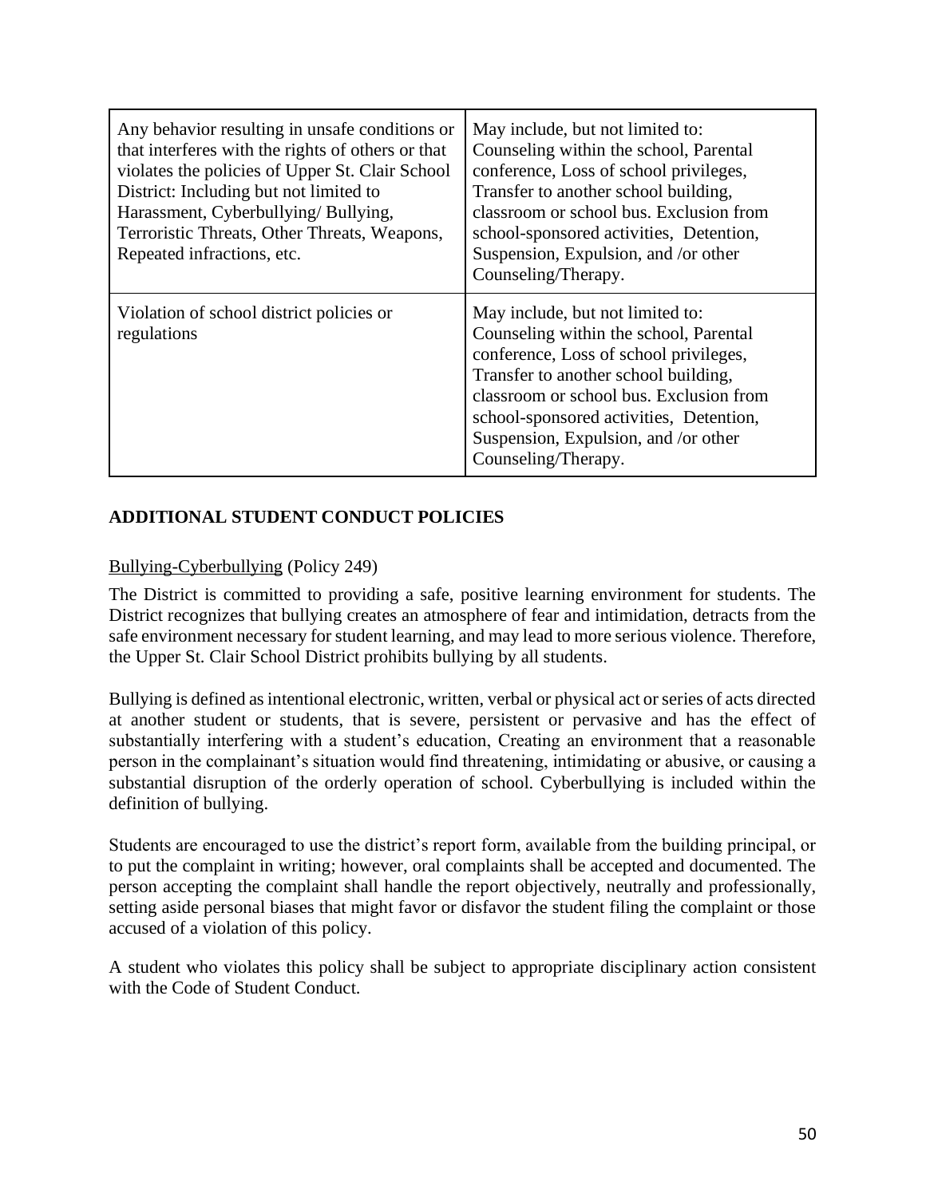| Any behavior resulting in unsafe conditions or that interferes with the rights of others or that violates the policies of Upper St. Clair School District: Including but not limited to Harassment, Cyberbullying/ Bullying, Terroristic Threats, Other Threats, Weapons, Repeated infractions, etc. | May include, but not limited to: Counseling within the school, Parental conference, Loss of school privileges, Transfer to another school building, classroom or school bus. Exclusion from school-sponsored activities, Detention, Suspension, Expulsion, and /or other Counseling/Therapy. |
|---|---|
| Violation of school district policies or regulations | May include, but not limited to: Counseling within the school, Parental conference, Loss of school privileges, Transfer to another school building, classroom or school bus. Exclusion from school-sponsored activities, Detention, Suspension, Expulsion, and /or other Counseling/Therapy. |

## ADDITIONAL STUDENT CONDUCT POLICIES

Bullying-Cyberbullying (Policy 249)

The District is committed to providing a safe, positive learning environment for students. The District recognizes that bullying creates an atmosphere of fear and intimidation, detracts from the safe environment necessary for student learning, and may lead to more serious violence. Therefore, the Upper St. Clair School District prohibits bullying by all students.

Bullying is defined as intentional electronic, written, verbal or physical act or series of acts directed at another student or students, that is severe, persistent or pervasive and has the effect of substantially interfering with a student's education, Creating an environment that a reasonable person in the complainant's situation would find threatening, intimidating or abusive, or causing a substantial disruption of the orderly operation of school. Cyberbullying is included within the definition of bullying.

Students are encouraged to use the district's report form, available from the building principal, or to put the complaint in writing; however, oral complaints shall be accepted and documented. The person accepting the complaint shall handle the report objectively, neutrally and professionally, setting aside personal biases that might favor or disfavor the student filing the complaint or those accused of a violation of this policy.

A student who violates this policy shall be subject to appropriate disciplinary action consistent with the Code of Student Conduct.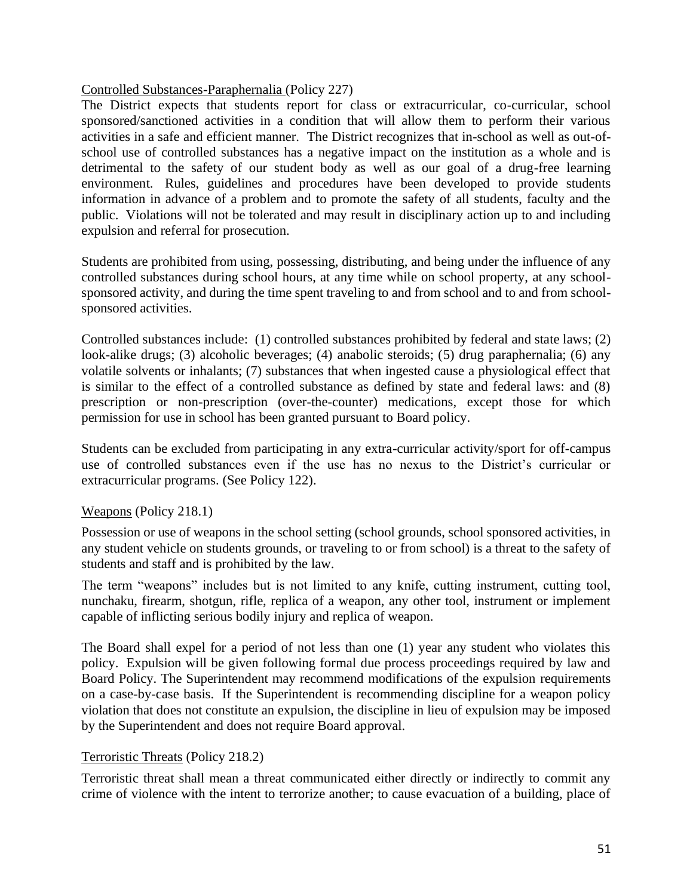Controlled Substances-Paraphernalia (Policy 227)

The District expects that students report for class or extracurricular, co-curricular, school sponsored/sanctioned activities in a condition that will allow them to perform their various activities in a safe and efficient manner. The District recognizes that in-school as well as out-of-school use of controlled substances has a negative impact on the institution as a whole and is detrimental to the safety of our student body as well as our goal of a drug-free learning environment. Rules, guidelines and procedures have been developed to provide students information in advance of a problem and to promote the safety of all students, faculty and the public. Violations will not be tolerated and may result in disciplinary action up to and including expulsion and referral for prosecution.

Students are prohibited from using, possessing, distributing, and being under the influence of any controlled substances during school hours, at any time while on school property, at any school-sponsored activity, and during the time spent traveling to and from school and to and from school-sponsored activities.

Controlled substances include: (1) controlled substances prohibited by federal and state laws; (2) look-alike drugs; (3) alcoholic beverages; (4) anabolic steroids; (5) drug paraphernalia; (6) any volatile solvents or inhalants; (7) substances that when ingested cause a physiological effect that is similar to the effect of a controlled substance as defined by state and federal laws: and (8) prescription or non-prescription (over-the-counter) medications, except those for which permission for use in school has been granted pursuant to Board policy.

Students can be excluded from participating in any extra-curricular activity/sport for off-campus use of controlled substances even if the use has no nexus to the District's curricular or extracurricular programs. (See Policy 122).

Weapons (Policy 218.1)

Possession or use of weapons in the school setting (school grounds, school sponsored activities, in any student vehicle on students grounds, or traveling to or from school) is a threat to the safety of students and staff and is prohibited by the law.

The term "weapons" includes but is not limited to any knife, cutting instrument, cutting tool, nunchaku, firearm, shotgun, rifle, replica of a weapon, any other tool, instrument or implement capable of inflicting serious bodily injury and replica of weapon.

The Board shall expel for a period of not less than one (1) year any student who violates this policy. Expulsion will be given following formal due process proceedings required by law and Board Policy. The Superintendent may recommend modifications of the expulsion requirements on a case-by-case basis. If the Superintendent is recommending discipline for a weapon policy violation that does not constitute an expulsion, the discipline in lieu of expulsion may be imposed by the Superintendent and does not require Board approval.

Terroristic Threats (Policy 218.2)

Terroristic threat shall mean a threat communicated either directly or indirectly to commit any crime of violence with the intent to terrorize another; to cause evacuation of a building, place of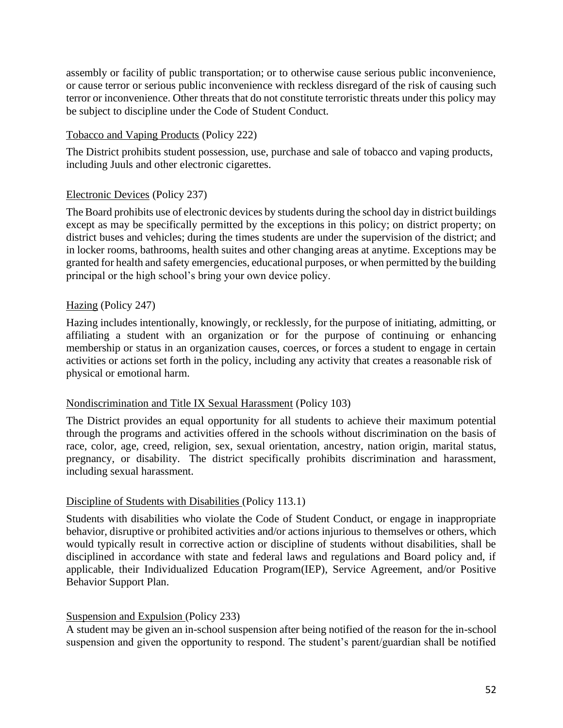assembly or facility of public transportation; or to otherwise cause serious public inconvenience, or cause terror or serious public inconvenience with reckless disregard of the risk of causing such terror or inconvenience. Other threats that do not constitute terroristic threats under this policy may be subject to discipline under the Code of Student Conduct.

<u>Tobacco and Vaping Products</u> (Policy 222)

The District prohibits student possession, use, purchase and sale of tobacco and vaping products, including Juuls and other electronic cigarettes.

<u>Electronic Devices</u> (Policy 237)

The Board prohibits use of electronic devices by students during the school day in district buildings except as may be specifically permitted by the exceptions in this policy; on district property; on district buses and vehicles; during the times students are under the supervision of the district; and in locker rooms, bathrooms, health suites and other changing areas at anytime. Exceptions may be granted for health and safety emergencies, educational purposes, or when permitted by the building principal or the high school's bring your own device policy.

<u>Hazing</u> (Policy 247)

Hazing includes intentionally, knowingly, or recklessly, for the purpose of initiating, admitting, or affiliating a student with an organization or for the purpose of continuing or enhancing membership or status in an organization causes, coerces, or forces a student to engage in certain activities or actions set forth in the policy, including any activity that creates a reasonable risk of physical or emotional harm.

<u>Nondiscrimination and Title IX Sexual Harassment</u> (Policy 103)

The District provides an equal opportunity for all students to achieve their maximum potential through the programs and activities offered in the schools without discrimination on the basis of race, color, age, creed, religion, sex, sexual orientation, ancestry, nation origin, marital status, pregnancy, or disability. The district specifically prohibits discrimination and harassment, including sexual harassment.

<u>Discipline of Students with Disabilities</u> (Policy 113.1)

Students with disabilities who violate the Code of Student Conduct, or engage in inappropriate behavior, disruptive or prohibited activities and/or actions injurious to themselves or others, which would typically result in corrective action or discipline of students without disabilities, shall be disciplined in accordance with state and federal laws and regulations and Board policy and, if applicable, their Individualized Education Program(IEP), Service Agreement, and/or Positive Behavior Support Plan.

<u>Suspension and Expulsion</u> (Policy 233)

A student may be given an in-school suspension after being notified of the reason for the in-school suspension and given the opportunity to respond. The student's parent/guardian shall be notified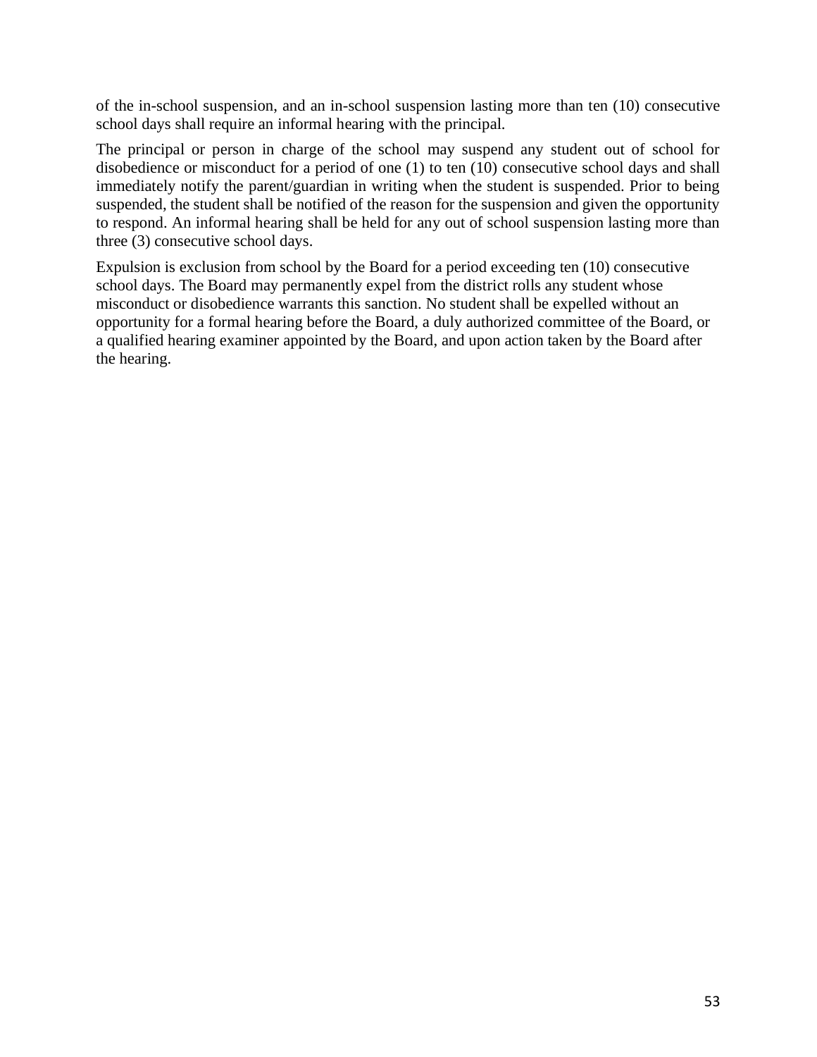of the in-school suspension, and an in-school suspension lasting more than ten (10) consecutive school days shall require an informal hearing with the principal.

The principal or person in charge of the school may suspend any student out of school for disobedience or misconduct for a period of one (1) to ten (10) consecutive school days and shall immediately notify the parent/guardian in writing when the student is suspended. Prior to being suspended, the student shall be notified of the reason for the suspension and given the opportunity to respond. An informal hearing shall be held for any out of school suspension lasting more than three (3) consecutive school days.

Expulsion is exclusion from school by the Board for a period exceeding ten (10) consecutive school days. The Board may permanently expel from the district rolls any student whose misconduct or disobedience warrants this sanction. No student shall be expelled without an opportunity for a formal hearing before the Board, a duly authorized committee of the Board, or a qualified hearing examiner appointed by the Board, and upon action taken by the Board after the hearing.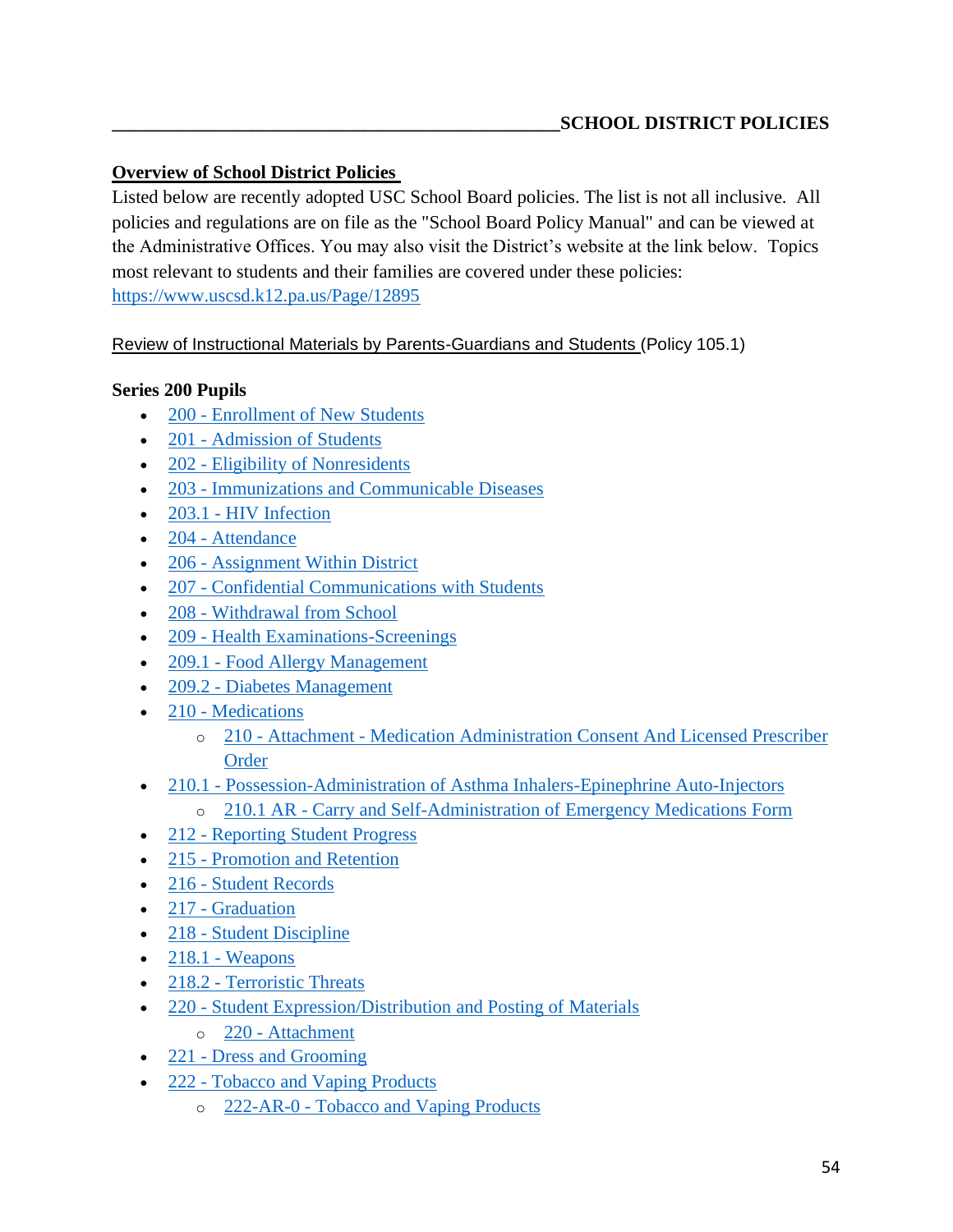## SCHOOL DISTRICT POLICIES

**Overview of School District Policies**

Listed below are recently adopted USC School Board policies. The list is not all inclusive. All policies and regulations are on file as the "School Board Policy Manual" and can be viewed at the Administrative Offices. You may also visit the District's website at the link below. Topics most relevant to students and their families are covered under these policies: https://www.uscsd.k12.pa.us/Page/12895

Review of Instructional Materials by Parents-Guardians and Students (Policy 105.1)

**Series 200 Pupils**

- 200 - Enrollment of New Students
- 201 - Admission of Students
- 202 - Eligibility of Nonresidents
- 203 - Immunizations and Communicable Diseases
- 203.1 - HIV Infection
- 204 - Attendance
- 206 - Assignment Within District
- 207 - Confidential Communications with Students
- 208 - Withdrawal from School
- 209 - Health Examinations-Screenings
- 209.1 - Food Allergy Management
- 209.2 - Diabetes Management
- 210 - Medications
  - 210 - Attachment - Medication Administration Consent And Licensed Prescriber Order
- 210.1 - Possession-Administration of Asthma Inhalers-Epinephrine Auto-Injectors
  - 210.1 AR - Carry and Self-Administration of Emergency Medications Form
- 212 - Reporting Student Progress
- 215 - Promotion and Retention
- 216 - Student Records
- 217 - Graduation
- 218 - Student Discipline
- 218.1 - Weapons
- 218.2 - Terroristic Threats
- 220 - Student Expression/Distribution and Posting of Materials
  - 220 - Attachment
- 221 - Dress and Grooming
- 222 - Tobacco and Vaping Products
  - 222-AR-0 - Tobacco and Vaping Products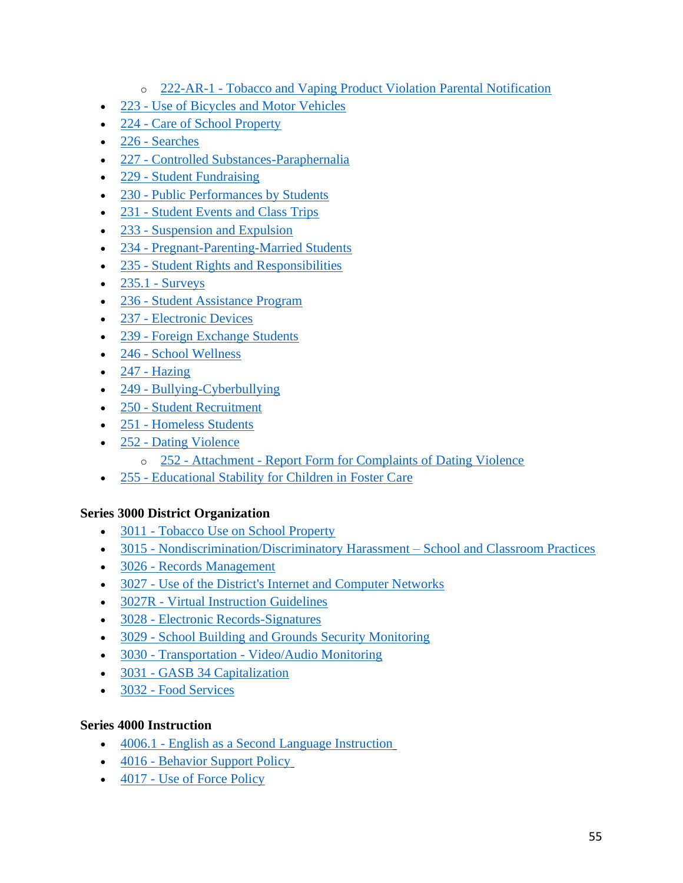- 222-AR-1 - Tobacco and Vaping Product Violation Parental Notification
- 223 - Use of Bicycles and Motor Vehicles
- 224 - Care of School Property
- 226 - Searches
- 227 - Controlled Substances-Paraphernalia
- 229 - Student Fundraising
- 230 - Public Performances by Students
- 231 - Student Events and Class Trips
- 233 - Suspension and Expulsion
- 234 - Pregnant-Parenting-Married Students
- 235 - Student Rights and Responsibilities
- 235.1 - Surveys
- 236 - Student Assistance Program
- 237 - Electronic Devices
- 239 - Foreign Exchange Students
- 246 - School Wellness
- 247 - Hazing
- 249 - Bullying-Cyberbullying
- 250 - Student Recruitment
- 251 - Homeless Students
- 252 - Dating Violence
   - 252 - Attachment - Report Form for Complaints of Dating Violence
- 255 - Educational Stability for Children in Foster Care

**Series 3000 District Organization**

- 3011 - Tobacco Use on School Property
- 3015 - Nondiscrimination/Discriminatory Harassment – School and Classroom Practices
- 3026 - Records Management
- 3027 - Use of the District's Internet and Computer Networks
- 3027R - Virtual Instruction Guidelines
- 3028 - Electronic Records-Signatures
- 3029 - School Building and Grounds Security Monitoring
- 3030 - Transportation - Video/Audio Monitoring
- 3031 - GASB 34 Capitalization
- 3032 - Food Services

**Series 4000 Instruction**

- 4006.1 - English as a Second Language Instruction
- 4016 - Behavior Support Policy
- 4017 - Use of Force Policy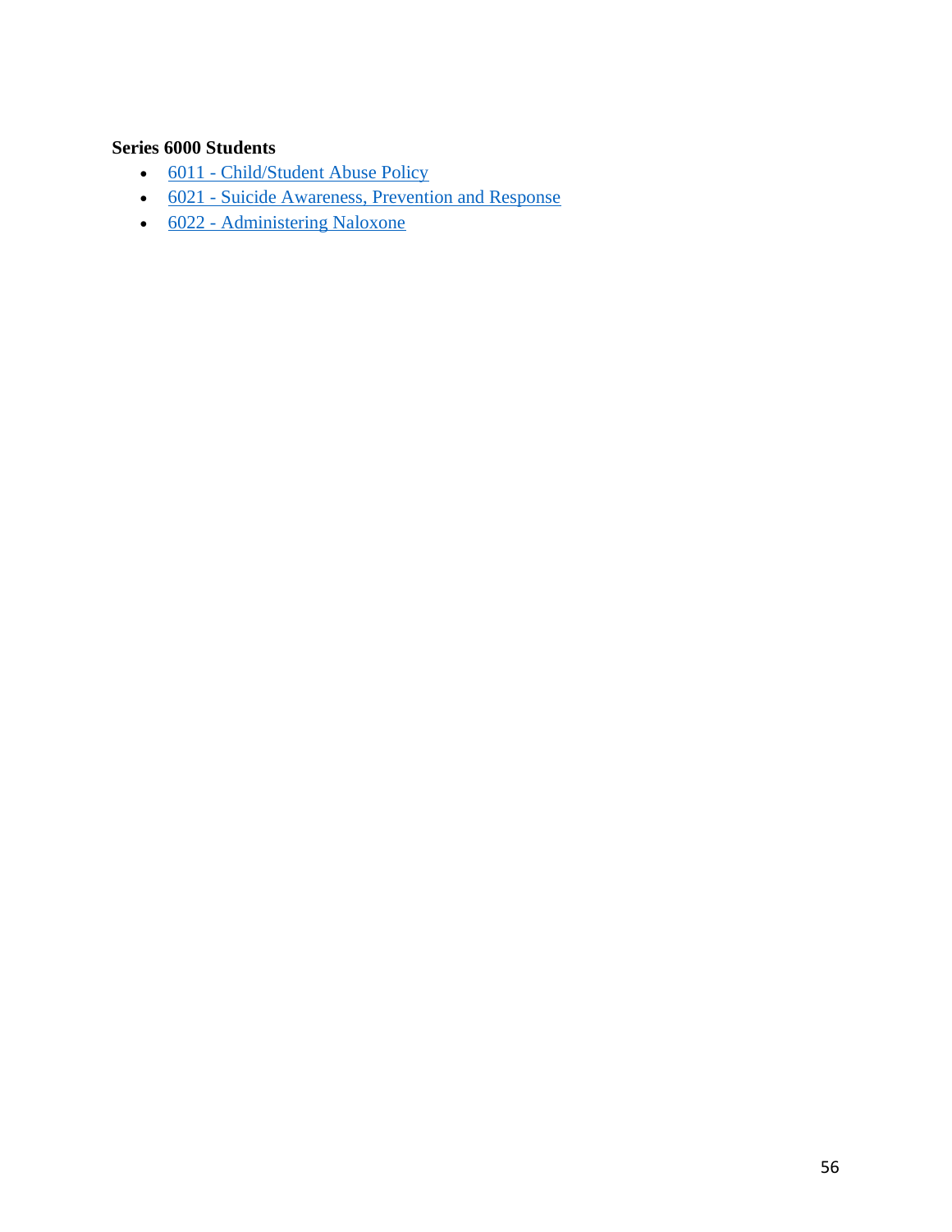**Series 6000 Students**

- 6011 - Child/Student Abuse Policy
- 6021 - Suicide Awareness, Prevention and Response
- 6022 - Administering Naloxone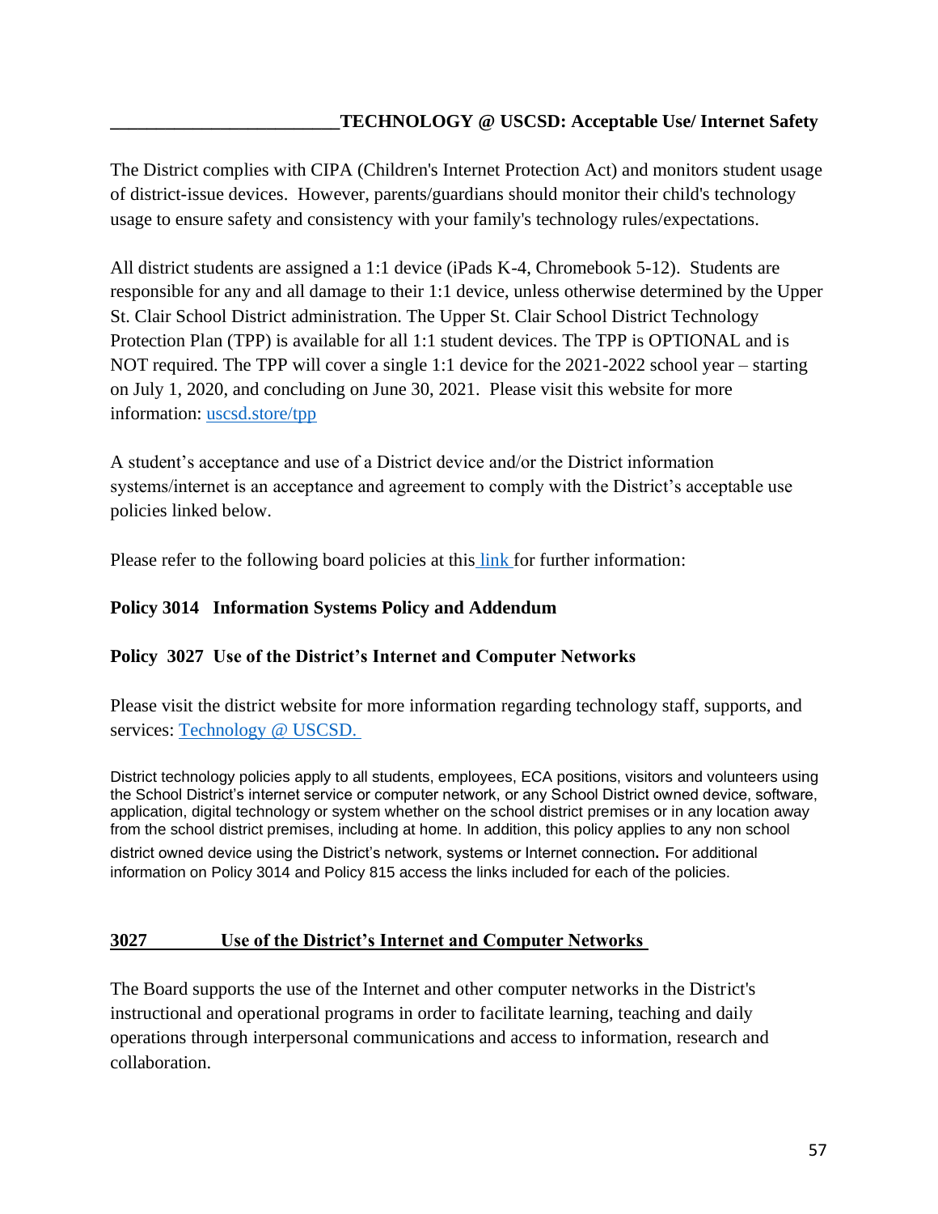## ________________________TECHNOLOGY @ USCSD: Acceptable Use/ Internet Safety

The District complies with CIPA (Children's Internet Protection Act) and monitors student usage of district-issue devices. However, parents/guardians should monitor their child's technology usage to ensure safety and consistency with your family's technology rules/expectations.

All district students are assigned a 1:1 device (iPads K-4, Chromebook 5-12). Students are responsible for any and all damage to their 1:1 device, unless otherwise determined by the Upper St. Clair School District administration. The Upper St. Clair School District Technology Protection Plan (TPP) is available for all 1:1 student devices. The TPP is OPTIONAL and is NOT required. The TPP will cover a single 1:1 device for the 2021-2022 school year – starting on July 1, 2020, and concluding on June 30, 2021. Please visit this website for more information: uscsd.store/tpp

A student's acceptance and use of a District device and/or the District information systems/internet is an acceptance and agreement to comply with the District's acceptable use policies linked below.

Please refer to the following board policies at this link for further information:

**Policy 3014 Information Systems Policy and Addendum**

**Policy 3027 Use of the District's Internet and Computer Networks**

Please visit the district website for more information regarding technology staff, supports, and services: Technology @ USCSD.

District technology policies apply to all students, employees, ECA positions, visitors and volunteers using the School District's internet service or computer network, or any School District owned device, software, application, digital technology or system whether on the school district premises or in any location away from the school district premises, including at home. In addition, this policy applies to any non school district owned device using the District's network, systems or Internet connection**.** For additional information on Policy 3014 and Policy 815 access the links included for each of the policies.

### 3027 Use of the District's Internet and Computer Networks

The Board supports the use of the Internet and other computer networks in the District's instructional and operational programs in order to facilitate learning, teaching and daily operations through interpersonal communications and access to information, research and collaboration.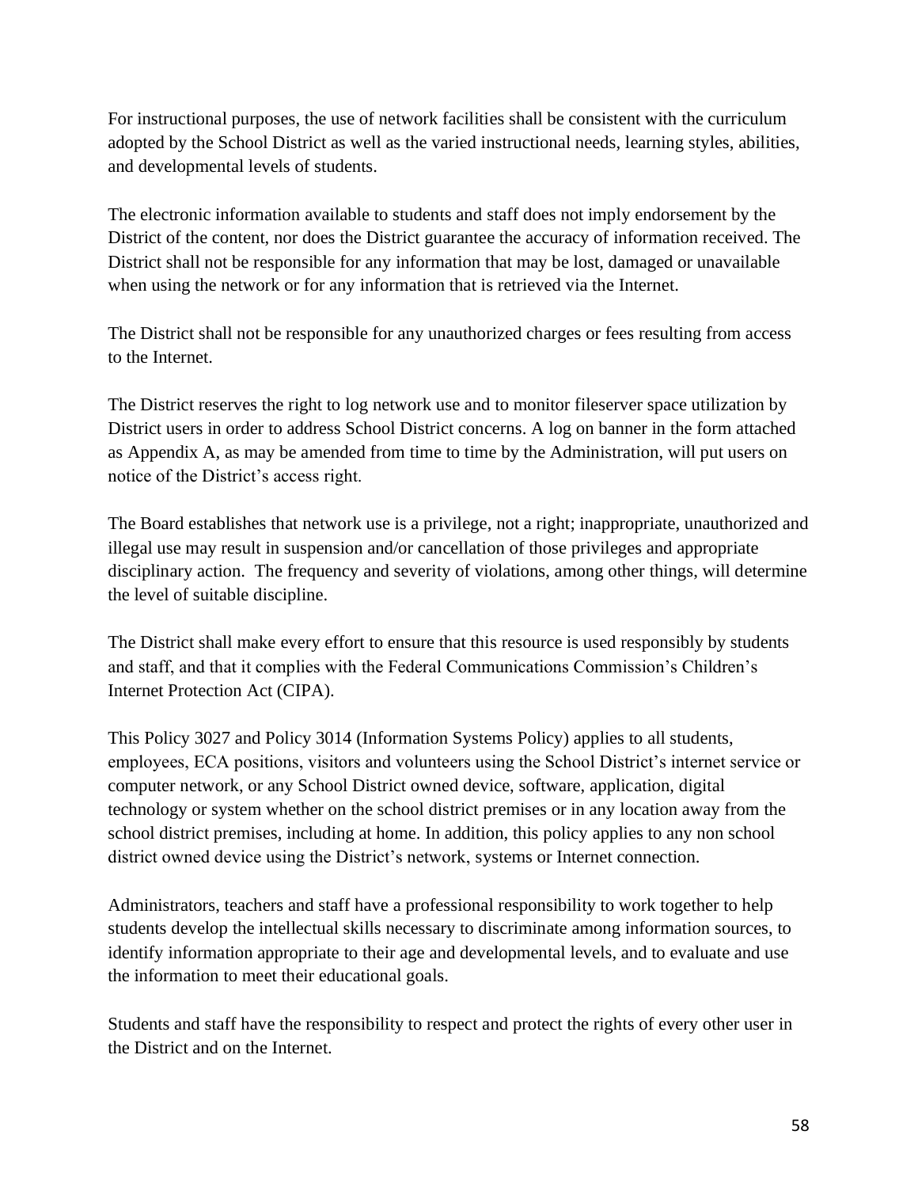For instructional purposes, the use of network facilities shall be consistent with the curriculum adopted by the School District as well as the varied instructional needs, learning styles, abilities, and developmental levels of students.

The electronic information available to students and staff does not imply endorsement by the District of the content, nor does the District guarantee the accuracy of information received. The District shall not be responsible for any information that may be lost, damaged or unavailable when using the network or for any information that is retrieved via the Internet.

The District shall not be responsible for any unauthorized charges or fees resulting from access to the Internet.

The District reserves the right to log network use and to monitor fileserver space utilization by District users in order to address School District concerns. A log on banner in the form attached as Appendix A, as may be amended from time to time by the Administration, will put users on notice of the District's access right.

The Board establishes that network use is a privilege, not a right; inappropriate, unauthorized and illegal use may result in suspension and/or cancellation of those privileges and appropriate disciplinary action. The frequency and severity of violations, among other things, will determine the level of suitable discipline.

The District shall make every effort to ensure that this resource is used responsibly by students and staff, and that it complies with the Federal Communications Commission's Children's Internet Protection Act (CIPA).

This Policy 3027 and Policy 3014 (Information Systems Policy) applies to all students, employees, ECA positions, visitors and volunteers using the School District's internet service or computer network, or any School District owned device, software, application, digital technology or system whether on the school district premises or in any location away from the school district premises, including at home. In addition, this policy applies to any non school district owned device using the District's network, systems or Internet connection.

Administrators, teachers and staff have a professional responsibility to work together to help students develop the intellectual skills necessary to discriminate among information sources, to identify information appropriate to their age and developmental levels, and to evaluate and use the information to meet their educational goals.

Students and staff have the responsibility to respect and protect the rights of every other user in the District and on the Internet.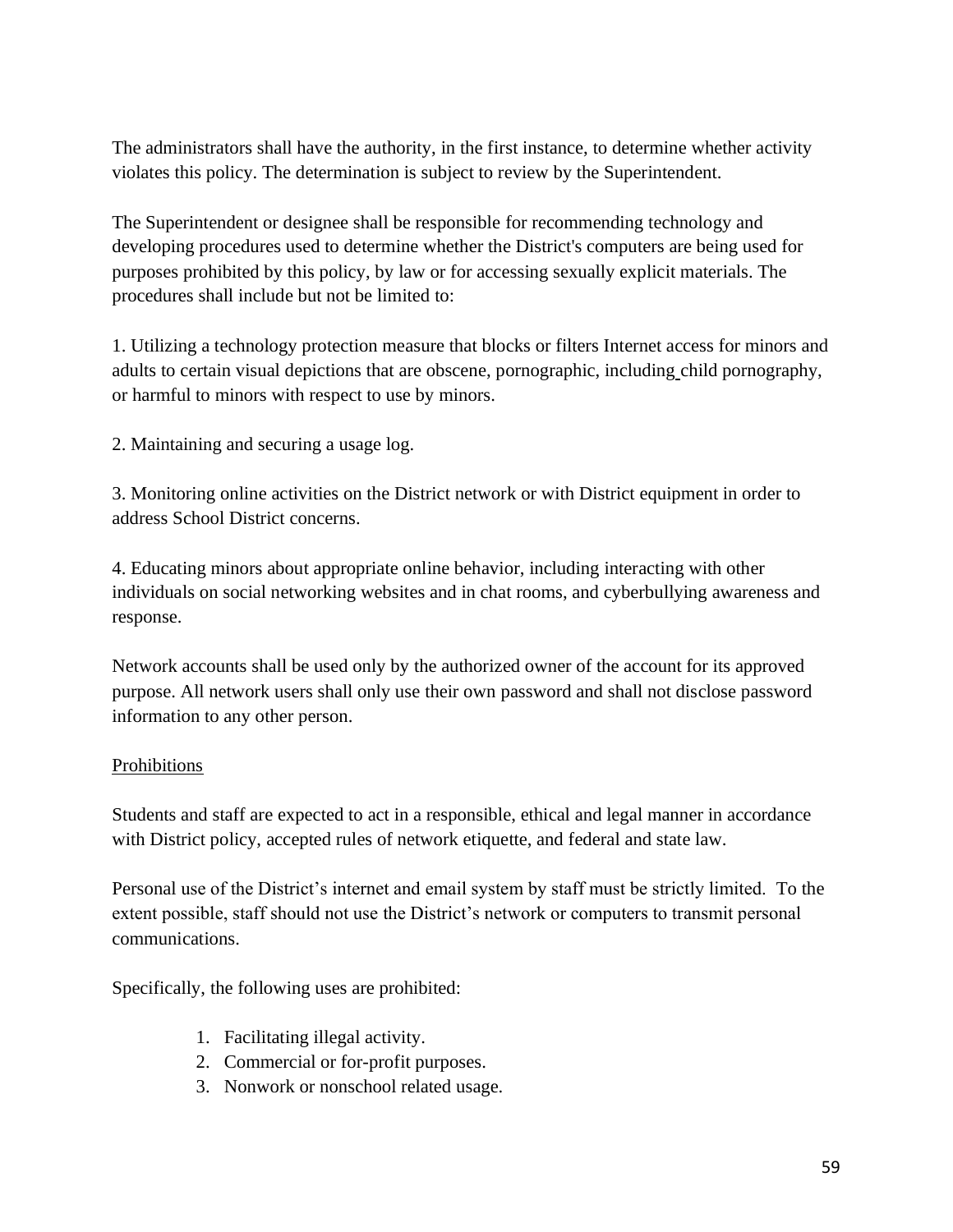The administrators shall have the authority, in the first instance, to determine whether activity violates this policy. The determination is subject to review by the Superintendent.

The Superintendent or designee shall be responsible for recommending technology and developing procedures used to determine whether the District's computers are being used for purposes prohibited by this policy, by law or for accessing sexually explicit materials. The procedures shall include but not be limited to:

1. Utilizing a technology protection measure that blocks or filters Internet access for minors and adults to certain visual depictions that are obscene, pornographic, including child pornography, or harmful to minors with respect to use by minors.

2. Maintaining and securing a usage log.

3. Monitoring online activities on the District network or with District equipment in order to address School District concerns.

4. Educating minors about appropriate online behavior, including interacting with other individuals on social networking websites and in chat rooms, and cyberbullying awareness and response.

Network accounts shall be used only by the authorized owner of the account for its approved purpose. All network users shall only use their own password and shall not disclose password information to any other person.

<u>Prohibitions</u>

Students and staff are expected to act in a responsible, ethical and legal manner in accordance with District policy, accepted rules of network etiquette, and federal and state law.

Personal use of the District's internet and email system by staff must be strictly limited. To the extent possible, staff should not use the District's network or computers to transmit personal communications.

Specifically, the following uses are prohibited:

1. Facilitating illegal activity.
2. Commercial or for-profit purposes.
3. Nonwork or nonschool related usage.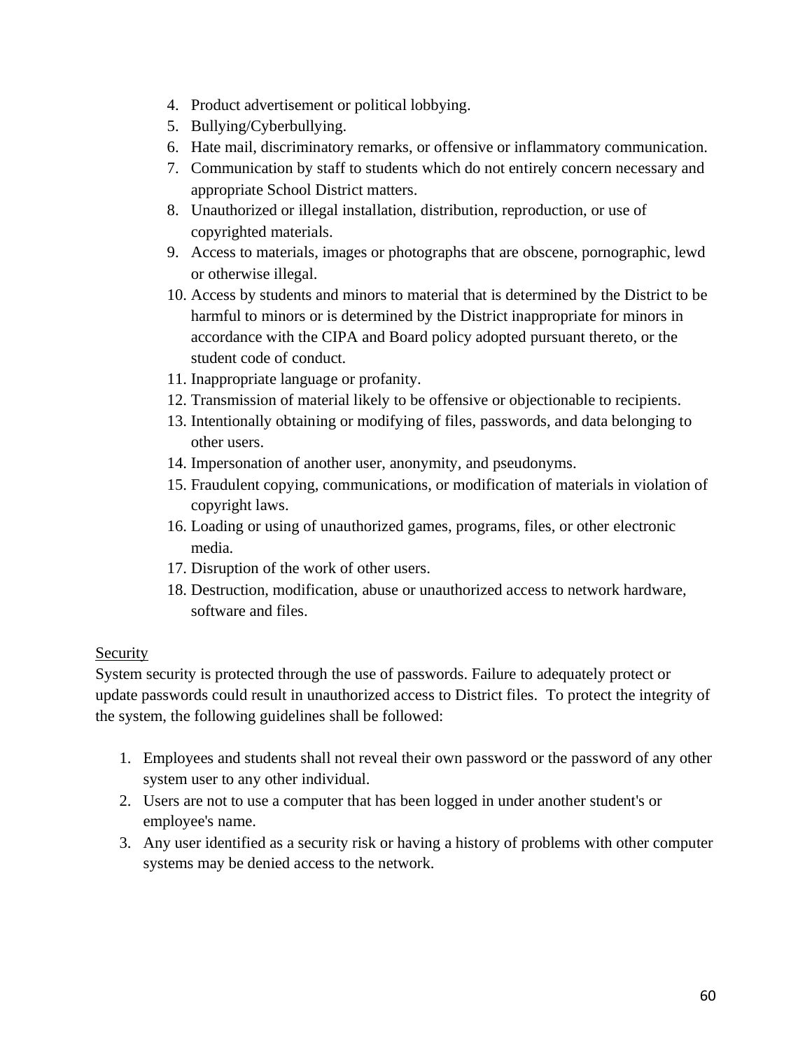4. Product advertisement or political lobbying.
5. Bullying/Cyberbullying.
6. Hate mail, discriminatory remarks, or offensive or inflammatory communication.
7. Communication by staff to students which do not entirely concern necessary and appropriate School District matters.
8. Unauthorized or illegal installation, distribution, reproduction, or use of copyrighted materials.
9. Access to materials, images or photographs that are obscene, pornographic, lewd or otherwise illegal.
10. Access by students and minors to material that is determined by the District to be harmful to minors or is determined by the District inappropriate for minors in accordance with the CIPA and Board policy adopted pursuant thereto, or the student code of conduct.
11. Inappropriate language or profanity.
12. Transmission of material likely to be offensive or objectionable to recipients.
13. Intentionally obtaining or modifying of files, passwords, and data belonging to other users.
14. Impersonation of another user, anonymity, and pseudonyms.
15. Fraudulent copying, communications, or modification of materials in violation of copyright laws.
16. Loading or using of unauthorized games, programs, files, or other electronic media.
17. Disruption of the work of other users.
18. Destruction, modification, abuse or unauthorized access to network hardware, software and files.

<u>Security</u>

System security is protected through the use of passwords. Failure to adequately protect or update passwords could result in unauthorized access to District files. To protect the integrity of the system, the following guidelines shall be followed:

1. Employees and students shall not reveal their own password or the password of any other system user to any other individual.
2. Users are not to use a computer that has been logged in under another student's or employee's name.
3. Any user identified as a security risk or having a history of problems with other computer systems may be denied access to the network.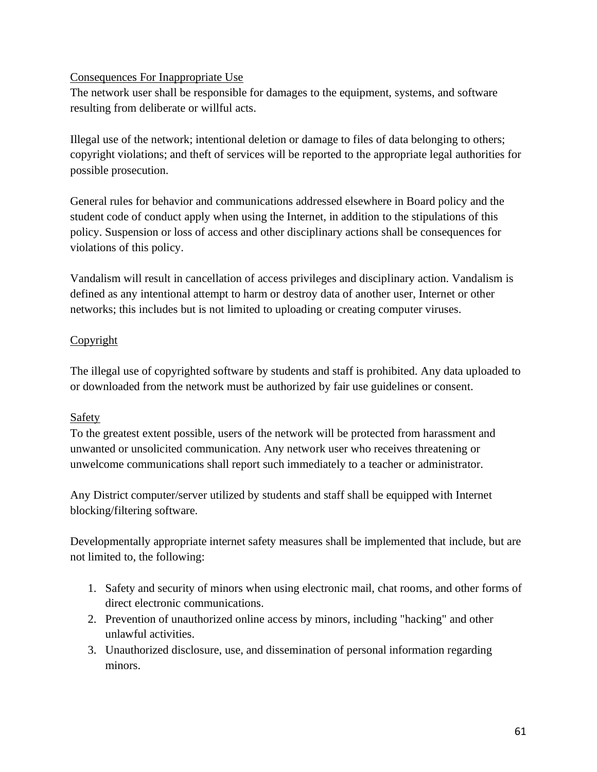Consequences For Inappropriate Use

The network user shall be responsible for damages to the equipment, systems, and software resulting from deliberate or willful acts.

Illegal use of the network; intentional deletion or damage to files of data belonging to others; copyright violations; and theft of services will be reported to the appropriate legal authorities for possible prosecution.

General rules for behavior and communications addressed elsewhere in Board policy and the student code of conduct apply when using the Internet, in addition to the stipulations of this policy. Suspension or loss of access and other disciplinary actions shall be consequences for violations of this policy.

Vandalism will result in cancellation of access privileges and disciplinary action. Vandalism is defined as any intentional attempt to harm or destroy data of another user, Internet or other networks; this includes but is not limited to uploading or creating computer viruses.

Copyright

The illegal use of copyrighted software by students and staff is prohibited. Any data uploaded to or downloaded from the network must be authorized by fair use guidelines or consent.

Safety

To the greatest extent possible, users of the network will be protected from harassment and unwanted or unsolicited communication. Any network user who receives threatening or unwelcome communications shall report such immediately to a teacher or administrator.

Any District computer/server utilized by students and staff shall be equipped with Internet blocking/filtering software.

Developmentally appropriate internet safety measures shall be implemented that include, but are not limited to, the following:

1. Safety and security of minors when using electronic mail, chat rooms, and other forms of direct electronic communications.
2. Prevention of unauthorized online access by minors, including "hacking" and other unlawful activities.
3. Unauthorized disclosure, use, and dissemination of personal information regarding minors.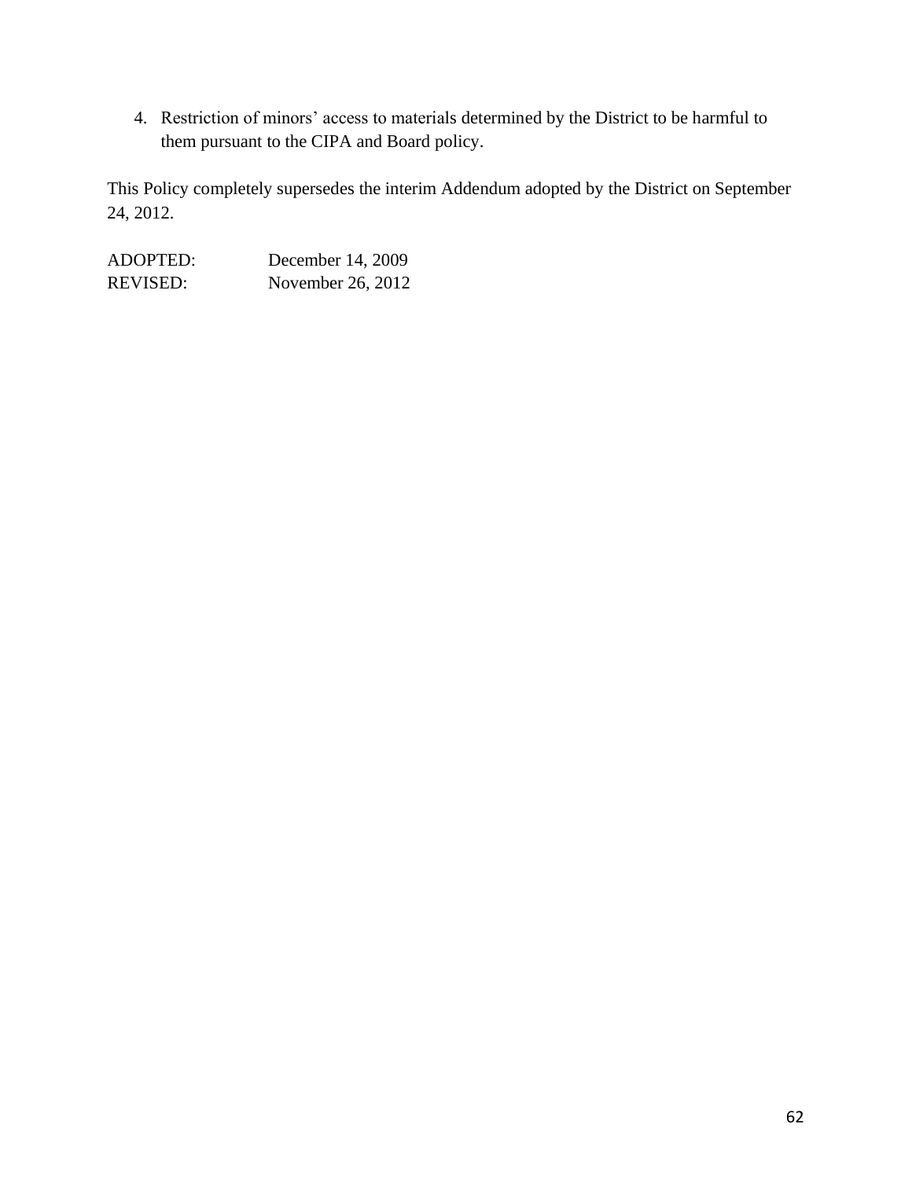4. Restriction of minors' access to materials determined by the District to be harmful to them pursuant to the CIPA and Board policy.

This Policy completely supersedes the interim Addendum adopted by the District on September 24, 2012.

ADOPTED: December 14, 2009
REVISED: November 26, 2012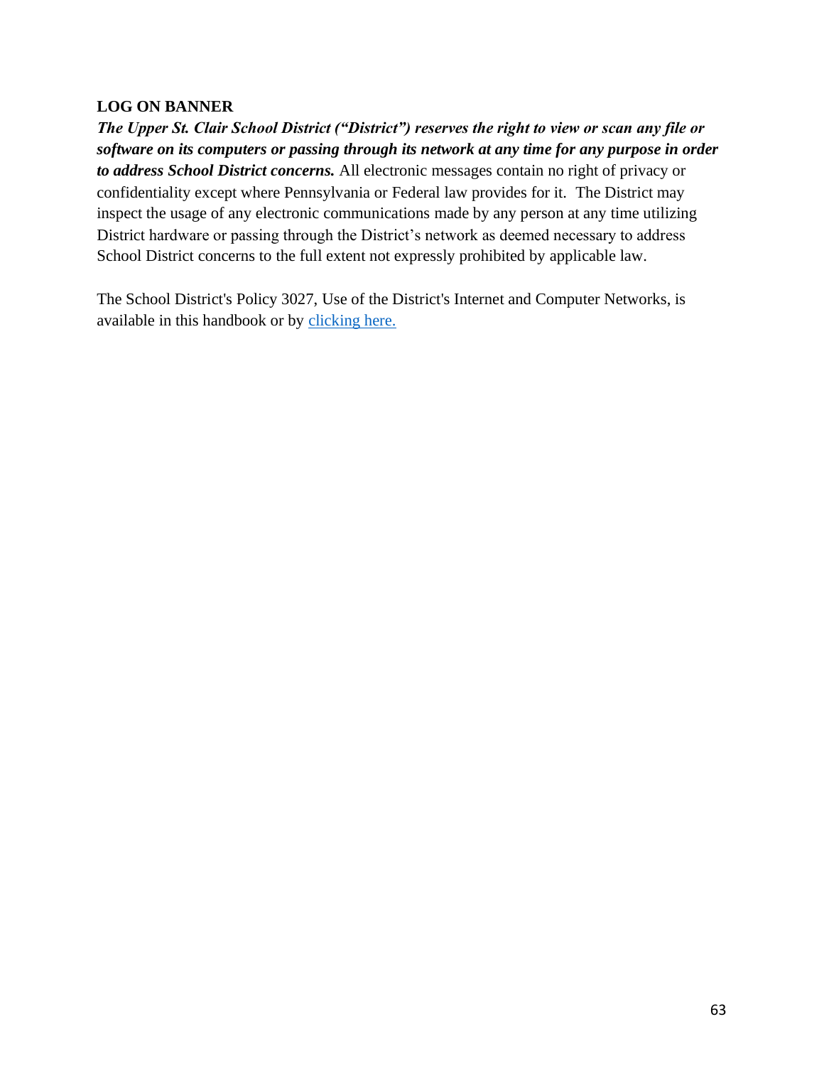**LOG ON BANNER**

***The Upper St. Clair School District ("District") reserves the right to view or scan any file or software on its computers or passing through its network at any time for any purpose in order to address School District concerns.*** All electronic messages contain no right of privacy or confidentiality except where Pennsylvania or Federal law provides for it. The District may inspect the usage of any electronic communications made by any person at any time utilizing District hardware or passing through the District's network as deemed necessary to address School District concerns to the full extent not expressly prohibited by applicable law.

The School District's Policy 3027, Use of the District's Internet and Computer Networks, is available in this handbook or by clicking here.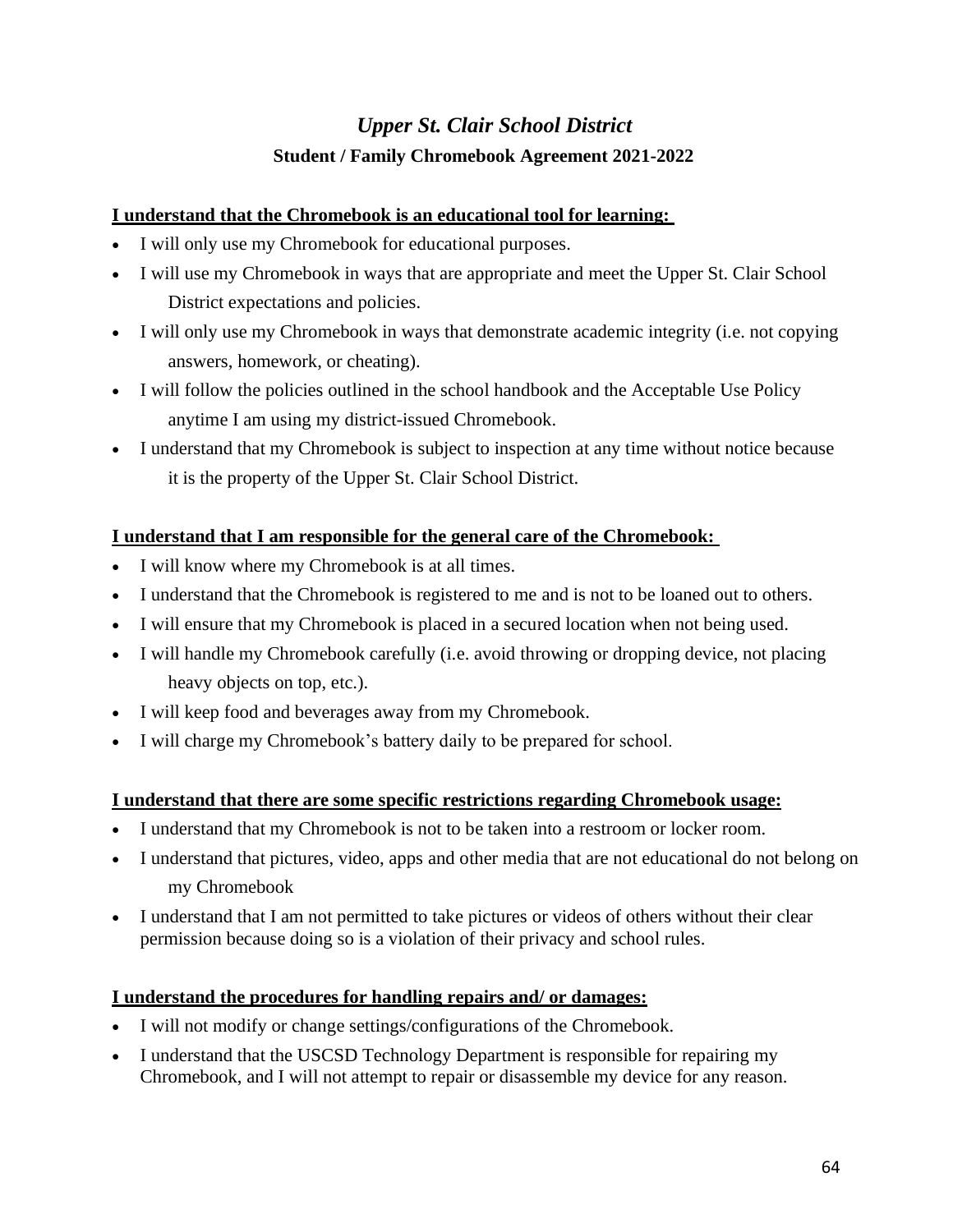# *Upper St. Clair School District*

## Student / Family Chromebook Agreement 2021-2022

**I understand that the Chromebook is an educational tool for learning:**

- I will only use my Chromebook for educational purposes.
- I will use my Chromebook in ways that are appropriate and meet the Upper St. Clair School District expectations and policies.
- I will only use my Chromebook in ways that demonstrate academic integrity (i.e. not copying answers, homework, or cheating).
- I will follow the policies outlined in the school handbook and the Acceptable Use Policy anytime I am using my district-issued Chromebook.
- I understand that my Chromebook is subject to inspection at any time without notice because it is the property of the Upper St. Clair School District.

**I understand that I am responsible for the general care of the Chromebook:**

- I will know where my Chromebook is at all times.
- I understand that the Chromebook is registered to me and is not to be loaned out to others.
- I will ensure that my Chromebook is placed in a secured location when not being used.
- I will handle my Chromebook carefully (i.e. avoid throwing or dropping device, not placing heavy objects on top, etc.).
- I will keep food and beverages away from my Chromebook.
- I will charge my Chromebook's battery daily to be prepared for school.

**I understand that there are some specific restrictions regarding Chromebook usage:**

- I understand that my Chromebook is not to be taken into a restroom or locker room.
- I understand that pictures, video, apps and other media that are not educational do not belong on my Chromebook
- I understand that I am not permitted to take pictures or videos of others without their clear permission because doing so is a violation of their privacy and school rules.

**I understand the procedures for handling repairs and/ or damages:**

- I will not modify or change settings/configurations of the Chromebook.
- I understand that the USCSD Technology Department is responsible for repairing my Chromebook, and I will not attempt to repair or disassemble my device for any reason.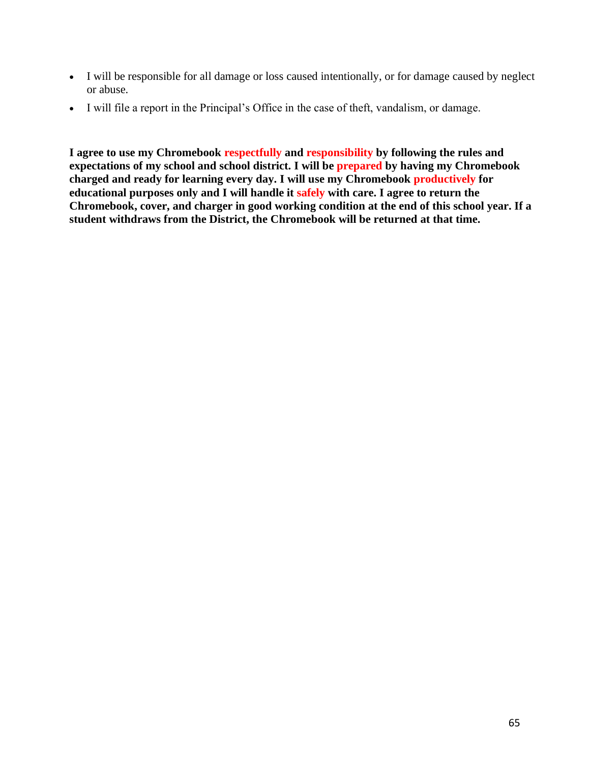- I will be responsible for all damage or loss caused intentionally, or for damage caused by neglect or abuse.
- I will file a report in the Principal's Office in the case of theft, vandalism, or damage.

**I agree to use my Chromebook respectfully and responsibility by following the rules and expectations of my school and school district. I will be prepared by having my Chromebook charged and ready for learning every day. I will use my Chromebook productively for educational purposes only and I will handle it safely with care. I agree to return the Chromebook, cover, and charger in good working condition at the end of this school year. If a student withdraws from the District, the Chromebook will be returned at that time.**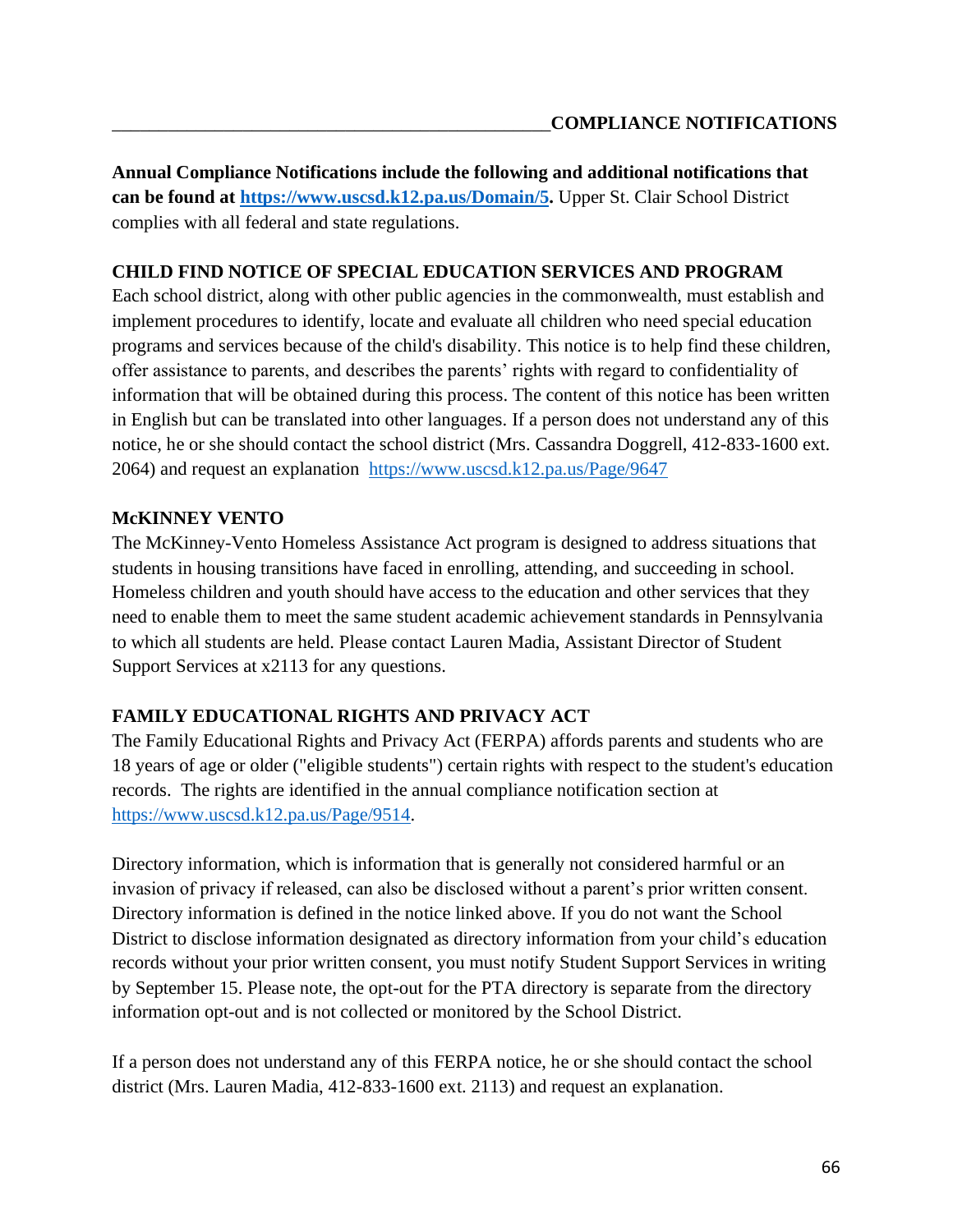## COMPLIANCE NOTIFICATIONS

**Annual Compliance Notifications include the following and additional notifications that can be found at [https://www.uscsd.k12.pa.us/Domain/5](https://www.uscsd.k12.pa.us/Domain/5).** Upper St. Clair School District complies with all federal and state regulations.

### CHILD FIND NOTICE OF SPECIAL EDUCATION SERVICES AND PROGRAM

Each school district, along with other public agencies in the commonwealth, must establish and implement procedures to identify, locate and evaluate all children who need special education programs and services because of the child's disability. This notice is to help find these children, offer assistance to parents, and describes the parents' rights with regard to confidentiality of information that will be obtained during this process. The content of this notice has been written in English but can be translated into other languages. If a person does not understand any of this notice, he or she should contact the school district (Mrs. Cassandra Doggrell, 412-833-1600 ext. 2064) and request an explanation [https://www.uscsd.k12.pa.us/Page/9647](https://www.uscsd.k12.pa.us/Page/9647)

### McKINNEY VENTO

The McKinney-Vento Homeless Assistance Act program is designed to address situations that students in housing transitions have faced in enrolling, attending, and succeeding in school. Homeless children and youth should have access to the education and other services that they need to enable them to meet the same student academic achievement standards in Pennsylvania to which all students are held. Please contact Lauren Madia, Assistant Director of Student Support Services at x2113 for any questions.

### FAMILY EDUCATIONAL RIGHTS AND PRIVACY ACT

The Family Educational Rights and Privacy Act (FERPA) affords parents and students who are 18 years of age or older ("eligible students") certain rights with respect to the student's education records. The rights are identified in the annual compliance notification section at [https://www.uscsd.k12.pa.us/Page/9514](https://www.uscsd.k12.pa.us/Page/9514).

Directory information, which is information that is generally not considered harmful or an invasion of privacy if released, can also be disclosed without a parent's prior written consent. Directory information is defined in the notice linked above. If you do not want the School District to disclose information designated as directory information from your child's education records without your prior written consent, you must notify Student Support Services in writing by September 15. Please note, the opt-out for the PTA directory is separate from the directory information opt-out and is not collected or monitored by the School District.

If a person does not understand any of this FERPA notice, he or she should contact the school district (Mrs. Lauren Madia, 412-833-1600 ext. 2113) and request an explanation.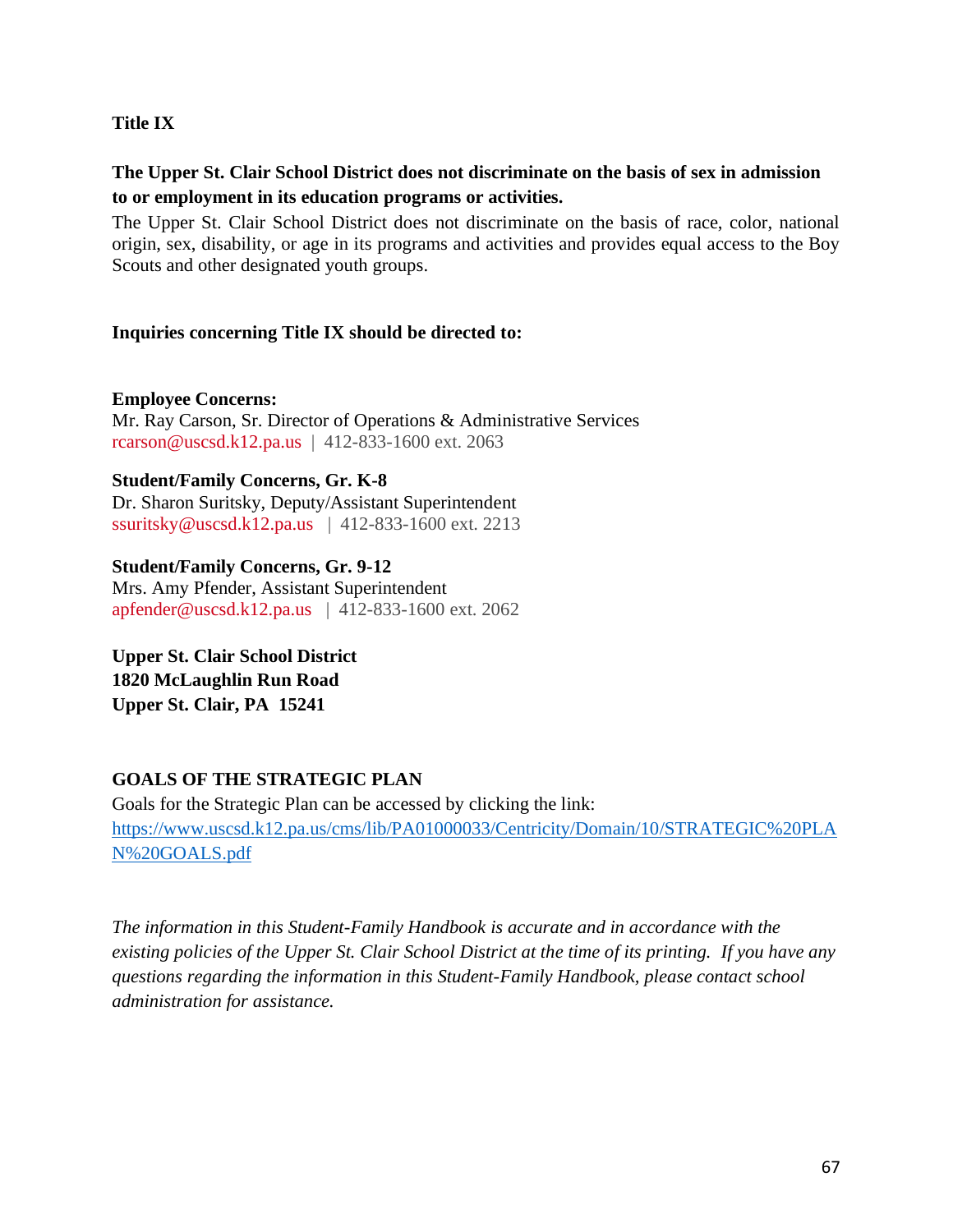## Title IX

**The Upper St. Clair School District does not discriminate on the basis of sex in admission to or employment in its education programs or activities.**

The Upper St. Clair School District does not discriminate on the basis of race, color, national origin, sex, disability, or age in its programs and activities and provides equal access to the Boy Scouts and other designated youth groups.

**Inquiries concerning Title IX should be directed to:**

**Employee Concerns:**
Mr. Ray Carson, Sr. Director of Operations & Administrative Services
rcarson@uscsd.k12.pa.us | 412-833-1600 ext. 2063

**Student/Family Concerns, Gr. K-8**
Dr. Sharon Suritsky, Deputy/Assistant Superintendent
ssuritsky@uscsd.k12.pa.us | 412-833-1600 ext. 2213

**Student/Family Concerns, Gr. 9-12**
Mrs. Amy Pfender, Assistant Superintendent
apfender@uscsd.k12.pa.us | 412-833-1600 ext. 2062

**Upper St. Clair School District**
**1820 McLaughlin Run Road**
**Upper St. Clair, PA 15241**

## GOALS OF THE STRATEGIC PLAN

Goals for the Strategic Plan can be accessed by clicking the link:
https://www.uscsd.k12.pa.us/cms/lib/PA01000033/Centricity/Domain/10/STRATEGIC%20PLAN%20GOALS.pdf

*The information in this Student-Family Handbook is accurate and in accordance with the existing policies of the Upper St. Clair School District at the time of its printing. If you have any questions regarding the information in this Student-Family Handbook, please contact school administration for assistance.*